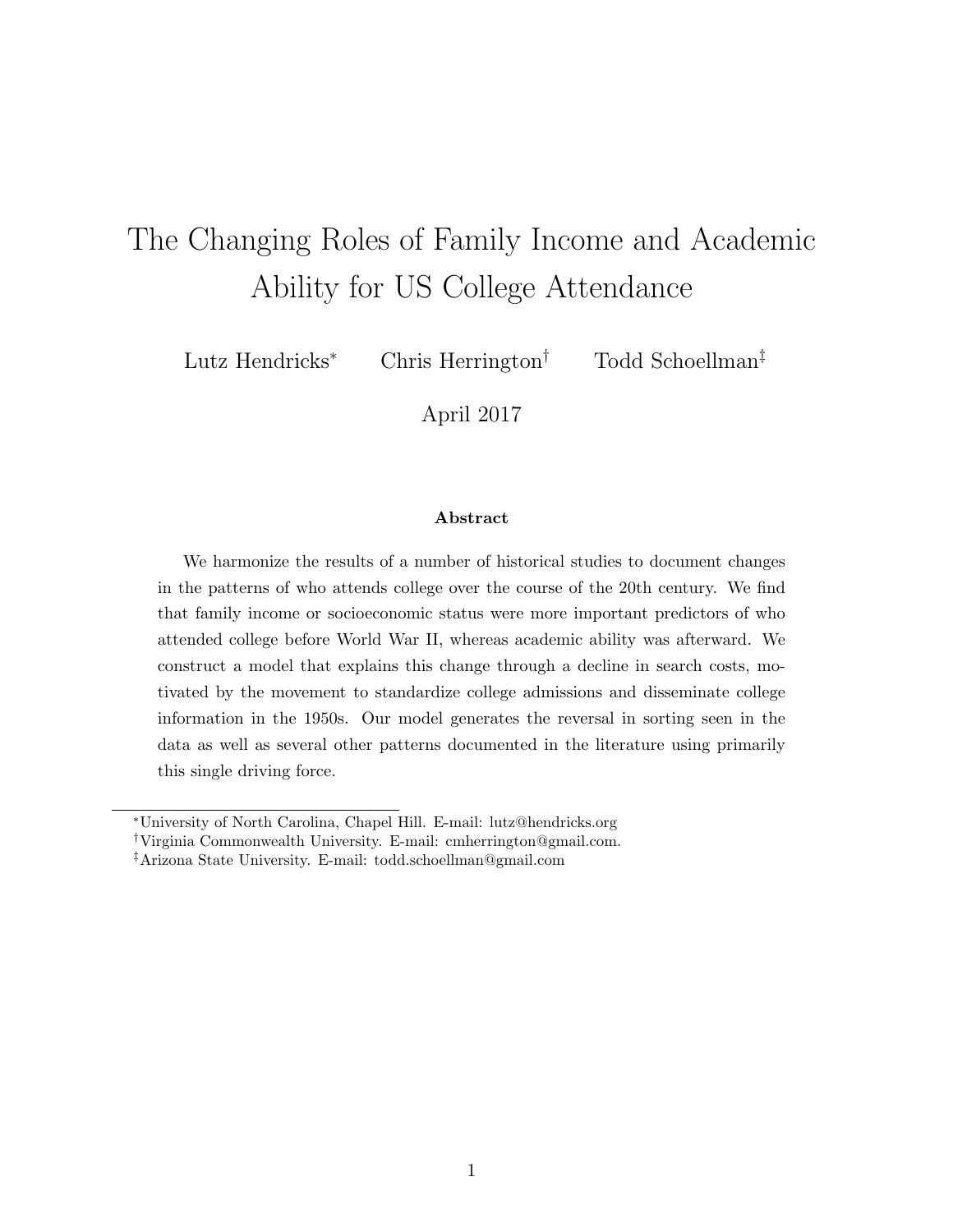# The Changing Roles of Family Income and Academic Ability for US College Attendance

Lutz Hendricks[*] Chris Herrington[†] Todd Schoellman[‡]

April 2017

**Abstract**

We harmonize the results of a number of historical studies to document changes in the patterns of who attends college over the course of the 20th century. We find that family income or socioeconomic status were more important predictors of who attended college before World War II, whereas academic ability was afterward. We construct a model that explains this change through a decline in search costs, motivated by the movement to standardize college admissions and disseminate college information in the 1950s. Our model generates the reversal in sorting seen in the data as well as several other patterns documented in the literature using primarily this single driving force.

---

[*] University of North Carolina, Chapel Hill. E-mail: lutz@hendricks.org

[†] Virginia Commonwealth University. E-mail: cmherrington@gmail.com.

[‡] Arizona State University. E-mail: todd.schoellman@gmail.com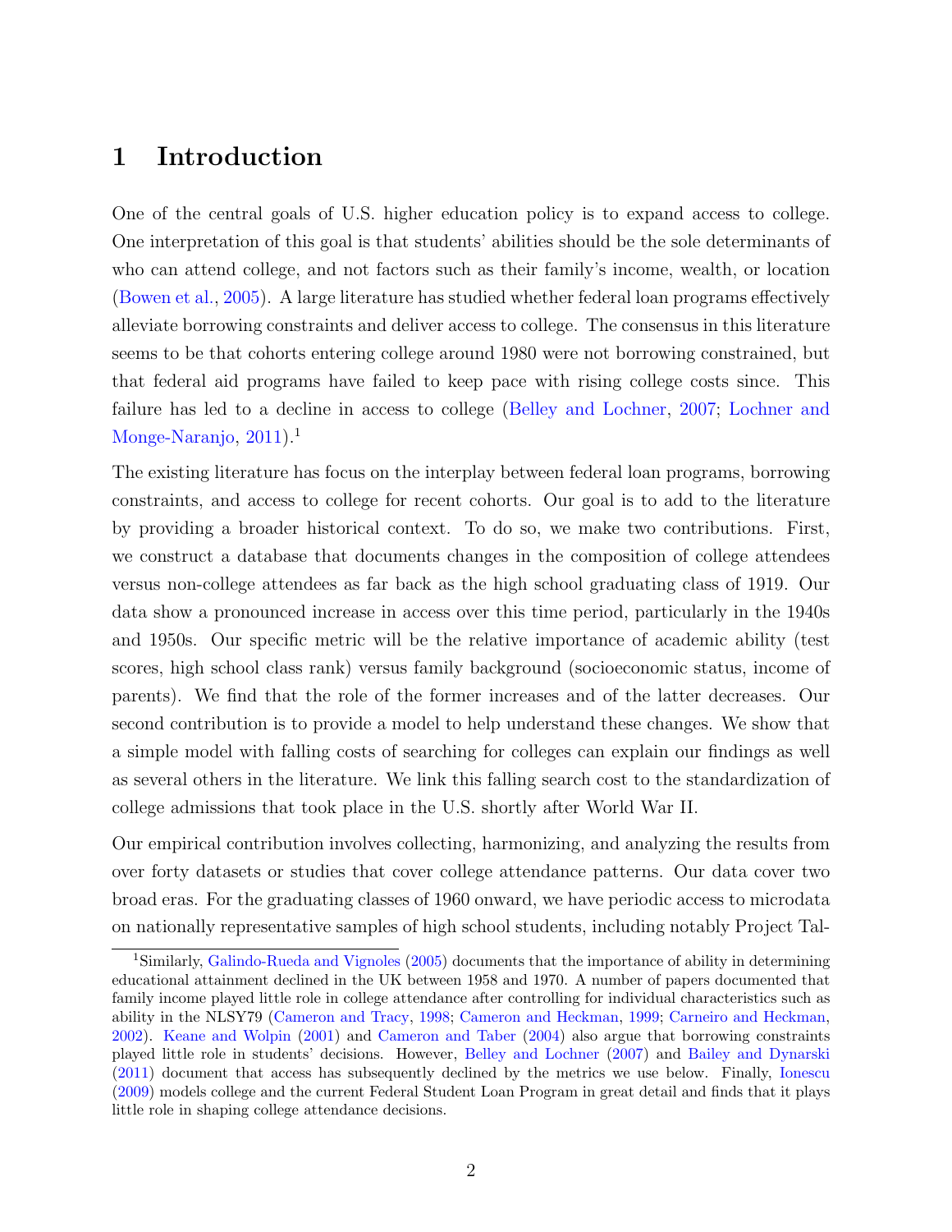# 1 Introduction

One of the central goals of U.S. higher education policy is to expand access to college. One interpretation of this goal is that students' abilities should be the sole determinants of who can attend college, and not factors such as their family's income, wealth, or location (Bowen et al., 2005). A large literature has studied whether federal loan programs effectively alleviate borrowing constraints and deliver access to college. The consensus in this literature seems to be that cohorts entering college around 1980 were not borrowing constrained, but that federal aid programs have failed to keep pace with rising college costs since. This failure has led to a decline in access to college (Belley and Lochner, 2007; Lochner and Monge-Naranjo, 2011).[1]

The existing literature has focus on the interplay between federal loan programs, borrowing constraints, and access to college for recent cohorts. Our goal is to add to the literature by providing a broader historical context. To do so, we make two contributions. First, we construct a database that documents changes in the composition of college attendees versus non-college attendees as far back as the high school graduating class of 1919. Our data show a pronounced increase in access over this time period, particularly in the 1940s and 1950s. Our specific metric will be the relative importance of academic ability (test scores, high school class rank) versus family background (socioeconomic status, income of parents). We find that the role of the former increases and of the latter decreases. Our second contribution is to provide a model to help understand these changes. We show that a simple model with falling costs of searching for colleges can explain our findings as well as several others in the literature. We link this falling search cost to the standardization of college admissions that took place in the U.S. shortly after World War II.

Our empirical contribution involves collecting, harmonizing, and analyzing the results from over forty datasets or studies that cover college attendance patterns. Our data cover two broad eras. For the graduating classes of 1960 onward, we have periodic access to microdata on nationally representative samples of high school students, including notably Project Tal-

[1] Similarly, Galindo-Rueda and Vignoles (2005) documents that the importance of ability in determining educational attainment declined in the UK between 1958 and 1970. A number of papers documented that family income played little role in college attendance after controlling for individual characteristics such as ability in the NLSY79 (Cameron and Tracy, 1998; Cameron and Heckman, 1999; Carneiro and Heckman, 2002). Keane and Wolpin (2001) and Cameron and Taber (2004) also argue that borrowing constraints played little role in students' decisions. However, Belley and Lochner (2007) and Bailey and Dynarski (2011) document that access has subsequently declined by the metrics we use below. Finally, Ionescu (2009) models college and the current Federal Student Loan Program in great detail and finds that it plays little role in shaping college attendance decisions.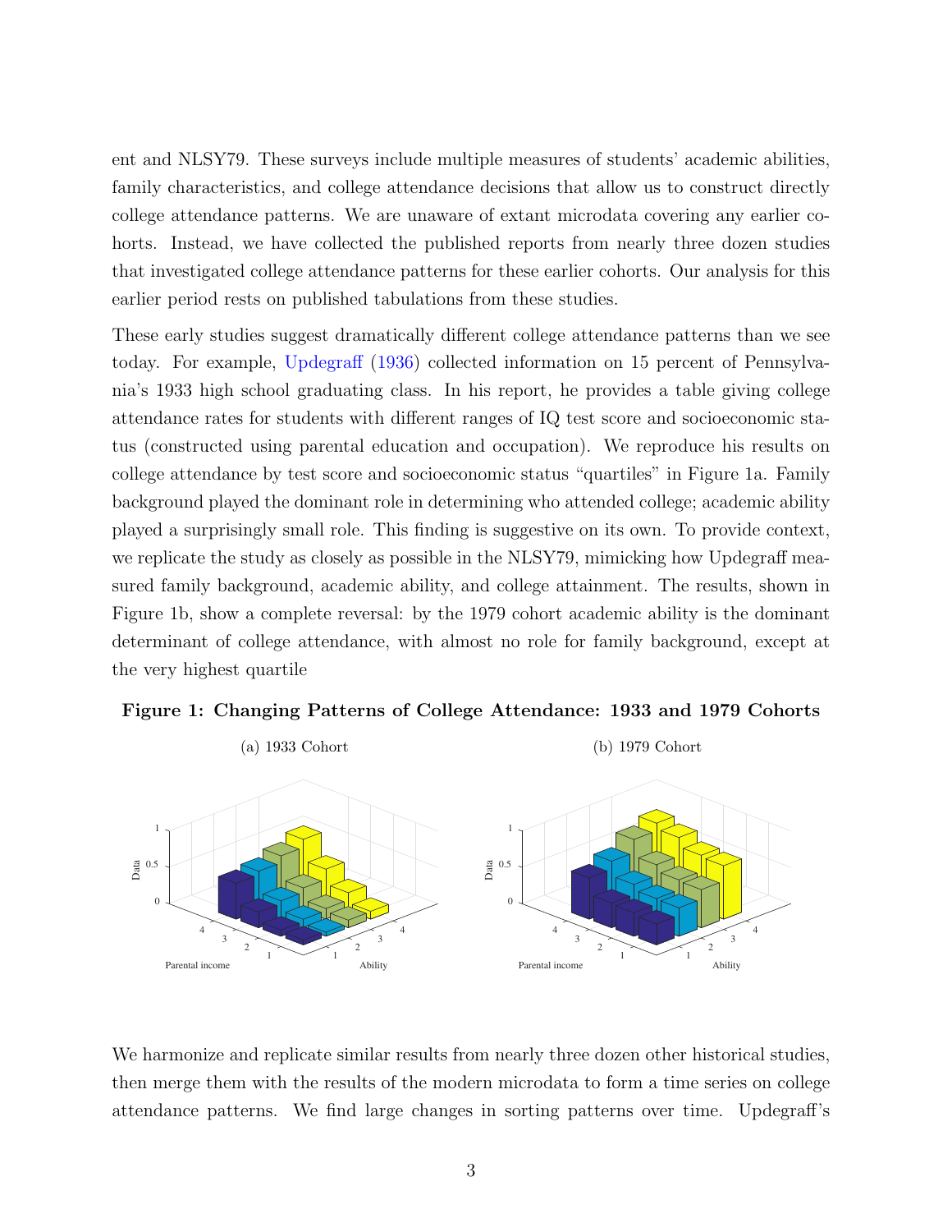ent and NLSY79. These surveys include multiple measures of students' academic abilities, family characteristics, and college attendance decisions that allow us to construct directly college attendance patterns. We are unaware of extant microdata covering any earlier cohorts. Instead, we have collected the published reports from nearly three dozen studies that investigated college attendance patterns for these earlier cohorts. Our analysis for this earlier period rests on published tabulations from these studies.

These early studies suggest dramatically different college attendance patterns than we see today. For example, Updegraff (1936) collected information on 15 percent of Pennsylvania's 1933 high school graduating class. In his report, he provides a table giving college attendance rates for students with different ranges of IQ test score and socioeconomic status (constructed using parental education and occupation). We reproduce his results on college attendance by test score and socioeconomic status "quartiles" in Figure 1a. Family background played the dominant role in determining who attended college; academic ability played a surprisingly small role. This finding is suggestive on its own. To provide context, we replicate the study as closely as possible in the NLSY79, mimicking how Updegraff measured family background, academic ability, and college attainment. The results, shown in Figure 1b, show a complete reversal: by the 1979 cohort academic ability is the dominant determinant of college attendance, with almost no role for family background, except at the very highest quartile

**Figure 1: Changing Patterns of College Attendance: 1933 and 1979 Cohorts**

(a) 1933 Cohort

(b) 1979 Cohort

We harmonize and replicate similar results from nearly three dozen other historical studies, then merge them with the results of the modern microdata to form a time series on college attendance patterns. We find large changes in sorting patterns over time. Updegraff's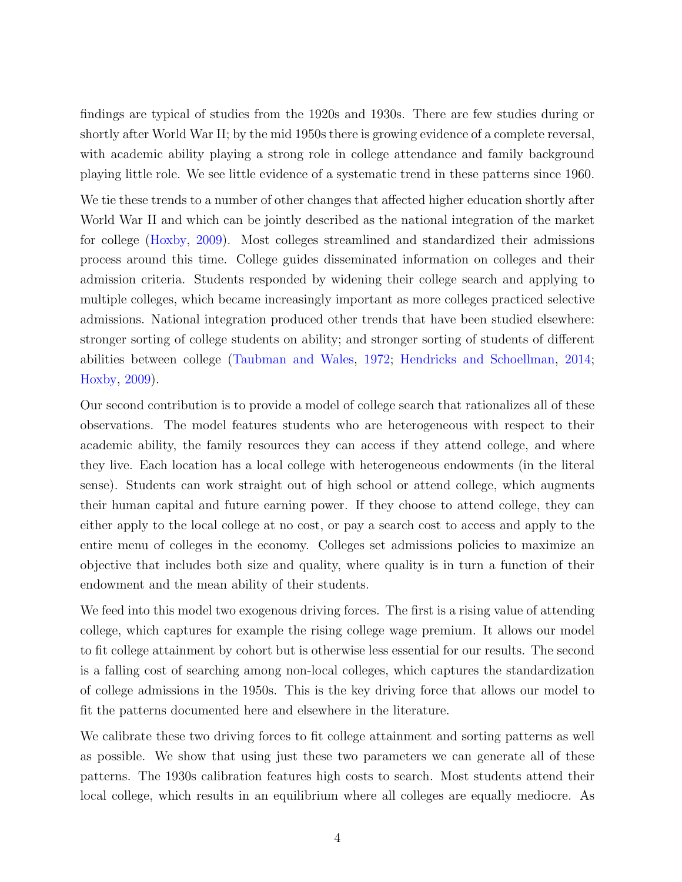findings are typical of studies from the 1920s and 1930s. There are few studies during or shortly after World War II; by the mid 1950s there is growing evidence of a complete reversal, with academic ability playing a strong role in college attendance and family background playing little role. We see little evidence of a systematic trend in these patterns since 1960.

We tie these trends to a number of other changes that affected higher education shortly after World War II and which can be jointly described as the national integration of the market for college (Hoxby, 2009). Most colleges streamlined and standardized their admissions process around this time. College guides disseminated information on colleges and their admission criteria. Students responded by widening their college search and applying to multiple colleges, which became increasingly important as more colleges practiced selective admissions. National integration produced other trends that have been studied elsewhere: stronger sorting of college students on ability; and stronger sorting of students of different abilities between college (Taubman and Wales, 1972; Hendricks and Schoellman, 2014; Hoxby, 2009).

Our second contribution is to provide a model of college search that rationalizes all of these observations. The model features students who are heterogeneous with respect to their academic ability, the family resources they can access if they attend college, and where they live. Each location has a local college with heterogeneous endowments (in the literal sense). Students can work straight out of high school or attend college, which augments their human capital and future earning power. If they choose to attend college, they can either apply to the local college at no cost, or pay a search cost to access and apply to the entire menu of colleges in the economy. Colleges set admissions policies to maximize an objective that includes both size and quality, where quality is in turn a function of their endowment and the mean ability of their students.

We feed into this model two exogenous driving forces. The first is a rising value of attending college, which captures for example the rising college wage premium. It allows our model to fit college attainment by cohort but is otherwise less essential for our results. The second is a falling cost of searching among non-local colleges, which captures the standardization of college admissions in the 1950s. This is the key driving force that allows our model to fit the patterns documented here and elsewhere in the literature.

We calibrate these two driving forces to fit college attainment and sorting patterns as well as possible. We show that using just these two parameters we can generate all of these patterns. The 1930s calibration features high costs to search. Most students attend their local college, which results in an equilibrium where all colleges are equally mediocre. As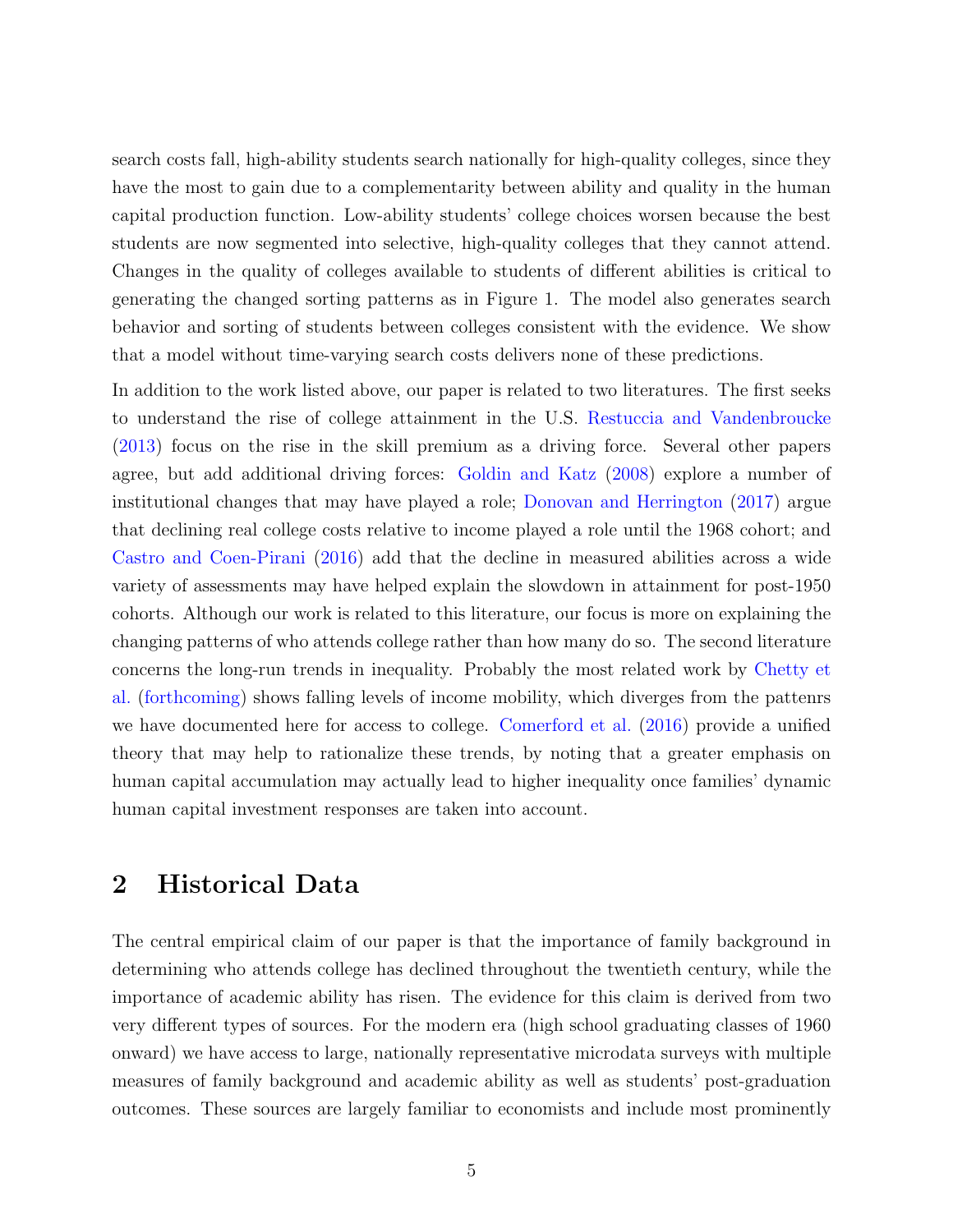search costs fall, high-ability students search nationally for high-quality colleges, since they have the most to gain due to a complementarity between ability and quality in the human capital production function. Low-ability students' college choices worsen because the best students are now segmented into selective, high-quality colleges that they cannot attend. Changes in the quality of colleges available to students of different abilities is critical to generating the changed sorting patterns as in Figure 1. The model also generates search behavior and sorting of students between colleges consistent with the evidence. We show that a model without time-varying search costs delivers none of these predictions.

In addition to the work listed above, our paper is related to two literatures. The first seeks to understand the rise of college attainment in the U.S. Restuccia and Vandenbroucke (2013) focus on the rise in the skill premium as a driving force. Several other papers agree, but add additional driving forces: Goldin and Katz (2008) explore a number of institutional changes that may have played a role; Donovan and Herrington (2017) argue that declining real college costs relative to income played a role until the 1968 cohort; and Castro and Coen-Pirani (2016) add that the decline in measured abilities across a wide variety of assessments may have helped explain the slowdown in attainment for post-1950 cohorts. Although our work is related to this literature, our focus is more on explaining the changing patterns of who attends college rather than how many do so. The second literature concerns the long-run trends in inequality. Probably the most related work by Chetty et al. (forthcoming) shows falling levels of income mobility, which diverges from the pattenrs we have documented here for access to college. Comerford et al. (2016) provide a unified theory that may help to rationalize these trends, by noting that a greater emphasis on human capital accumulation may actually lead to higher inequality once families' dynamic human capital investment responses are taken into account.

# 2 Historical Data

The central empirical claim of our paper is that the importance of family background in determining who attends college has declined throughout the twentieth century, while the importance of academic ability has risen. The evidence for this claim is derived from two very different types of sources. For the modern era (high school graduating classes of 1960 onward) we have access to large, nationally representative microdata surveys with multiple measures of family background and academic ability as well as students' post-graduation outcomes. These sources are largely familiar to economists and include most prominently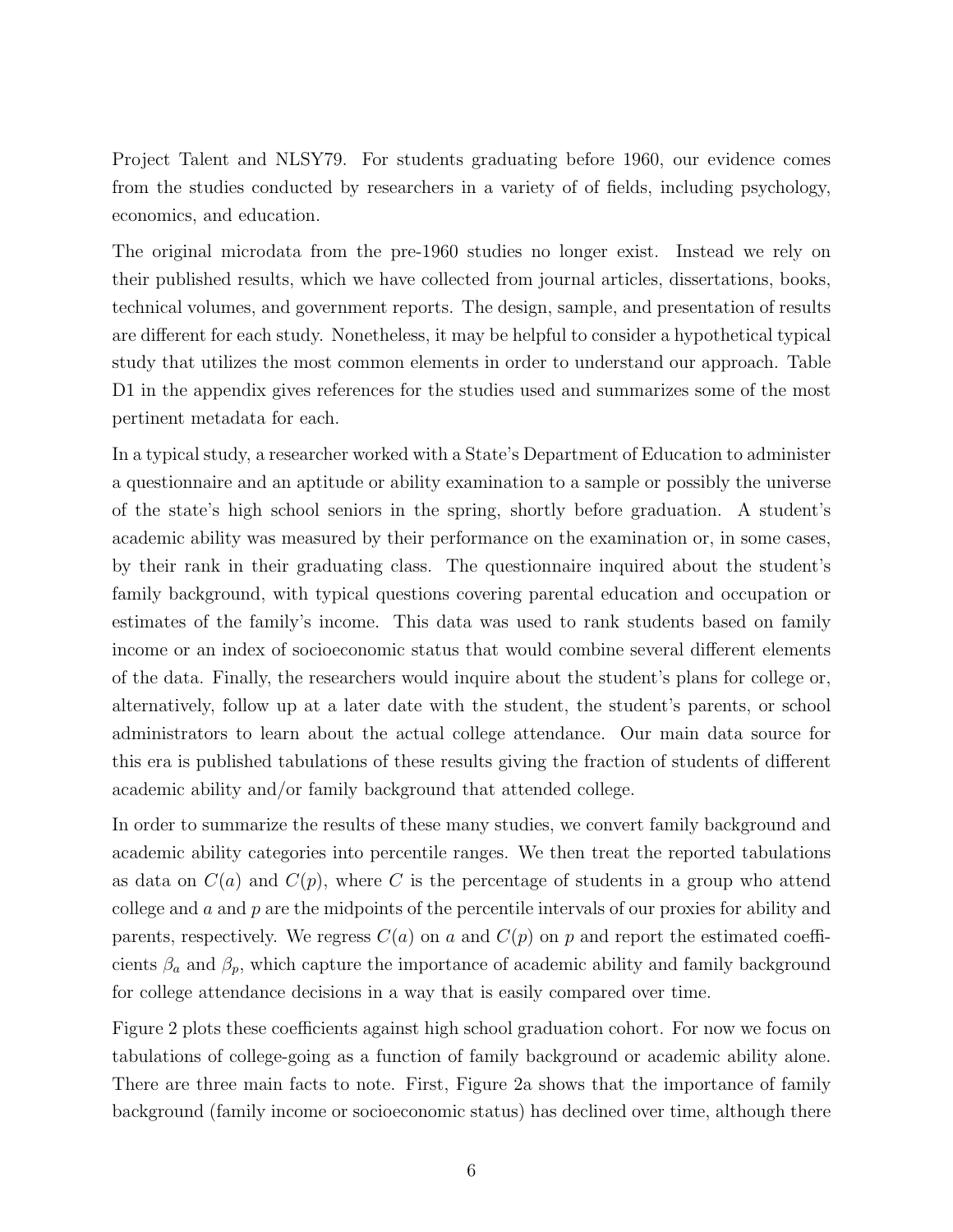Project Talent and NLSY79. For students graduating before 1960, our evidence comes from the studies conducted by researchers in a variety of of fields, including psychology, economics, and education.

The original microdata from the pre-1960 studies no longer exist. Instead we rely on their published results, which we have collected from journal articles, dissertations, books, technical volumes, and government reports. The design, sample, and presentation of results are different for each study. Nonetheless, it may be helpful to consider a hypothetical typical study that utilizes the most common elements in order to understand our approach. Table D1 in the appendix gives references for the studies used and summarizes some of the most pertinent metadata for each.

In a typical study, a researcher worked with a State's Department of Education to administer a questionnaire and an aptitude or ability examination to a sample or possibly the universe of the state's high school seniors in the spring, shortly before graduation. A student's academic ability was measured by their performance on the examination or, in some cases, by their rank in their graduating class. The questionnaire inquired about the student's family background, with typical questions covering parental education and occupation or estimates of the family's income. This data was used to rank students based on family income or an index of socioeconomic status that would combine several different elements of the data. Finally, the researchers would inquire about the student's plans for college or, alternatively, follow up at a later date with the student, the student's parents, or school administrators to learn about the actual college attendance. Our main data source for this era is published tabulations of these results giving the fraction of students of different academic ability and/or family background that attended college.

In order to summarize the results of these many studies, we convert family background and academic ability categories into percentile ranges. We then treat the reported tabulations as data on $C(a)$ and $C(p)$, where $C$ is the percentage of students in a group who attend college and $a$ and $p$ are the midpoints of the percentile intervals of our proxies for ability and parents, respectively. We regress $C(a)$ on $a$ and $C(p)$ on $p$ and report the estimated coefficients $\beta_a$ and $\beta_p$, which capture the importance of academic ability and family background for college attendance decisions in a way that is easily compared over time.

Figure 2 plots these coefficients against high school graduation cohort. For now we focus on tabulations of college-going as a function of family background or academic ability alone. There are three main facts to note. First, Figure 2a shows that the importance of family background (family income or socioeconomic status) has declined over time, although there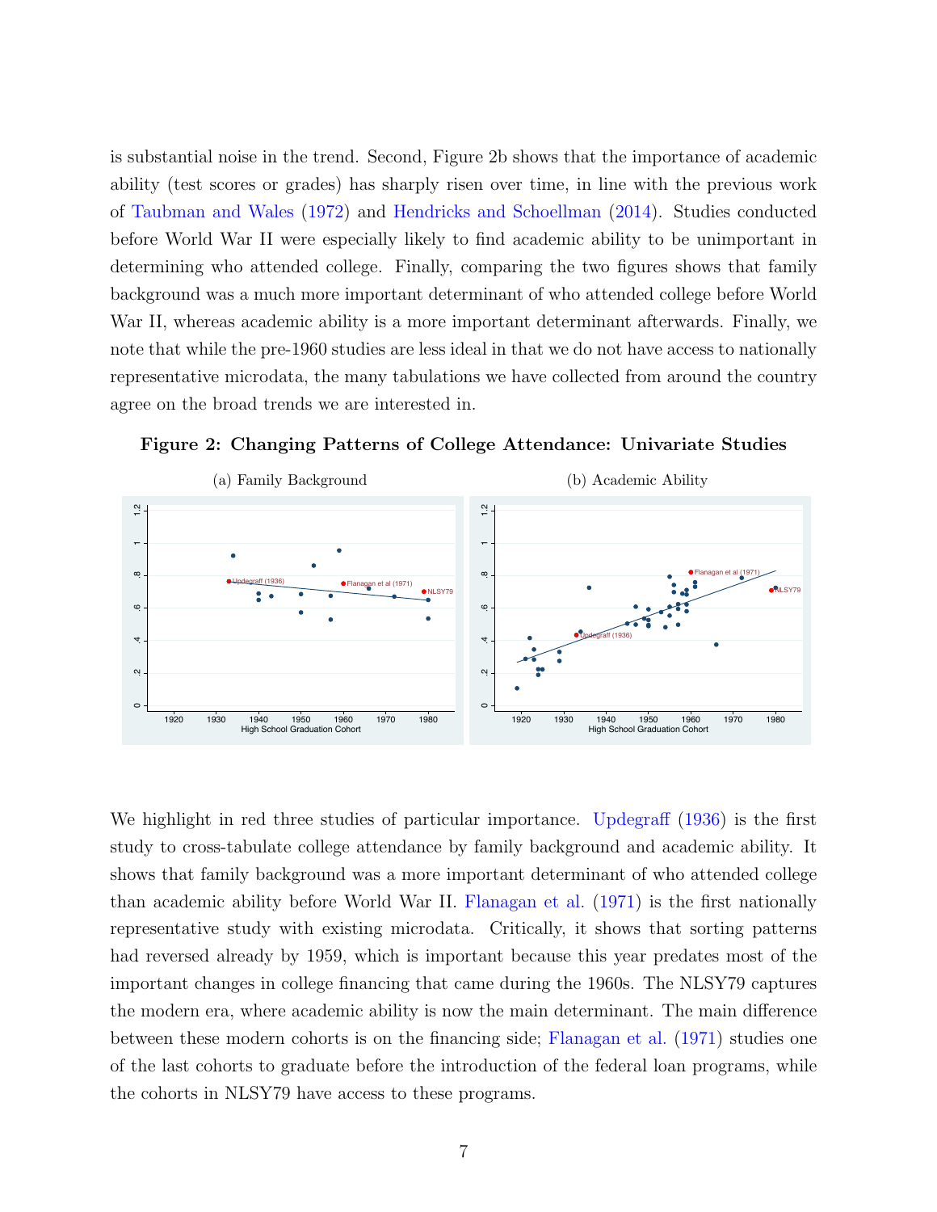is substantial noise in the trend. Second, Figure 2b shows that the importance of academic ability (test scores or grades) has sharply risen over time, in line with the previous work of Taubman and Wales (1972) and Hendricks and Schoellman (2014). Studies conducted before World War II were especially likely to find academic ability to be unimportant in determining who attended college. Finally, comparing the two figures shows that family background was a much more important determinant of who attended college before World War II, whereas academic ability is a more important determinant afterwards. Finally, we note that while the pre-1960 studies are less ideal in that we do not have access to nationally representative microdata, the many tabulations we have collected from around the country agree on the broad trends we are interested in.

**Figure 2: Changing Patterns of College Attendance: Univariate Studies**

(a) Family Background

(b) Academic Ability

We highlight in red three studies of particular importance. Updegraff (1936) is the first study to cross-tabulate college attendance by family background and academic ability. It shows that family background was a more important determinant of who attended college than academic ability before World War II. Flanagan et al. (1971) is the first nationally representative study with existing microdata. Critically, it shows that sorting patterns had reversed already by 1959, which is important because this year predates most of the important changes in college financing that came during the 1960s. The NLSY79 captures the modern era, where academic ability is now the main determinant. The main difference between these modern cohorts is on the financing side; Flanagan et al. (1971) studies one of the last cohorts to graduate before the introduction of the federal loan programs, while the cohorts in NLSY79 have access to these programs.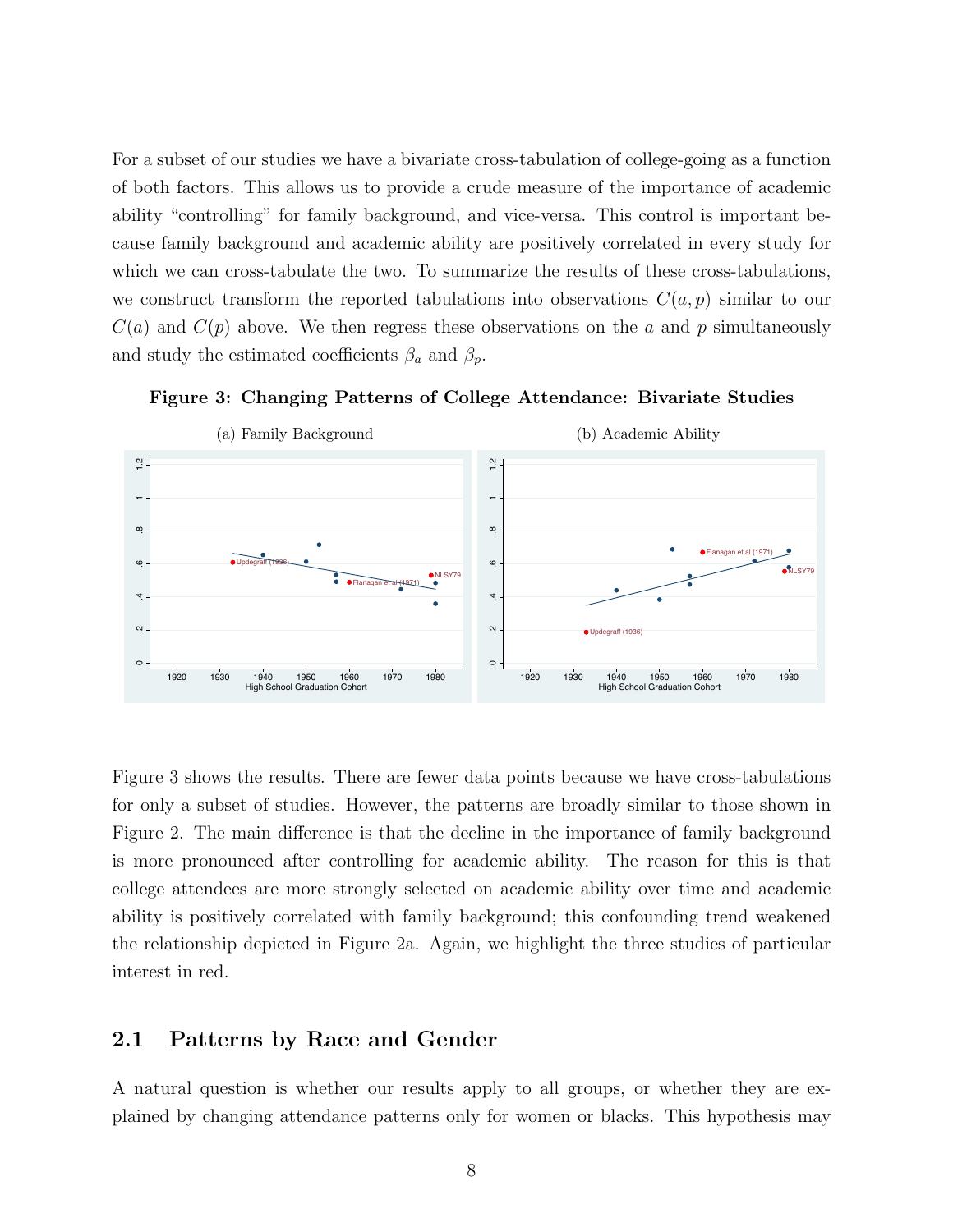For a subset of our studies we have a bivariate cross-tabulation of college-going as a function of both factors. This allows us to provide a crude measure of the importance of academic ability "controlling" for family background, and vice-versa. This control is important because family background and academic ability are positively correlated in every study for which we can cross-tabulate the two. To summarize the results of these cross-tabulations, we construct transform the reported tabulations into observations $C(a, p)$ similar to our $C(a)$ and $C(p)$ above. We then regress these observations on the $a$ and $p$ simultaneously and study the estimated coefficients $\beta_a$ and $\beta_p$.

**Figure 3: Changing Patterns of College Attendance: Bivariate Studies**

(a) Family Background

(b) Academic Ability

Figure 3 shows the results. There are fewer data points because we have cross-tabulations for only a subset of studies. However, the patterns are broadly similar to those shown in Figure 2. The main difference is that the decline in the importance of family background is more pronounced after controlling for academic ability. The reason for this is that college attendees are more strongly selected on academic ability over time and academic ability is positively correlated with family background; this confounding trend weakened the relationship depicted in Figure 2a. Again, we highlight the three studies of particular interest in red.

## 2.1 Patterns by Race and Gender

A natural question is whether our results apply to all groups, or whether they are explained by changing attendance patterns only for women or blacks. This hypothesis may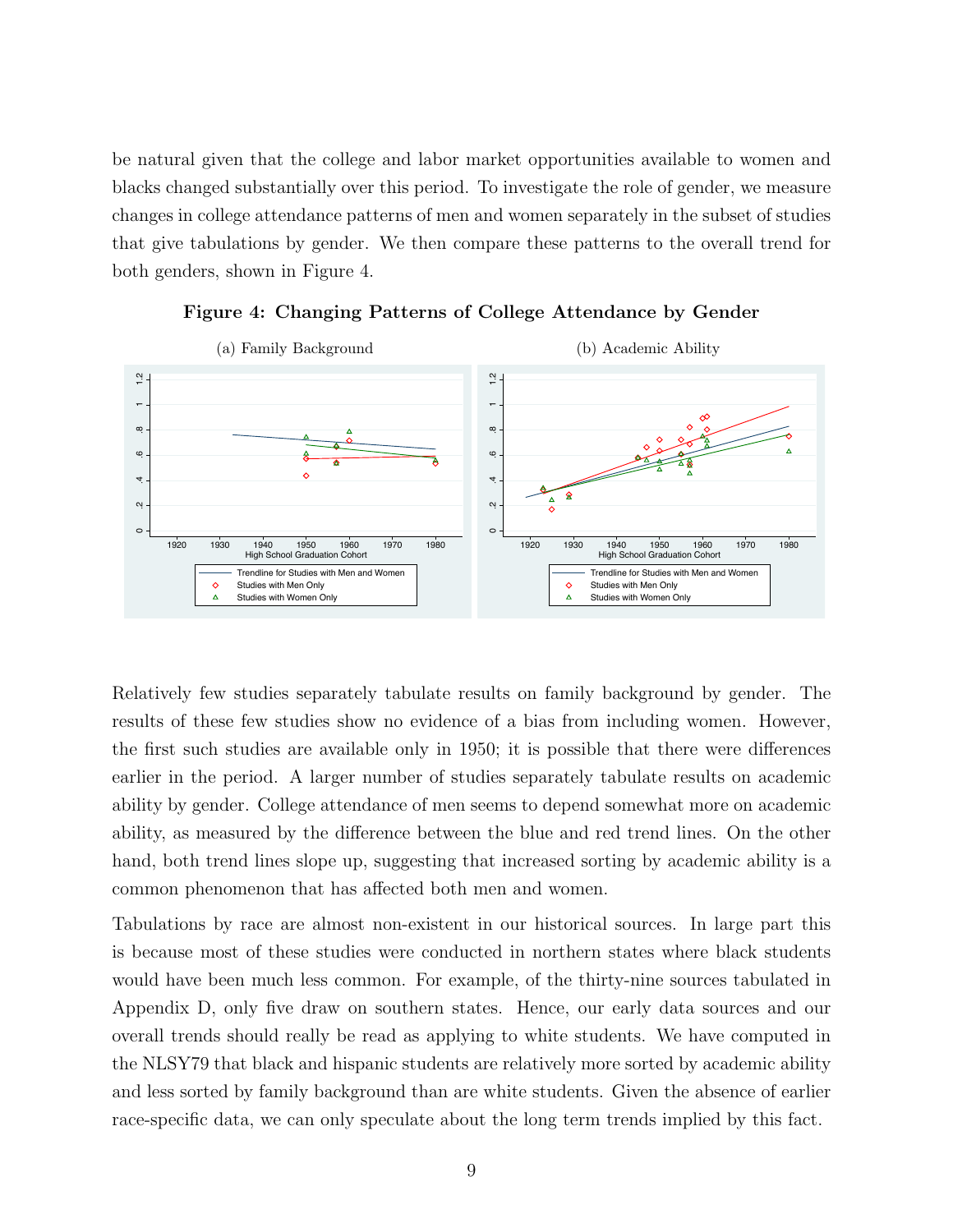be natural given that the college and labor market opportunities available to women and blacks changed substantially over this period. To investigate the role of gender, we measure changes in college attendance patterns of men and women separately in the subset of studies that give tabulations by gender. We then compare these patterns to the overall trend for both genders, shown in Figure 4.

**Figure 4: Changing Patterns of College Attendance by Gender**

(a) Family Background

(b) Academic Ability

Relatively few studies separately tabulate results on family background by gender. The results of these few studies show no evidence of a bias from including women. However, the first such studies are available only in 1950; it is possible that there were differences earlier in the period. A larger number of studies separately tabulate results on academic ability by gender. College attendance of men seems to depend somewhat more on academic ability, as measured by the difference between the blue and red trend lines. On the other hand, both trend lines slope up, suggesting that increased sorting by academic ability is a common phenomenon that has affected both men and women.

Tabulations by race are almost non-existent in our historical sources. In large part this is because most of these studies were conducted in northern states where black students would have been much less common. For example, of the thirty-nine sources tabulated in Appendix D, only five draw on southern states. Hence, our early data sources and our overall trends should really be read as applying to white students. We have computed in the NLSY79 that black and hispanic students are relatively more sorted by academic ability and less sorted by family background than are white students. Given the absence of earlier race-specific data, we can only speculate about the long term trends implied by this fact.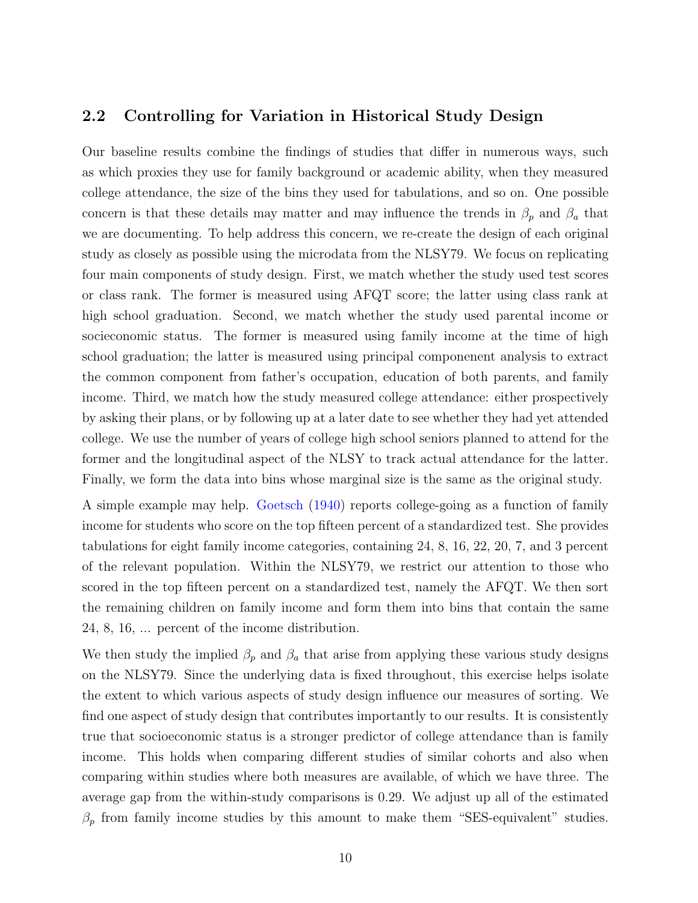## 2.2 Controlling for Variation in Historical Study Design

Our baseline results combine the findings of studies that differ in numerous ways, such as which proxies they use for family background or academic ability, when they measured college attendance, the size of the bins they used for tabulations, and so on. One possible concern is that these details may matter and may influence the trends in $\beta_p$ and $\beta_a$ that we are documenting. To help address this concern, we re-create the design of each original study as closely as possible using the microdata from the NLSY79. We focus on replicating four main components of study design. First, we match whether the study used test scores or class rank. The former is measured using AFQT score; the latter using class rank at high school graduation. Second, we match whether the study used parental income or socioeconomic status. The former is measured using family income at the time of high school graduation; the latter is measured using principal componenent analysis to extract the common component from father's occupation, education of both parents, and family income. Third, we match how the study measured college attendance: either prospectively by asking their plans, or by following up at a later date to see whether they had yet attended college. We use the number of years of college high school seniors planned to attend for the former and the longitudinal aspect of the NLSY to track actual attendance for the latter. Finally, we form the data into bins whose marginal size is the same as the original study.

A simple example may help. Goetsch (1940) reports college-going as a function of family income for students who score on the top fifteen percent of a standardized test. She provides tabulations for eight family income categories, containing 24, 8, 16, 22, 20, 7, and 3 percent of the relevant population. Within the NLSY79, we restrict our attention to those who scored in the top fifteen percent on a standardized test, namely the AFQT. We then sort the remaining children on family income and form them into bins that contain the same 24, 8, 16, ... percent of the income distribution.

We then study the implied $\beta_p$ and $\beta_a$ that arise from applying these various study designs on the NLSY79. Since the underlying data is fixed throughout, this exercise helps isolate the extent to which various aspects of study design influence our measures of sorting. We find one aspect of study design that contributes importantly to our results. It is consistently true that socioeconomic status is a stronger predictor of college attendance than is family income. This holds when comparing different studies of similar cohorts and also when comparing within studies where both measures are available, of which we have three. The average gap from the within-study comparisons is 0.29. We adjust up all of the estimated $\beta_p$ from family income studies by this amount to make them "SES-equivalent" studies.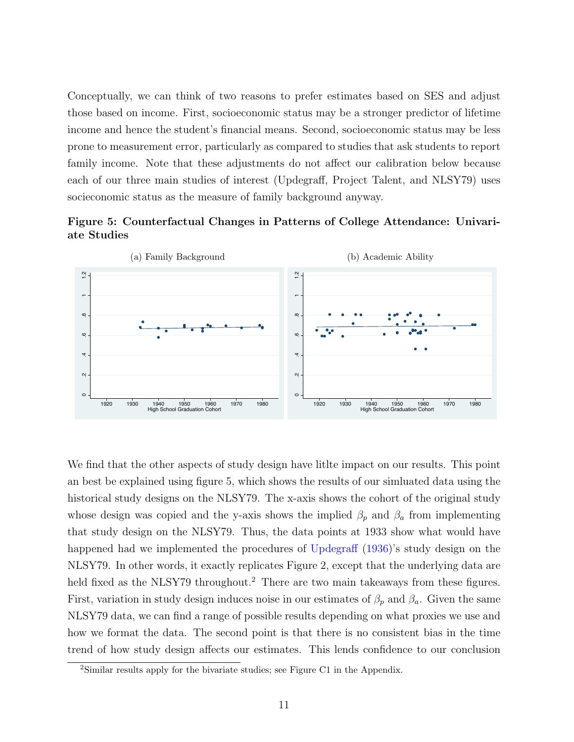Conceptually, we can think of two reasons to prefer estimates based on SES and adjust those based on income. First, socioeconomic status may be a stronger predictor of lifetime income and hence the student's financial means. Second, socioeconomic status may be less prone to measurement error, particularly as compared to studies that ask students to report family income. Note that these adjustments do not affect our calibration below because each of our three main studies of interest (Updegraff, Project Talent, and NLSY79) uses socieconomic status as the measure of family background anyway.

**Figure 5: Counterfactual Changes in Patterns of College Attendance: Univariate Studies**

(a) Family Background

(b) Academic Ability

We find that the other aspects of study design have litlte impact on our results. This point an best be explained using figure 5, which shows the results of our simluated data using the historical study designs on the NLSY79. The x-axis shows the cohort of the original study whose design was copied and the y-axis shows the implied $\beta_p$ and $\beta_a$ from implementing that study design on the NLSY79. Thus, the data points at 1933 show what would have happened had we implemented the procedures of Updegraff (1936)'s study design on the NLSY79. In other words, it exactly replicates Figure 2, except that the underlying data are held fixed as the NLSY79 throughout.[2] There are two main takeaways from these figures. First, variation in study design induces noise in our estimates of $\beta_p$ and $\beta_a$. Given the same NLSY79 data, we can find a range of possible results depending on what proxies we use and how we format the data. The second point is that there is no consistent bias in the time trend of how study design affects our estimates. This lends confidence to our conclusion

[2]Similar results apply for the bivariate studies; see Figure C1 in the Appendix.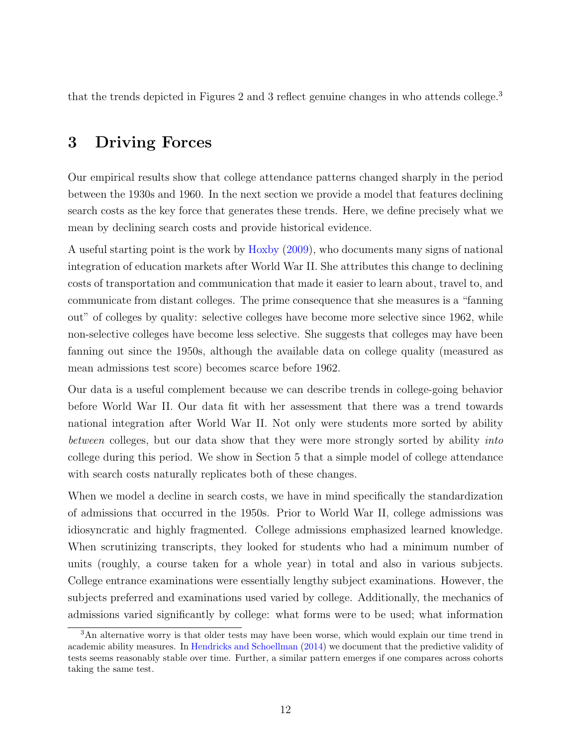that the trends depicted in Figures 2 and 3 reflect genuine changes in who attends college.[3]

## 3 Driving Forces

Our empirical results show that college attendance patterns changed sharply in the period between the 1930s and 1960. In the next section we provide a model that features declining search costs as the key force that generates these trends. Here, we define precisely what we mean by declining search costs and provide historical evidence.

A useful starting point is the work by Hoxby (2009), who documents many signs of national integration of education markets after World War II. She attributes this change to declining costs of transportation and communication that made it easier to learn about, travel to, and communicate from distant colleges. The prime consequence that she measures is a "fanning out" of colleges by quality: selective colleges have become more selective since 1962, while non-selective colleges have become less selective. She suggests that colleges may have been fanning out since the 1950s, although the available data on college quality (measured as mean admissions test score) becomes scarce before 1962.

Our data is a useful complement because we can describe trends in college-going behavior before World War II. Our data fit with her assessment that there was a trend towards national integration after World War II. Not only were students more sorted by ability *between* colleges, but our data show that they were more strongly sorted by ability *into* college during this period. We show in Section 5 that a simple model of college attendance with search costs naturally replicates both of these changes.

When we model a decline in search costs, we have in mind specifically the standardization of admissions that occurred in the 1950s. Prior to World War II, college admissions was idiosyncratic and highly fragmented. College admissions emphasized learned knowledge. When scrutinizing transcripts, they looked for students who had a minimum number of units (roughly, a course taken for a whole year) in total and also in various subjects. College entrance examinations were essentially lengthy subject examinations. However, the subjects preferred and examinations used varied by college. Additionally, the mechanics of admissions varied significantly by college: what forms were to be used; what information

[3] An alternative worry is that older tests may have been worse, which would explain our time trend in academic ability measures. In Hendricks and Schoellman (2014) we document that the predictive validity of tests seems reasonably stable over time. Further, a similar pattern emerges if one compares across cohorts taking the same test.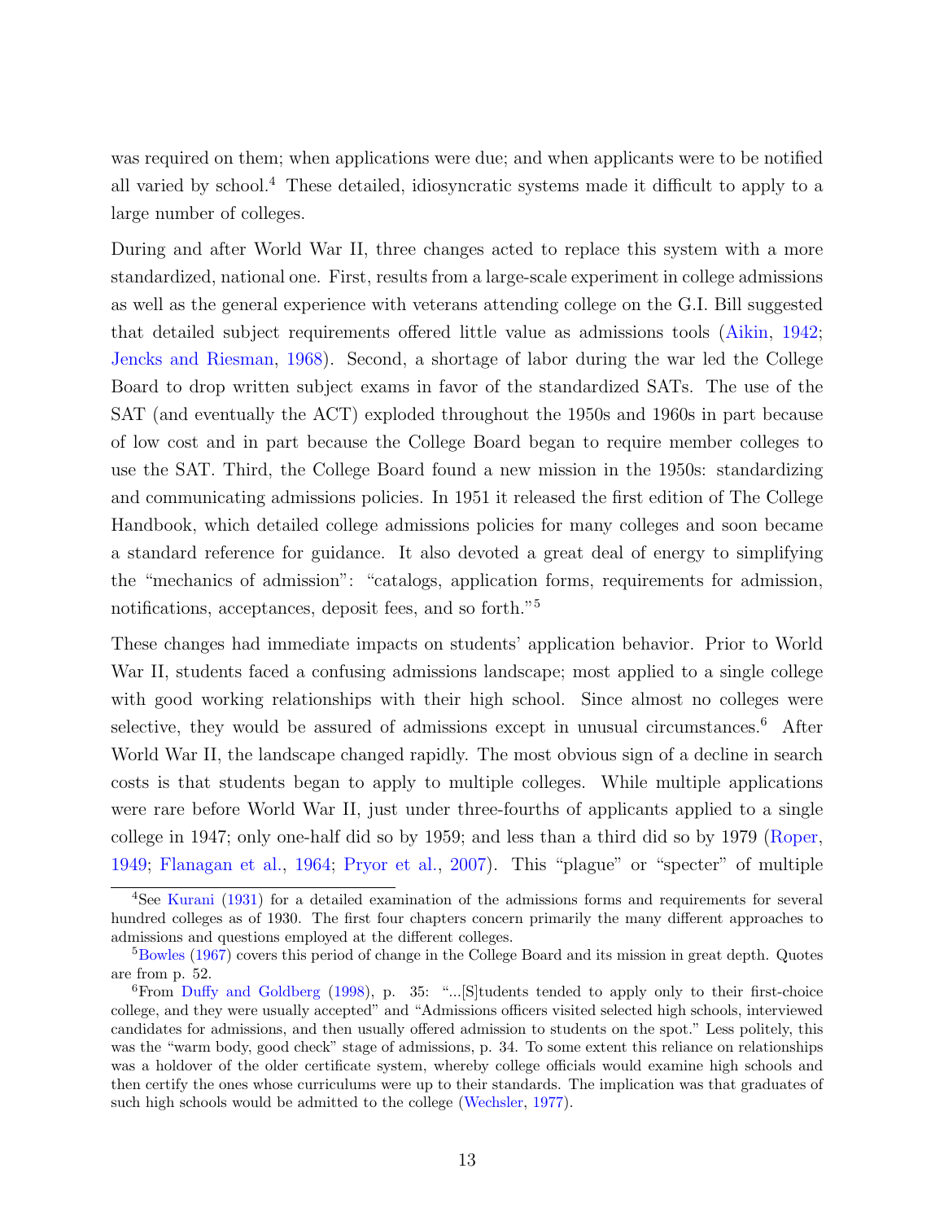was required on them; when applications were due; and when applicants were to be notified all varied by school.[4] These detailed, idiosyncratic systems made it difficult to apply to a large number of colleges.

During and after World War II, three changes acted to replace this system with a more standardized, national one. First, results from a large-scale experiment in college admissions as well as the general experience with veterans attending college on the G.I. Bill suggested that detailed subject requirements offered little value as admissions tools (Aikin, 1942; Jencks and Riesman, 1968). Second, a shortage of labor during the war led the College Board to drop written subject exams in favor of the standardized SATs. The use of the SAT (and eventually the ACT) exploded throughout the 1950s and 1960s in part because of low cost and in part because the College Board began to require member colleges to use the SAT. Third, the College Board found a new mission in the 1950s: standardizing and communicating admissions policies. In 1951 it released the first edition of The College Handbook, which detailed college admissions policies for many colleges and soon became a standard reference for guidance. It also devoted a great deal of energy to simplifying the "mechanics of admission": "catalogs, application forms, requirements for admission, notifications, acceptances, deposit fees, and so forth."[5]

These changes had immediate impacts on students' application behavior. Prior to World War II, students faced a confusing admissions landscape; most applied to a single college with good working relationships with their high school. Since almost no colleges were selective, they would be assured of admissions except in unusual circumstances.[6] After World War II, the landscape changed rapidly. The most obvious sign of a decline in search costs is that students began to apply to multiple colleges. While multiple applications were rare before World War II, just under three-fourths of applicants applied to a single college in 1947; only one-half did so by 1959; and less than a third did so by 1979 (Roper, 1949; Flanagan et al., 1964; Pryor et al., 2007). This "plague" or "specter" of multiple

[4] See Kurani (1931) for a detailed examination of the admissions forms and requirements for several hundred colleges as of 1930. The first four chapters concern primarily the many different approaches to admissions and questions employed at the different colleges.

[5] Bowles (1967) covers this period of change in the College Board and its mission in great depth. Quotes are from p. 52.

[6] From Duffy and Goldberg (1998), p. 35: "...[S]tudents tended to apply only to their first-choice college, and they were usually accepted" and "Admissions officers visited selected high schools, interviewed candidates for admissions, and then usually offered admission to students on the spot." Less politely, this was the "warm body, good check" stage of admissions, p. 34. To some extent this reliance on relationships was a holdover of the older certificate system, whereby college officials would examine high schools and then certify the ones whose curriculums were up to their standards. The implication was that graduates of such high schools would be admitted to the college (Wechsler, 1977).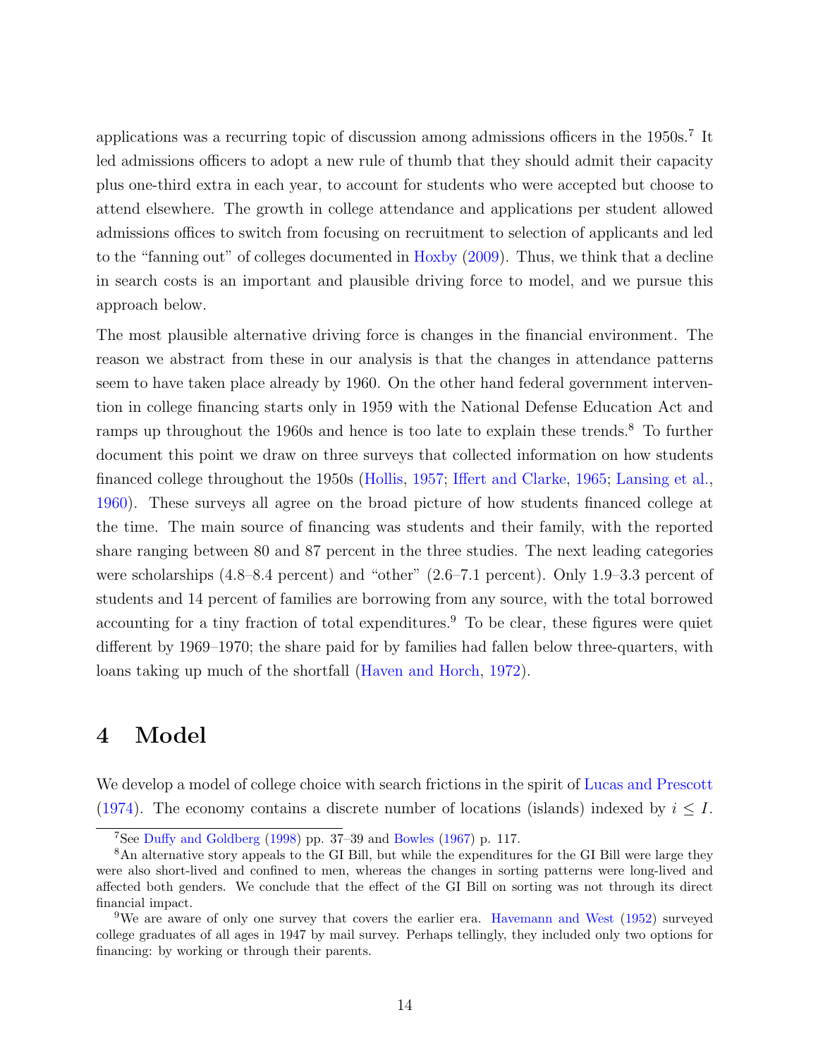applications was a recurring topic of discussion among admissions officers in the 1950s.[7] It led admissions officers to adopt a new rule of thumb that they should admit their capacity plus one-third extra in each year, to account for students who were accepted but choose to attend elsewhere. The growth in college attendance and applications per student allowed admissions offices to switch from focusing on recruitment to selection of applicants and led to the "fanning out" of colleges documented in Hoxby (2009). Thus, we think that a decline in search costs is an important and plausible driving force to model, and we pursue this approach below.

The most plausible alternative driving force is changes in the financial environment. The reason we abstract from these in our analysis is that the changes in attendance patterns seem to have taken place already by 1960. On the other hand federal government intervention in college financing starts only in 1959 with the National Defense Education Act and ramps up throughout the 1960s and hence is too late to explain these trends.[8] To further document this point we draw on three surveys that collected information on how students financed college throughout the 1950s (Hollis, 1957; Iffert and Clarke, 1965; Lansing et al., 1960). These surveys all agree on the broad picture of how students financed college at the time. The main source of financing was students and their family, with the reported share ranging between 80 and 87 percent in the three studies. The next leading categories were scholarships (4.8–8.4 percent) and "other" (2.6–7.1 percent). Only 1.9–3.3 percent of students and 14 percent of families are borrowing from any source, with the total borrowed accounting for a tiny fraction of total expenditures.[9] To be clear, these figures were quiet different by 1969–1970; the share paid for by families had fallen below three-quarters, with loans taking up much of the shortfall (Haven and Horch, 1972).

# 4 Model

We develop a model of college choice with search frictions in the spirit of Lucas and Prescott (1974). The economy contains a discrete number of locations (islands) indexed by $i \leq I$.

[7] See Duffy and Goldberg (1998) pp. 37–39 and Bowles (1967) p. 117.

[8] An alternative story appeals to the GI Bill, but while the expenditures for the GI Bill were large they were also short-lived and confined to men, whereas the changes in sorting patterns were long-lived and affected both genders. We conclude that the effect of the GI Bill on sorting was not through its direct financial impact.

[9] We are aware of only one survey that covers the earlier era. Havemann and West (1952) surveyed college graduates of all ages in 1947 by mail survey. Perhaps tellingly, they included only two options for financing: by working or through their parents.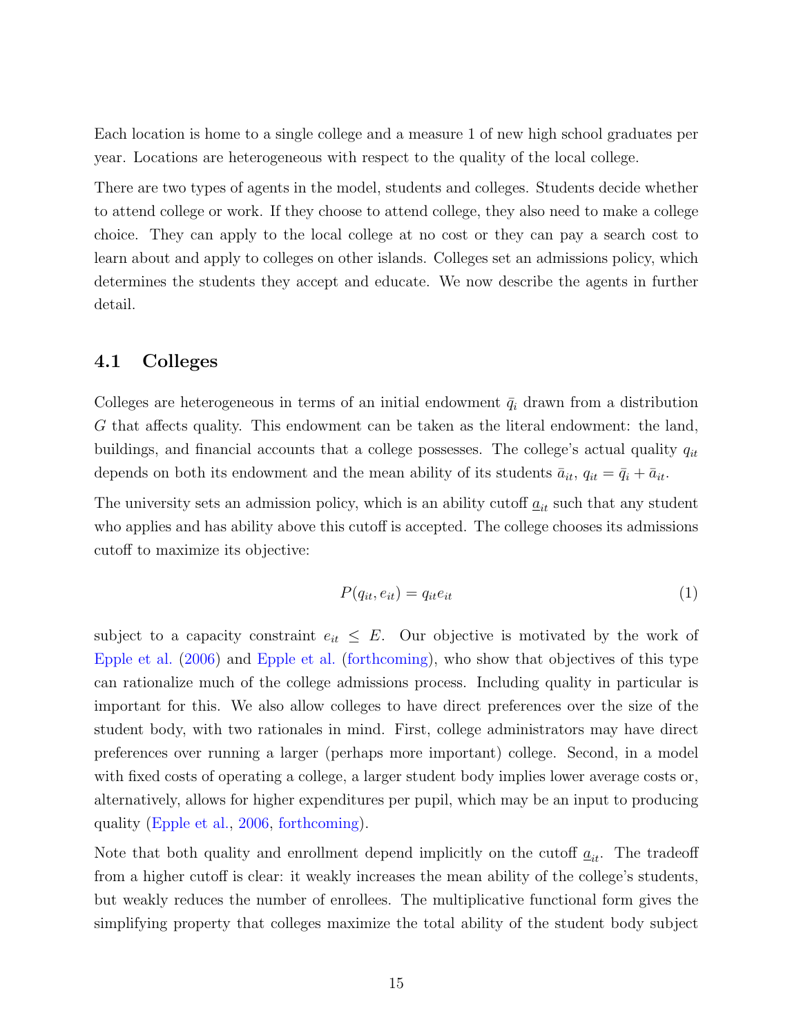Each location is home to a single college and a measure 1 of new high school graduates per year. Locations are heterogeneous with respect to the quality of the local college.

There are two types of agents in the model, students and colleges. Students decide whether to attend college or work. If they choose to attend college, they also need to make a college choice. They can apply to the local college at no cost or they can pay a search cost to learn about and apply to colleges on other islands. Colleges set an admissions policy, which determines the students they accept and educate. We now describe the agents in further detail.

## 4.1 Colleges

Colleges are heterogeneous in terms of an initial endowment $\bar{q}_i$ drawn from a distribution $G$ that affects quality. This endowment can be taken as the literal endowment: the land, buildings, and financial accounts that a college possesses. The college's actual quality $q_{it}$ depends on both its endowment and the mean ability of its students $\bar{a}_{it}$, $q_{it} = \bar{q}_i + \bar{a}_{it}$.

The university sets an admission policy, which is an ability cutoff $\underline{a}_{it}$ such that any student who applies and has ability above this cutoff is accepted. The college chooses its admissions cutoff to maximize its objective:

$$P(q_{it}, e_{it}) = q_{it} e_{it} \tag{1}$$

subject to a capacity constraint $e_{it} \leq E$. Our objective is motivated by the work of Epple et al. (2006) and Epple et al. (forthcoming), who show that objectives of this type can rationalize much of the college admissions process. Including quality in particular is important for this. We also allow colleges to have direct preferences over the size of the student body, with two rationales in mind. First, college administrators may have direct preferences over running a larger (perhaps more important) college. Second, in a model with fixed costs of operating a college, a larger student body implies lower average costs or, alternatively, allows for higher expenditures per pupil, which may be an input to producing quality (Epple et al., 2006, forthcoming).

Note that both quality and enrollment depend implicitly on the cutoff $\underline{a}_{it}$. The tradeoff from a higher cutoff is clear: it weakly increases the mean ability of the college's students, but weakly reduces the number of enrollees. The multiplicative functional form gives the simplifying property that colleges maximize the total ability of the student body subject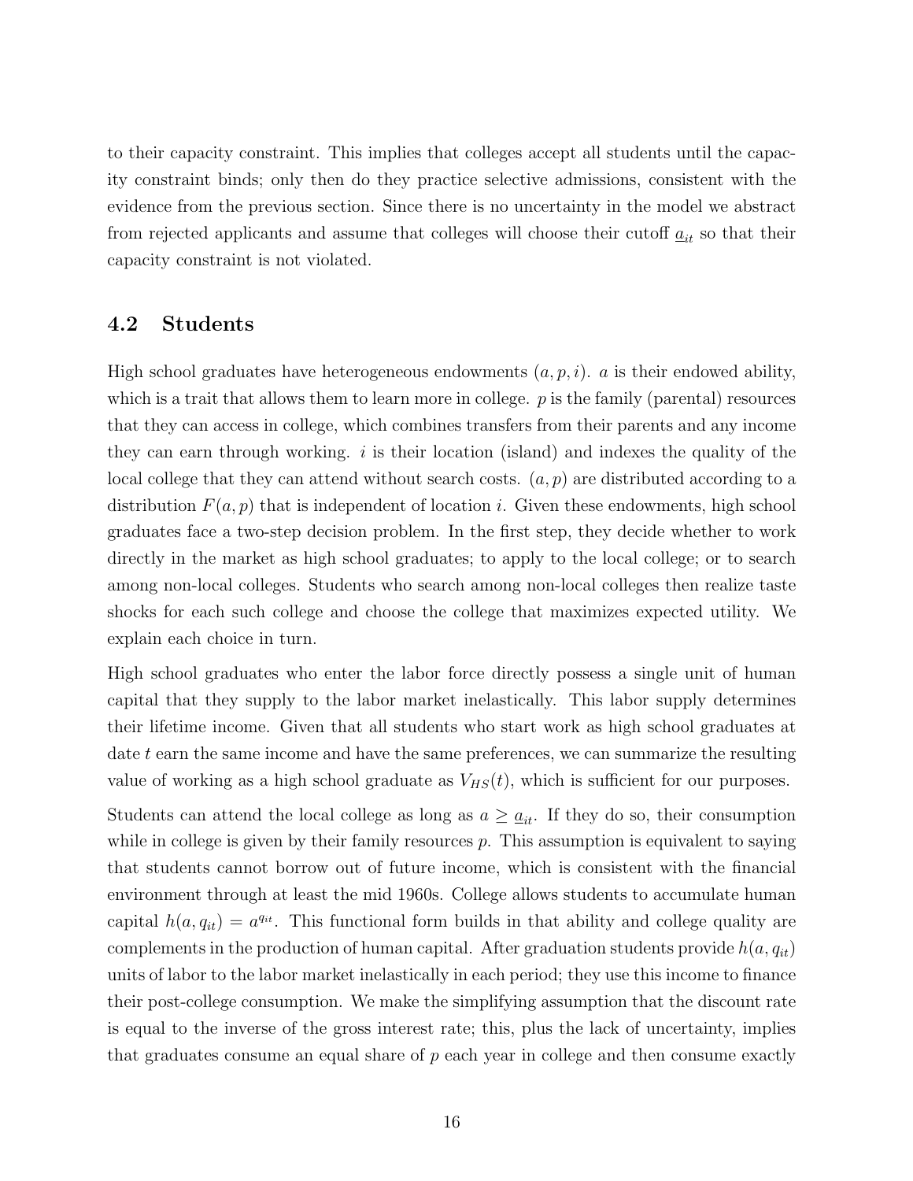to their capacity constraint. This implies that colleges accept all students until the capacity constraint binds; only then do they practice selective admissions, consistent with the evidence from the previous section. Since there is no uncertainty in the model we abstract from rejected applicants and assume that colleges will choose their cutoff $\underline{a}_{it}$ so that their capacity constraint is not violated.

## 4.2 Students

High school graduates have heterogeneous endowments $(a, p, i)$. $a$ is their endowed ability, which is a trait that allows them to learn more in college. $p$ is the family (parental) resources that they can access in college, which combines transfers from their parents and any income they can earn through working. $i$ is their location (island) and indexes the quality of the local college that they can attend without search costs. $(a, p)$ are distributed according to a distribution $F(a, p)$ that is independent of location $i$. Given these endowments, high school graduates face a two-step decision problem. In the first step, they decide whether to work directly in the market as high school graduates; to apply to the local college; or to search among non-local colleges. Students who search among non-local colleges then realize taste shocks for each such college and choose the college that maximizes expected utility. We explain each choice in turn.

High school graduates who enter the labor force directly possess a single unit of human capital that they supply to the labor market inelastically. This labor supply determines their lifetime income. Given that all students who start work as high school graduates at date $t$ earn the same income and have the same preferences, we can summarize the resulting value of working as a high school graduate as $V_{HS}(t)$, which is sufficient for our purposes.

Students can attend the local college as long as $a \geq \underline{a}_{it}$. If they do so, their consumption while in college is given by their family resources $p$. This assumption is equivalent to saying that students cannot borrow out of future income, which is consistent with the financial environment through at least the mid 1960s. College allows students to accumulate human capital $h(a, q_{it}) = a^{q_{it}}$. This functional form builds in that ability and college quality are complements in the production of human capital. After graduation students provide $h(a, q_{it})$ units of labor to the labor market inelastically in each period; they use this income to finance their post-college consumption. We make the simplifying assumption that the discount rate is equal to the inverse of the gross interest rate; this, plus the lack of uncertainty, implies that graduates consume an equal share of $p$ each year in college and then consume exactly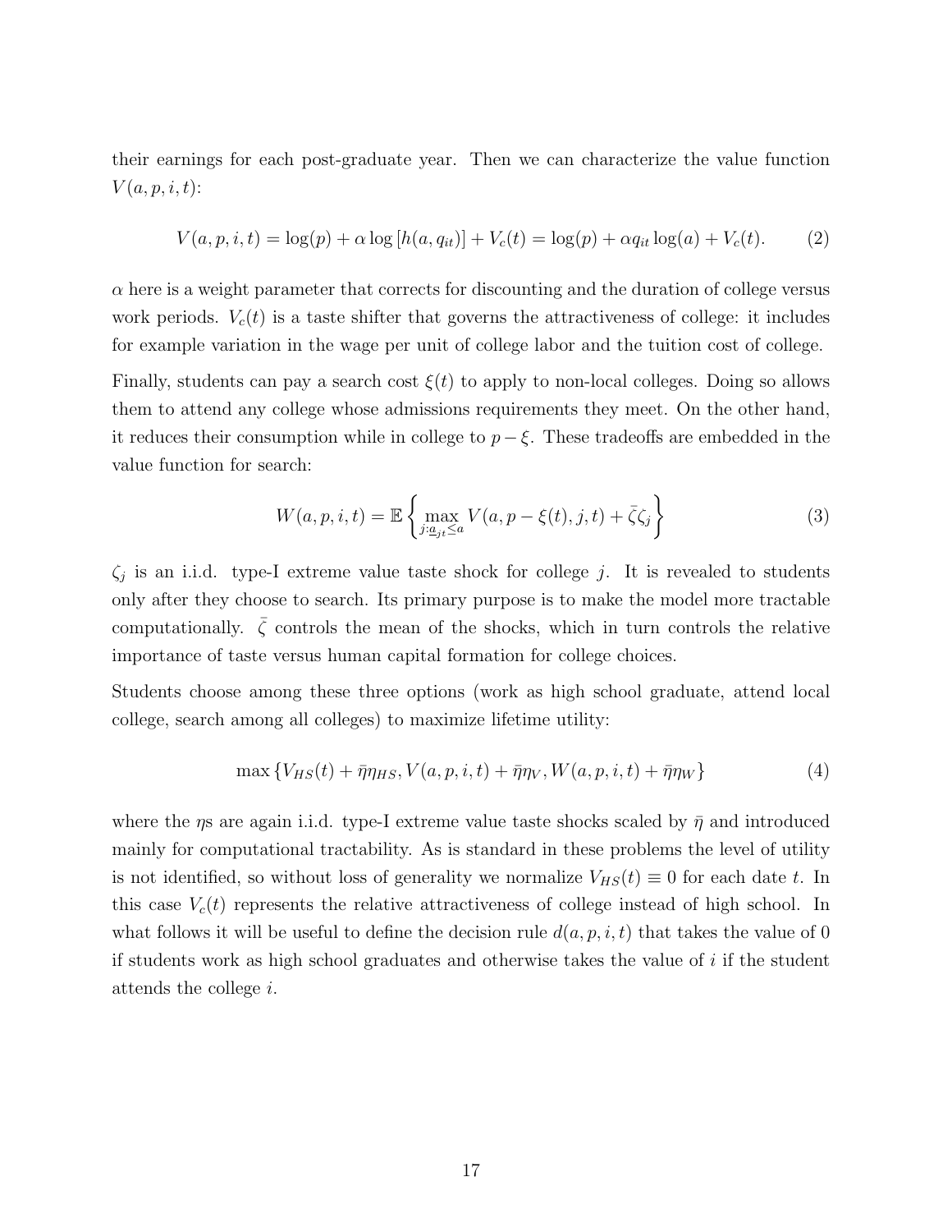their earnings for each post-graduate year. Then we can characterize the value function $V(a, p, i, t)$:

$$V(a, p, i, t) = \log(p) + \alpha \log\left[h(a, q_{it})\right] + V_c(t) = \log(p) + \alpha q_{it} \log(a) + V_c(t). \tag{2}$$

$\alpha$ here is a weight parameter that corrects for discounting and the duration of college versus work periods. $V_c(t)$ is a taste shifter that governs the attractiveness of college: it includes for example variation in the wage per unit of college labor and the tuition cost of college.

Finally, students can pay a search cost $\xi(t)$ to apply to non-local colleges. Doing so allows them to attend any college whose admissions requirements they meet. On the other hand, it reduces their consumption while in college to $p - \xi$. These tradeoffs are embedded in the value function for search:

$$W(a, p, i, t) = \mathbb{E}\left\{\max_{j: \underline{a}_{jt} \leq a} V(a, p - \xi(t), j, t) + \bar{\zeta}\zeta_j\right\} \tag{3}$$

$\zeta_j$ is an i.i.d. type-I extreme value taste shock for college $j$. It is revealed to students only after they choose to search. Its primary purpose is to make the model more tractable computationally. $\bar{\zeta}$ controls the mean of the shocks, which in turn controls the relative importance of taste versus human capital formation for college choices.

Students choose among these three options (work as high school graduate, attend local college, search among all colleges) to maximize lifetime utility:

$$\max\left\{V_{HS}(t) + \bar{\eta}\eta_{HS}, V(a, p, i, t) + \bar{\eta}\eta_V, W(a, p, i, t) + \bar{\eta}\eta_W\right\} \tag{4}$$

where the $\eta$s are again i.i.d. type-I extreme value taste shocks scaled by $\bar{\eta}$ and introduced mainly for computational tractability. As is standard in these problems the level of utility is not identified, so without loss of generality we normalize $V_{HS}(t) \equiv 0$ for each date $t$. In this case $V_c(t)$ represents the relative attractiveness of college instead of high school. In what follows it will be useful to define the decision rule $d(a, p, i, t)$ that takes the value of 0 if students work as high school graduates and otherwise takes the value of $i$ if the student attends the college $i$.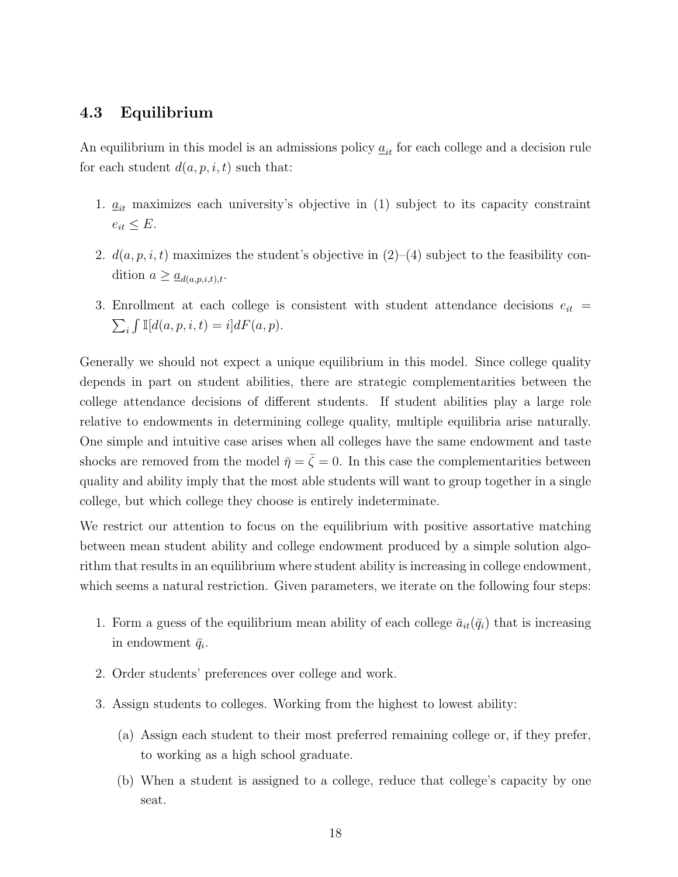### 4.3 Equilibrium

An equilibrium in this model is an admissions policy $\underline{a}_{it}$ for each college and a decision rule for each student $d(a, p, i, t)$ such that:

1. $\underline{a}_{it}$ maximizes each university's objective in (1) subject to its capacity constraint $e_{it} \leq E$.
2. $d(a, p, i, t)$ maximizes the student's objective in (2)–(4) subject to the feasibility condition $a \geq \underline{a}_{d(a,p,i,t),t}$.
3. Enrollment at each college is consistent with student attendance decisions $e_{it} = \sum_i \int \mathbb{I}[d(a, p, i, t) = i] dF(a, p)$.

Generally we should not expect a unique equilibrium in this model. Since college quality depends in part on student abilities, there are strategic complementarities between the college attendance decisions of different students. If student abilities play a large role relative to endowments in determining college quality, multiple equilibria arise naturally. One simple and intuitive case arises when all colleges have the same endowment and taste shocks are removed from the model $\bar{\eta} = \bar{\zeta} = 0$. In this case the complementarities between quality and ability imply that the most able students will want to group together in a single college, but which college they choose is entirely indeterminate.

We restrict our attention to focus on the equilibrium with positive assortative matching between mean student ability and college endowment produced by a simple solution algorithm that results in an equilibrium where student ability is increasing in college endowment, which seems a natural restriction. Given parameters, we iterate on the following four steps:

1. Form a guess of the equilibrium mean ability of each college $\bar{a}_{it}(\bar{q}_i)$ that is increasing in endowment $\bar{q}_i$.
2. Order students' preferences over college and work.
3. Assign students to colleges. Working from the highest to lowest ability:
    (a) Assign each student to their most preferred remaining college or, if they prefer, to working as a high school graduate.
    (b) When a student is assigned to a college, reduce that college's capacity by one seat.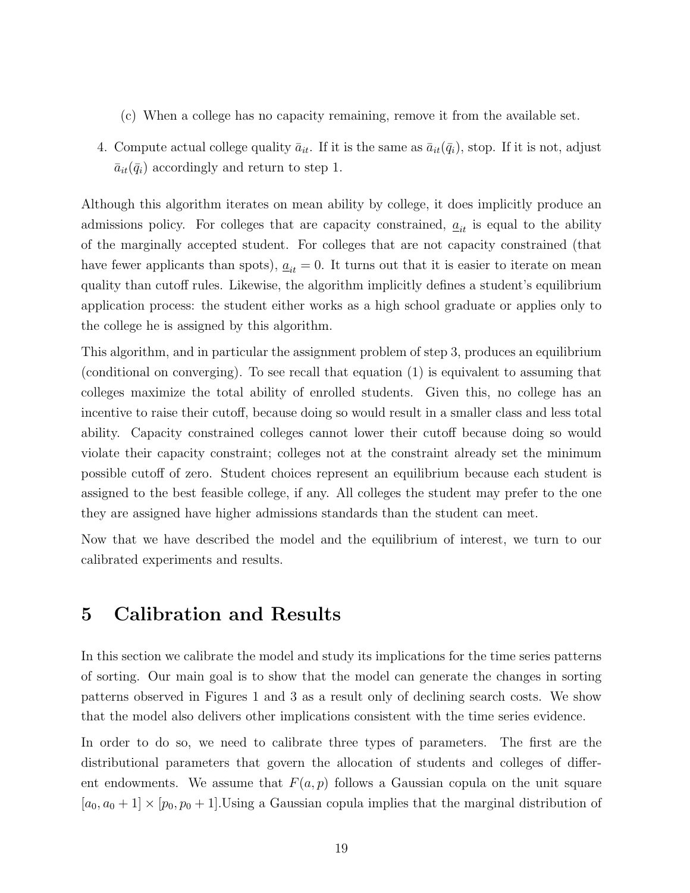(c) When a college has no capacity remaining, remove it from the available set.

4. Compute actual college quality $\bar{a}_{it}$. If it is the same as $\bar{a}_{it}(\bar{q}_i)$, stop. If it is not, adjust $\bar{a}_{it}(\bar{q}_i)$ accordingly and return to step 1.

Although this algorithm iterates on mean ability by college, it does implicitly produce an admissions policy. For colleges that are capacity constrained, $\underline{a}_{it}$ is equal to the ability of the marginally accepted student. For colleges that are not capacity constrained (that have fewer applicants than spots), $\underline{a}_{it} = 0$. It turns out that it is easier to iterate on mean quality than cutoff rules. Likewise, the algorithm implicitly defines a student's equilibrium application process: the student either works as a high school graduate or applies only to the college he is assigned by this algorithm.

This algorithm, and in particular the assignment problem of step 3, produces an equilibrium (conditional on converging). To see recall that equation (1) is equivalent to assuming that colleges maximize the total ability of enrolled students. Given this, no college has an incentive to raise their cutoff, because doing so would result in a smaller class and less total ability. Capacity constrained colleges cannot lower their cutoff because doing so would violate their capacity constraint; colleges not at the constraint already set the minimum possible cutoff of zero. Student choices represent an equilibrium because each student is assigned to the best feasible college, if any. All colleges the student may prefer to the one they are assigned have higher admissions standards than the student can meet.

Now that we have described the model and the equilibrium of interest, we turn to our calibrated experiments and results.

# 5 Calibration and Results

In this section we calibrate the model and study its implications for the time series patterns of sorting. Our main goal is to show that the model can generate the changes in sorting patterns observed in Figures 1 and 3 as a result only of declining search costs. We show that the model also delivers other implications consistent with the time series evidence.

In order to do so, we need to calibrate three types of parameters. The first are the distributional parameters that govern the allocation of students and colleges of different endowments. We assume that $F(a, p)$ follows a Gaussian copula on the unit square $[a_0, a_0 + 1] \times [p_0, p_0 + 1]$.Using a Gaussian copula implies that the marginal distribution of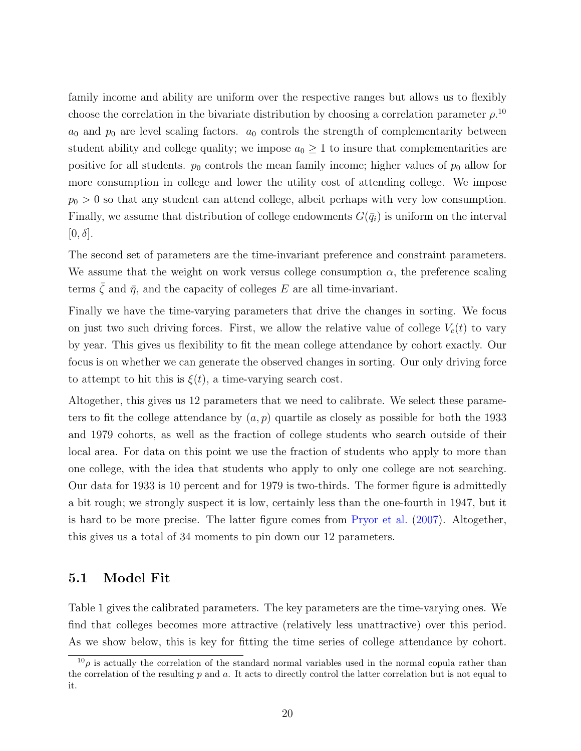family income and ability are uniform over the respective ranges but allows us to flexibly choose the correlation in the bivariate distribution by choosing a correlation parameter $\rho$.[10] $a_0$ and $p_0$ are level scaling factors. $a_0$ controls the strength of complementarity between student ability and college quality; we impose $a_0 \geq 1$ to insure that complementarities are positive for all students. $p_0$ controls the mean family income; higher values of $p_0$ allow for more consumption in college and lower the utility cost of attending college. We impose $p_0 > 0$ so that any student can attend college, albeit perhaps with very low consumption. Finally, we assume that distribution of college endowments $G(\bar{q}_i)$ is uniform on the interval $[0, \delta]$.

The second set of parameters are the time-invariant preference and constraint parameters. We assume that the weight on work versus college consumption $\alpha$, the preference scaling terms $\bar{\zeta}$ and $\bar{\eta}$, and the capacity of colleges $E$ are all time-invariant.

Finally we have the time-varying parameters that drive the changes in sorting. We focus on just two such driving forces. First, we allow the relative value of college $V_c(t)$ to vary by year. This gives us flexibility to fit the mean college attendance by cohort exactly. Our focus is on whether we can generate the observed changes in sorting. Our only driving force to attempt to hit this is $\xi(t)$, a time-varying search cost.

Altogether, this gives us 12 parameters that we need to calibrate. We select these parameters to fit the college attendance by $(a, p)$ quartile as closely as possible for both the 1933 and 1979 cohorts, as well as the fraction of college students who search outside of their local area. For data on this point we use the fraction of students who apply to more than one college, with the idea that students who apply to only one college are not searching. Our data for 1933 is 10 percent and for 1979 is two-thirds. The former figure is admittedly a bit rough; we strongly suspect it is low, certainly less than the one-fourth in 1947, but it is hard to be more precise. The latter figure comes from Pryor et al. (2007). Altogether, this gives us a total of 34 moments to pin down our 12 parameters.

## 5.1 Model Fit

Table 1 gives the calibrated parameters. The key parameters are the time-varying ones. We find that colleges becomes more attractive (relatively less unattractive) over this period. As we show below, this is key for fitting the time series of college attendance by cohort.

[10] $\rho$ is actually the correlation of the standard normal variables used in the normal copula rather than the correlation of the resulting $p$ and $a$. It acts to directly control the latter correlation but is not equal to it.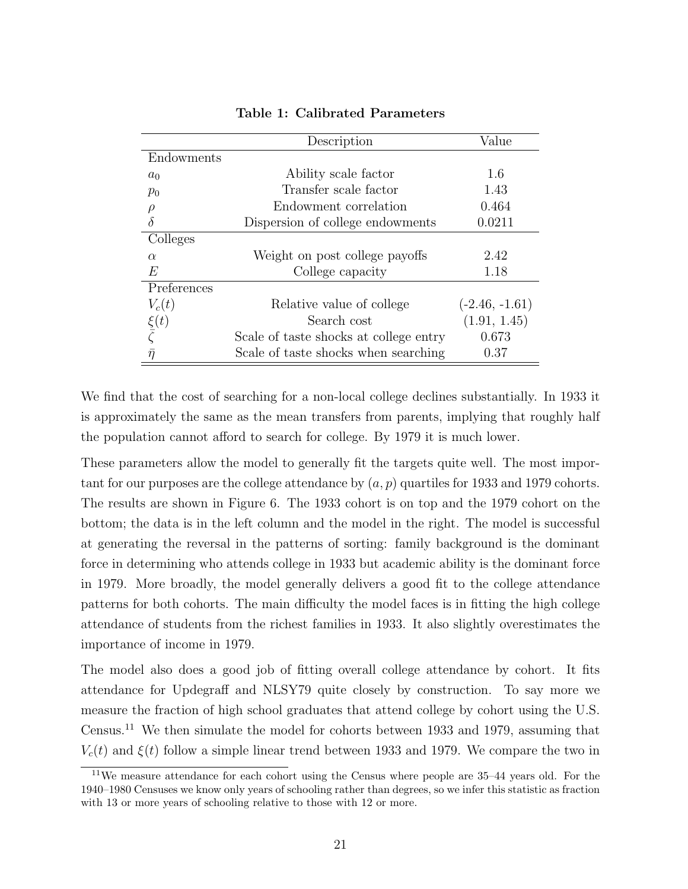**Table 1: Calibrated Parameters**

| | Description | Value |
|---|---|---|
| Endowments | | |
| $a_0$ | Ability scale factor | 1.6 |
| $p_0$ | Transfer scale factor | 1.43 |
| $\rho$ | Endowment correlation | 0.464 |
| $\delta$ | Dispersion of college endowments | 0.0211 |
| Colleges | | |
| $\alpha$ | Weight on post college payoffs | 2.42 |
| $E$ | College capacity | 1.18 |
| Preferences | | |
| $V_c(t)$ | Relative value of college | (-2.46, -1.61) |
| $\xi(t)$ | Search cost | (1.91, 1.45) |
| $\bar{\zeta}$ | Scale of taste shocks at college entry | 0.673 |
| $\bar{\eta}$ | Scale of taste shocks when searching | 0.37 |

We find that the cost of searching for a non-local college declines substantially. In 1933 it is approximately the same as the mean transfers from parents, implying that roughly half the population cannot afford to search for college. By 1979 it is much lower.

These parameters allow the model to generally fit the targets quite well. The most important for our purposes are the college attendance by $(a, p)$ quartiles for 1933 and 1979 cohorts. The results are shown in Figure 6. The 1933 cohort is on top and the 1979 cohort on the bottom; the data is in the left column and the model in the right. The model is successful at generating the reversal in the patterns of sorting: family background is the dominant force in determining who attends college in 1933 but academic ability is the dominant force in 1979. More broadly, the model generally delivers a good fit to the college attendance patterns for both cohorts. The main difficulty the model faces is in fitting the high college attendance of students from the richest families in 1933. It also slightly overestimates the importance of income in 1979.

The model also does a good job of fitting overall college attendance by cohort. It fits attendance for Updegraff and NLSY79 quite closely by construction. To say more we measure the fraction of high school graduates that attend college by cohort using the U.S. Census.[11] We then simulate the model for cohorts between 1933 and 1979, assuming that $V_c(t)$ and $\xi(t)$ follow a simple linear trend between 1933 and 1979. We compare the two in

[11] We measure attendance for each cohort using the Census where people are 35–44 years old. For the 1940–1980 Censuses we know only years of schooling rather than degrees, so we infer this statistic as fraction with 13 or more years of schooling relative to those with 12 or more.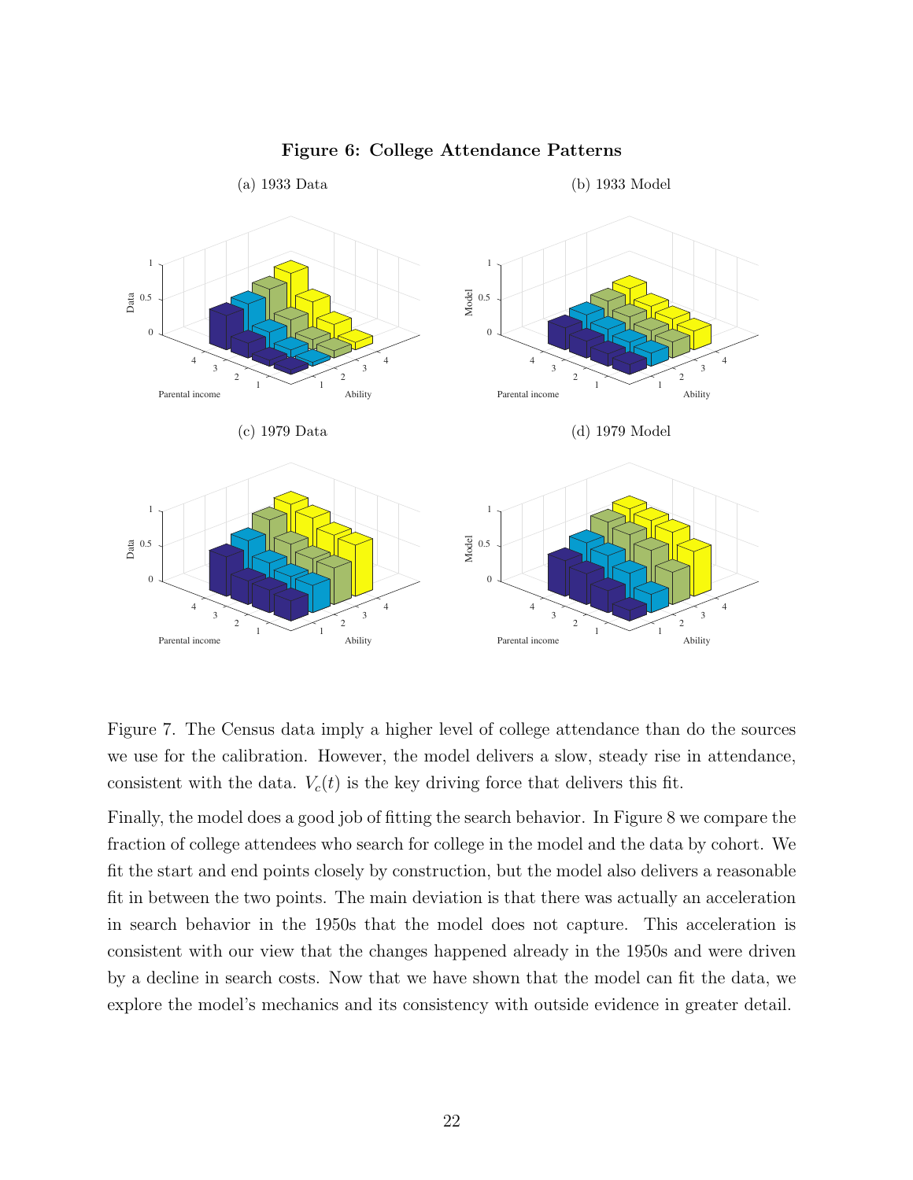**Figure 6: College Attendance Patterns**

(a) 1933 Data

(b) 1933 Model

(c) 1979 Data

(d) 1979 Model

Figure 7. The Census data imply a higher level of college attendance than do the sources we use for the calibration. However, the model delivers a slow, steady rise in attendance, consistent with the data. $V_c(t)$ is the key driving force that delivers this fit.

Finally, the model does a good job of fitting the search behavior. In Figure 8 we compare the fraction of college attendees who search for college in the model and the data by cohort. We fit the start and end points closely by construction, but the model also delivers a reasonable fit in between the two points. The main deviation is that there was actually an acceleration in search behavior in the 1950s that the model does not capture. This acceleration is consistent with our view that the changes happened already in the 1950s and were driven by a decline in search costs. Now that we have shown that the model can fit the data, we explore the model's mechanics and its consistency with outside evidence in greater detail.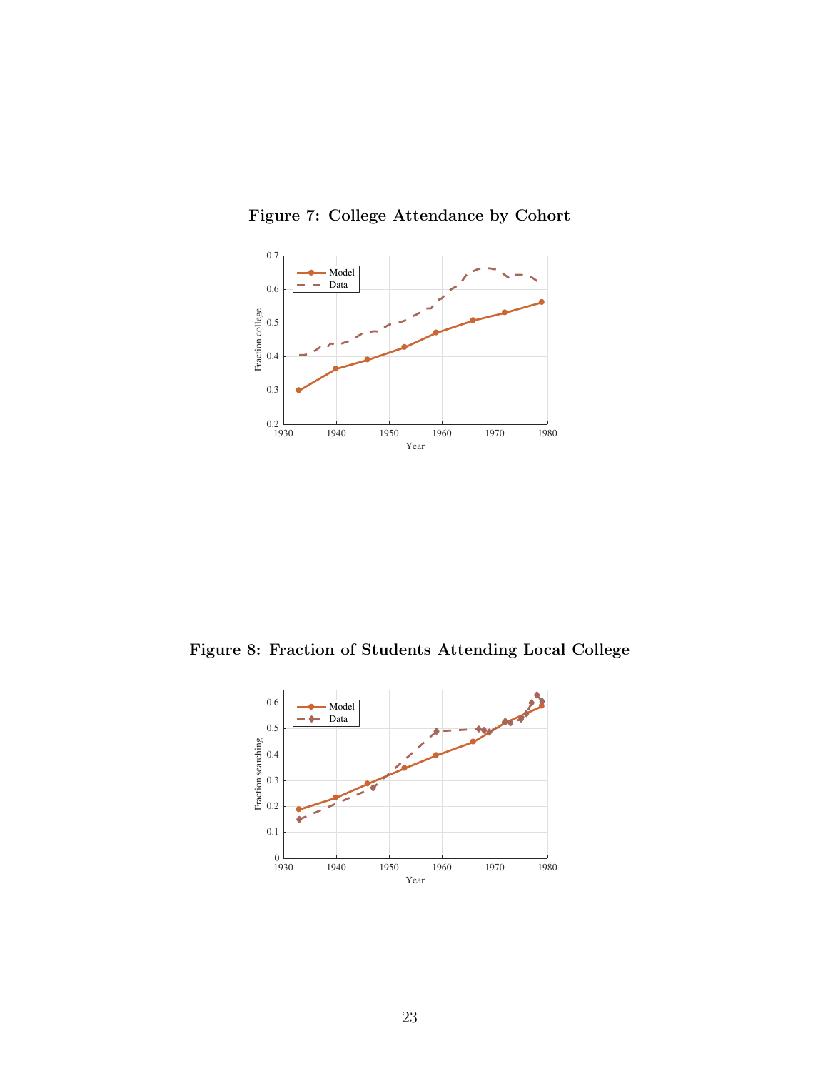**Figure 7: College Attendance by Cohort**

**Figure 8: Fraction of Students Attending Local College**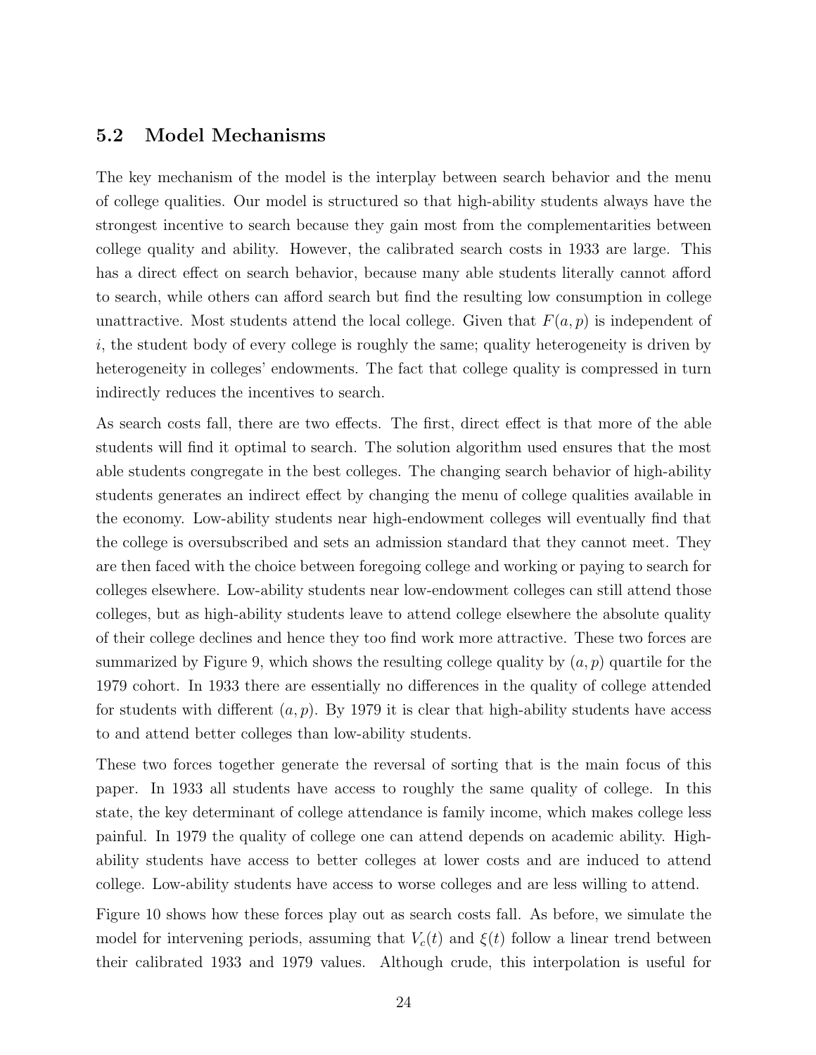## 5.2 Model Mechanisms

The key mechanism of the model is the interplay between search behavior and the menu of college qualities. Our model is structured so that high-ability students always have the strongest incentive to search because they gain most from the complementarities between college quality and ability. However, the calibrated search costs in 1933 are large. This has a direct effect on search behavior, because many able students literally cannot afford to search, while others can afford search but find the resulting low consumption in college unattractive. Most students attend the local college. Given that $F(a, p)$ is independent of $i$, the student body of every college is roughly the same; quality heterogeneity is driven by heterogeneity in colleges' endowments. The fact that college quality is compressed in turn indirectly reduces the incentives to search.

As search costs fall, there are two effects. The first, direct effect is that more of the able students will find it optimal to search. The solution algorithm used ensures that the most able students congregate in the best colleges. The changing search behavior of high-ability students generates an indirect effect by changing the menu of college qualities available in the economy. Low-ability students near high-endowment colleges will eventually find that the college is oversubscribed and sets an admission standard that they cannot meet. They are then faced with the choice between foregoing college and working or paying to search for colleges elsewhere. Low-ability students near low-endowment colleges can still attend those colleges, but as high-ability students leave to attend college elsewhere the absolute quality of their college declines and hence they too find work more attractive. These two forces are summarized by Figure 9, which shows the resulting college quality by $(a, p)$ quartile for the 1979 cohort. In 1933 there are essentially no differences in the quality of college attended for students with different $(a, p)$. By 1979 it is clear that high-ability students have access to and attend better colleges than low-ability students.

These two forces together generate the reversal of sorting that is the main focus of this paper. In 1933 all students have access to roughly the same quality of college. In this state, the key determinant of college attendance is family income, which makes college less painful. In 1979 the quality of college one can attend depends on academic ability. High-ability students have access to better colleges at lower costs and are induced to attend college. Low-ability students have access to worse colleges and are less willing to attend.

Figure 10 shows how these forces play out as search costs fall. As before, we simulate the model for intervening periods, assuming that $V_c(t)$ and $\xi(t)$ follow a linear trend between their calibrated 1933 and 1979 values. Although crude, this interpolation is useful for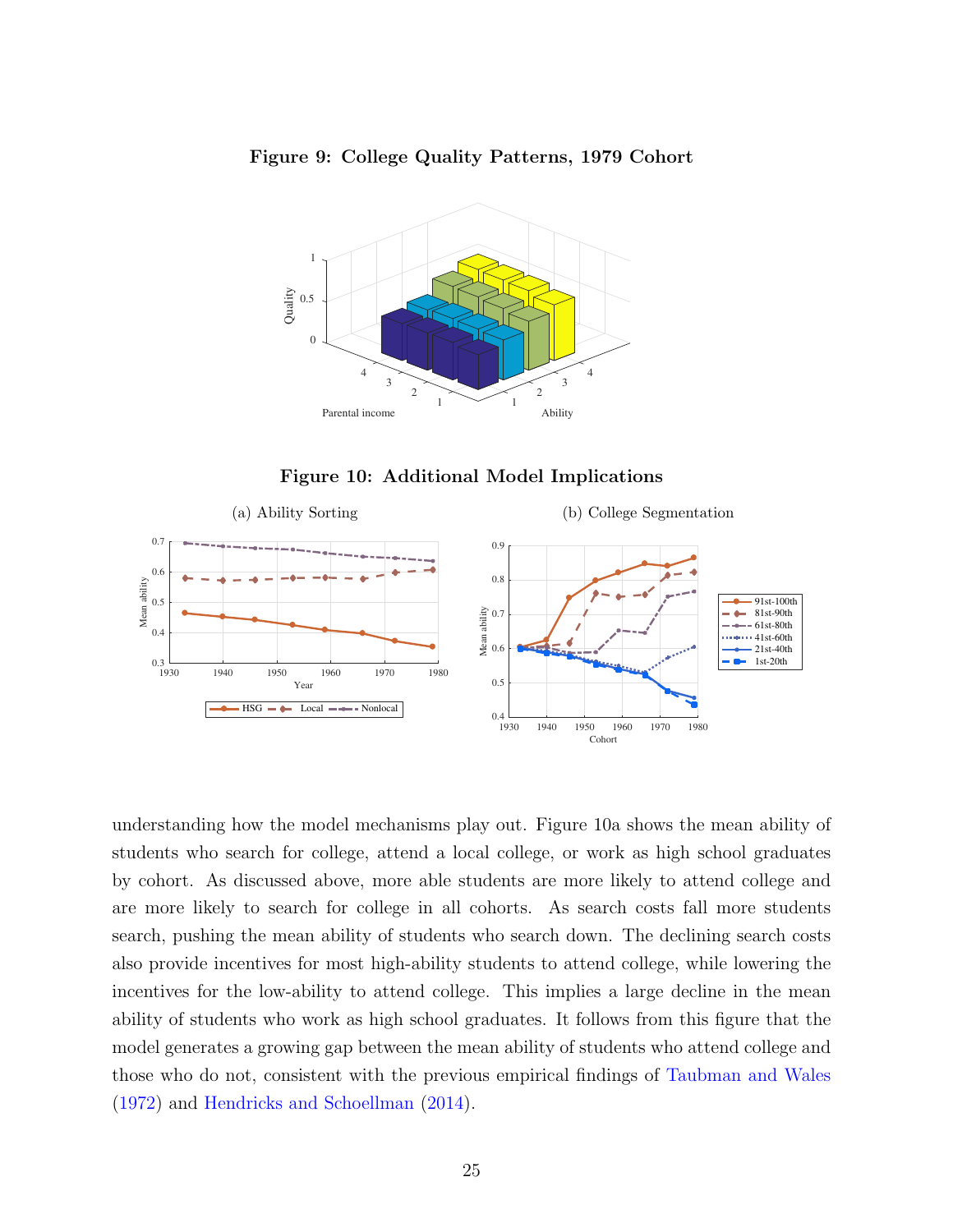**Figure 9: College Quality Patterns, 1979 Cohort**

**Figure 10: Additional Model Implications**

(a) Ability Sorting

(b) College Segmentation

understanding how the model mechanisms play out. Figure 10a shows the mean ability of students who search for college, attend a local college, or work as high school graduates by cohort. As discussed above, more able students are more likely to attend college and are more likely to search for college in all cohorts. As search costs fall more students search, pushing the mean ability of students who search down. The declining search costs also provide incentives for most high-ability students to attend college, while lowering the incentives for the low-ability to attend college. This implies a large decline in the mean ability of students who work as high school graduates. It follows from this figure that the model generates a growing gap between the mean ability of students who attend college and those who do not, consistent with the previous empirical findings of Taubman and Wales (1972) and Hendricks and Schoellman (2014).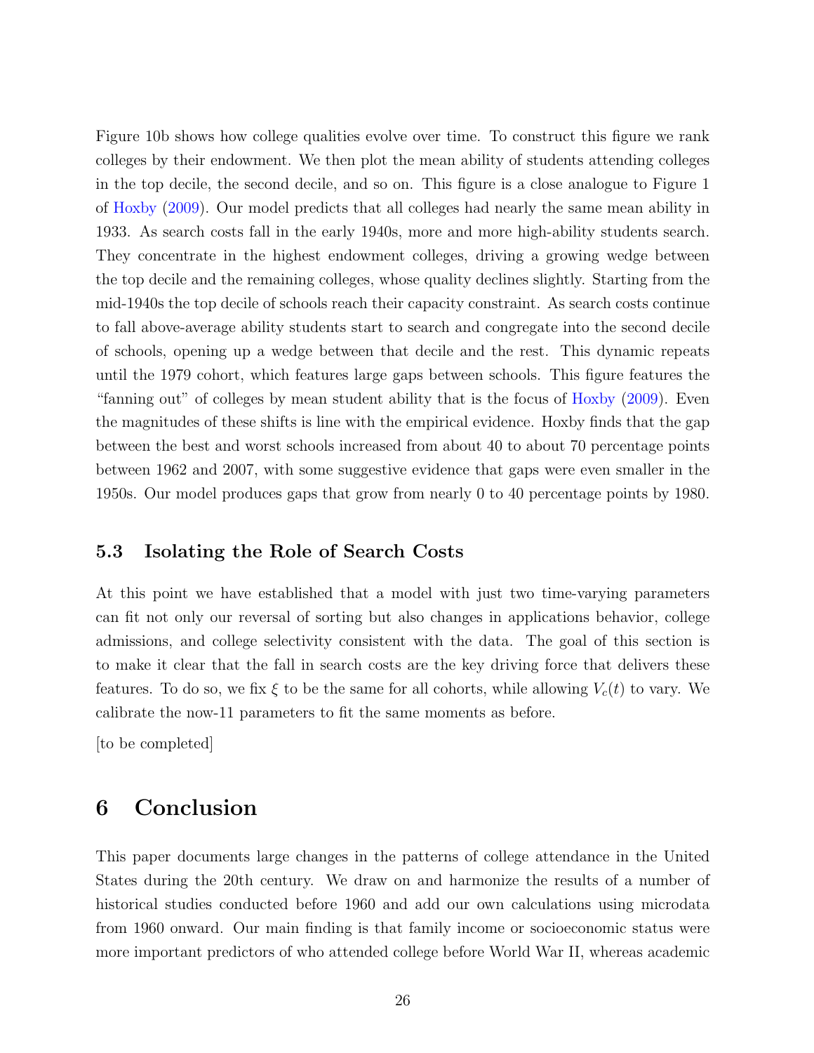Figure 10b shows how college qualities evolve over time. To construct this figure we rank colleges by their endowment. We then plot the mean ability of students attending colleges in the top decile, the second decile, and so on. This figure is a close analogue to Figure 1 of Hoxby (2009). Our model predicts that all colleges had nearly the same mean ability in 1933. As search costs fall in the early 1940s, more and more high-ability students search. They concentrate in the highest endowment colleges, driving a growing wedge between the top decile and the remaining colleges, whose quality declines slightly. Starting from the mid-1940s the top decile of schools reach their capacity constraint. As search costs continue to fall above-average ability students start to search and congregate into the second decile of schools, opening up a wedge between that decile and the rest. This dynamic repeats until the 1979 cohort, which features large gaps between schools. This figure features the "fanning out" of colleges by mean student ability that is the focus of Hoxby (2009). Even the magnitudes of these shifts is line with the empirical evidence. Hoxby finds that the gap between the best and worst schools increased from about 40 to about 70 percentage points between 1962 and 2007, with some suggestive evidence that gaps were even smaller in the 1950s. Our model produces gaps that grow from nearly 0 to 40 percentage points by 1980.

### 5.3 Isolating the Role of Search Costs

At this point we have established that a model with just two time-varying parameters can fit not only our reversal of sorting but also changes in applications behavior, college admissions, and college selectivity consistent with the data. The goal of this section is to make it clear that the fall in search costs are the key driving force that delivers these features. To do so, we fix $\xi$ to be the same for all cohorts, while allowing $V_c(t)$ to vary. We calibrate the now-11 parameters to fit the same moments as before.

[to be completed]

## 6 Conclusion

This paper documents large changes in the patterns of college attendance in the United States during the 20th century. We draw on and harmonize the results of a number of historical studies conducted before 1960 and add our own calculations using microdata from 1960 onward. Our main finding is that family income or socioeconomic status were more important predictors of who attended college before World War II, whereas academic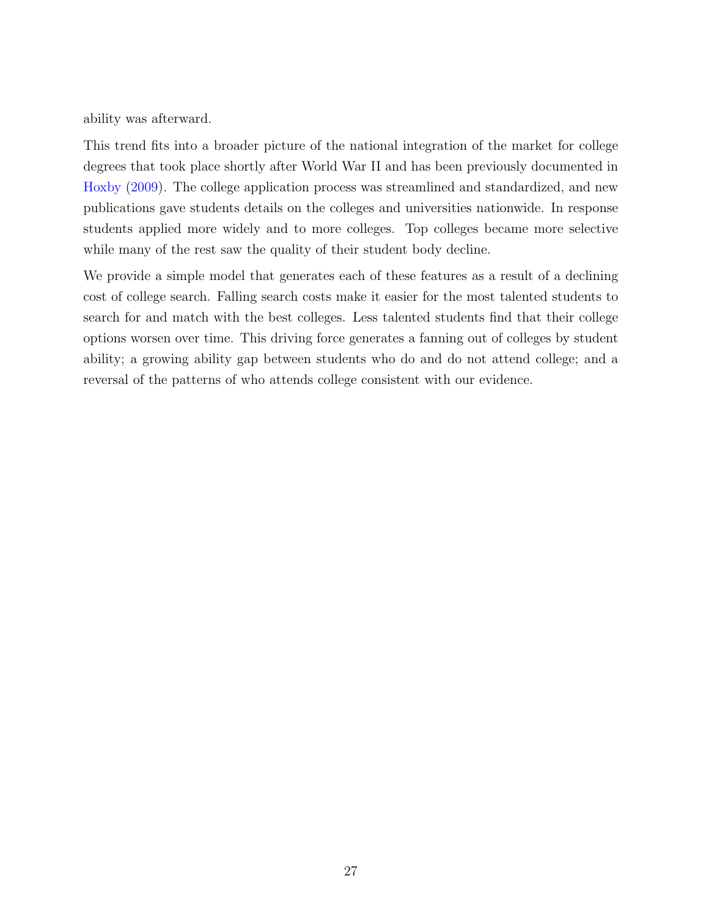ability was afterward.

This trend fits into a broader picture of the national integration of the market for college degrees that took place shortly after World War II and has been previously documented in Hoxby (2009). The college application process was streamlined and standardized, and new publications gave students details on the colleges and universities nationwide. In response students applied more widely and to more colleges. Top colleges became more selective while many of the rest saw the quality of their student body decline.

We provide a simple model that generates each of these features as a result of a declining cost of college search. Falling search costs make it easier for the most talented students to search for and match with the best colleges. Less talented students find that their college options worsen over time. This driving force generates a fanning out of colleges by student ability; a growing ability gap between students who do and do not attend college; and a reversal of the patterns of who attends college consistent with our evidence.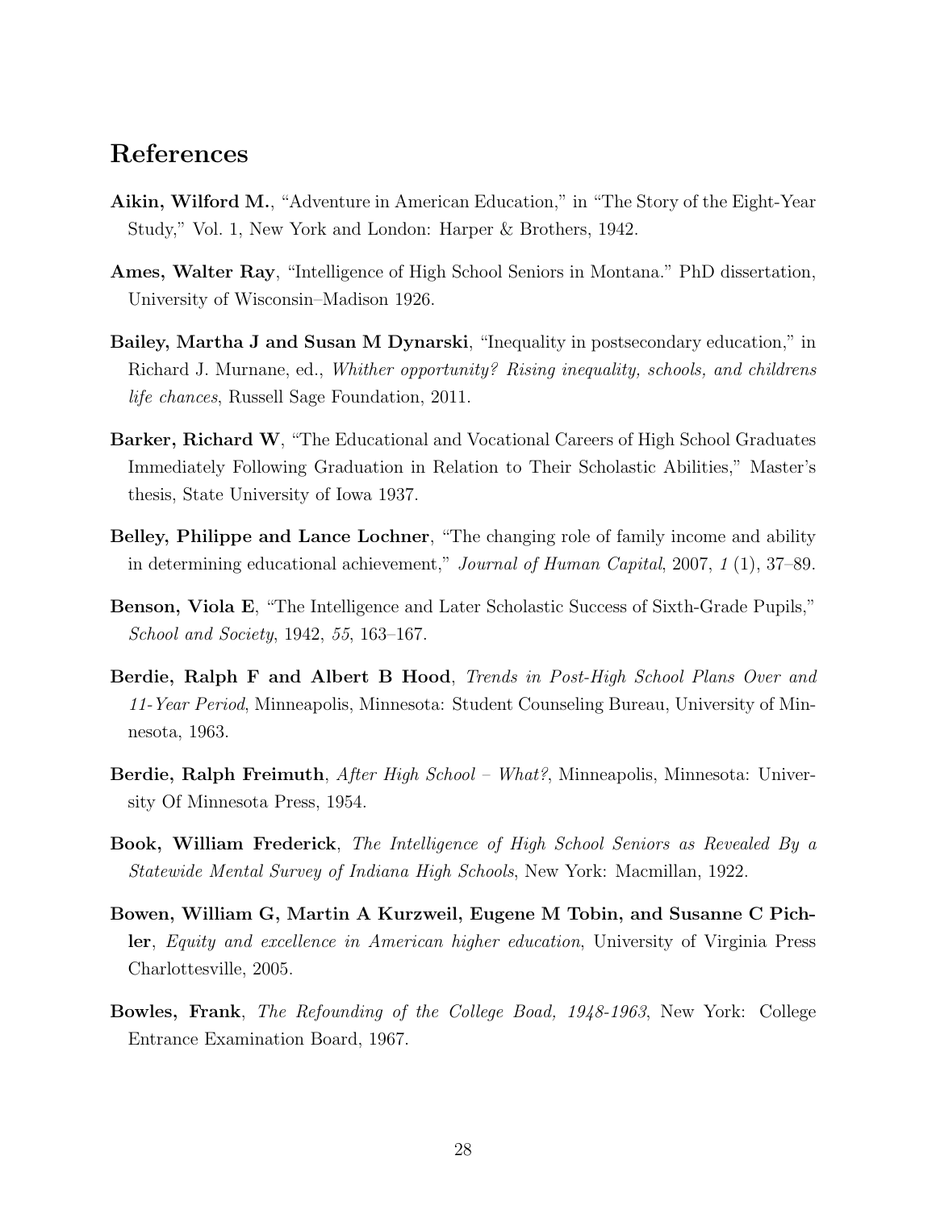# References

**Aikin, Wilford M.**, "Adventure in American Education," in "The Story of the Eight-Year Study," Vol. 1, New York and London: Harper & Brothers, 1942.

**Ames, Walter Ray**, "Intelligence of High School Seniors in Montana." PhD dissertation, University of Wisconsin–Madison 1926.

**Bailey, Martha J and Susan M Dynarski**, "Inequality in postsecondary education," in Richard J. Murnane, ed., *Whither opportunity? Rising inequality, schools, and childrens life chances*, Russell Sage Foundation, 2011.

**Barker, Richard W**, "The Educational and Vocational Careers of High School Graduates Immediately Following Graduation in Relation to Their Scholastic Abilities," Master's thesis, State University of Iowa 1937.

**Belley, Philippe and Lance Lochner**, "The changing role of family income and ability in determining educational achievement," *Journal of Human Capital*, 2007, *1* (1), 37–89.

**Benson, Viola E**, "The Intelligence and Later Scholastic Success of Sixth-Grade Pupils," *School and Society*, 1942, *55*, 163–167.

**Berdie, Ralph F and Albert B Hood**, *Trends in Post-High School Plans Over and 11-Year Period*, Minneapolis, Minnesota: Student Counseling Bureau, University of Minnesota, 1963.

**Berdie, Ralph Freimuth**, *After High School – What?*, Minneapolis, Minnesota: University Of Minnesota Press, 1954.

**Book, William Frederick**, *The Intelligence of High School Seniors as Revealed By a Statewide Mental Survey of Indiana High Schools*, New York: Macmillan, 1922.

**Bowen, William G, Martin A Kurzweil, Eugene M Tobin, and Susanne C Pichler**, *Equity and excellence in American higher education*, University of Virginia Press Charlottesville, 2005.

**Bowles, Frank**, *The Refounding of the College Boad, 1948-1963*, New York: College Entrance Examination Board, 1967.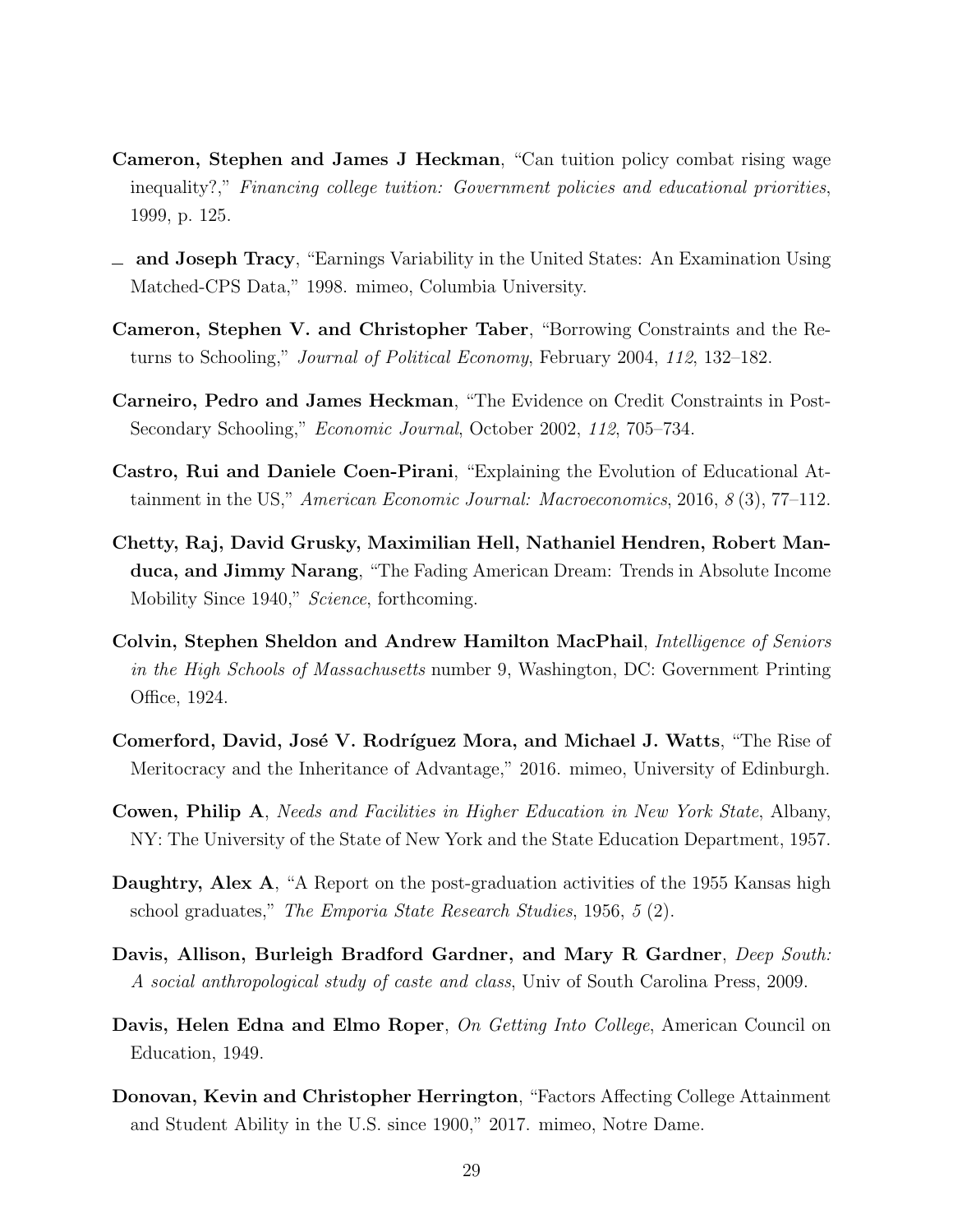**Cameron, Stephen and James J Heckman**, "Can tuition policy combat rising wage inequality?," *Financing college tuition: Government policies and educational priorities*, 1999, p. 125.

— **and Joseph Tracy**, "Earnings Variability in the United States: An Examination Using Matched-CPS Data," 1998. mimeo, Columbia University.

**Cameron, Stephen V. and Christopher Taber**, "Borrowing Constraints and the Returns to Schooling," *Journal of Political Economy*, February 2004, *112*, 132–182.

**Carneiro, Pedro and James Heckman**, "The Evidence on Credit Constraints in Post-Secondary Schooling," *Economic Journal*, October 2002, *112*, 705–734.

**Castro, Rui and Daniele Coen-Pirani**, "Explaining the Evolution of Educational Attainment in the US," *American Economic Journal: Macroeconomics*, 2016, *8* (3), 77–112.

**Chetty, Raj, David Grusky, Maximilian Hell, Nathaniel Hendren, Robert Manduca, and Jimmy Narang**, "The Fading American Dream: Trends in Absolute Income Mobility Since 1940," *Science*, forthcoming.

**Colvin, Stephen Sheldon and Andrew Hamilton MacPhail**, *Intelligence of Seniors in the High Schools of Massachusetts* number 9, Washington, DC: Government Printing Office, 1924.

**Comerford, David, José V. Rodríguez Mora, and Michael J. Watts**, "The Rise of Meritocracy and the Inheritance of Advantage," 2016. mimeo, University of Edinburgh.

**Cowen, Philip A**, *Needs and Facilities in Higher Education in New York State*, Albany, NY: The University of the State of New York and the State Education Department, 1957.

**Daughtry, Alex A**, "A Report on the post-graduation activities of the 1955 Kansas high school graduates," *The Emporia State Research Studies*, 1956, *5* (2).

**Davis, Allison, Burleigh Bradford Gardner, and Mary R Gardner**, *Deep South: A social anthropological study of caste and class*, Univ of South Carolina Press, 2009.

**Davis, Helen Edna and Elmo Roper**, *On Getting Into College*, American Council on Education, 1949.

**Donovan, Kevin and Christopher Herrington**, "Factors Affecting College Attainment and Student Ability in the U.S. since 1900," 2017. mimeo, Notre Dame.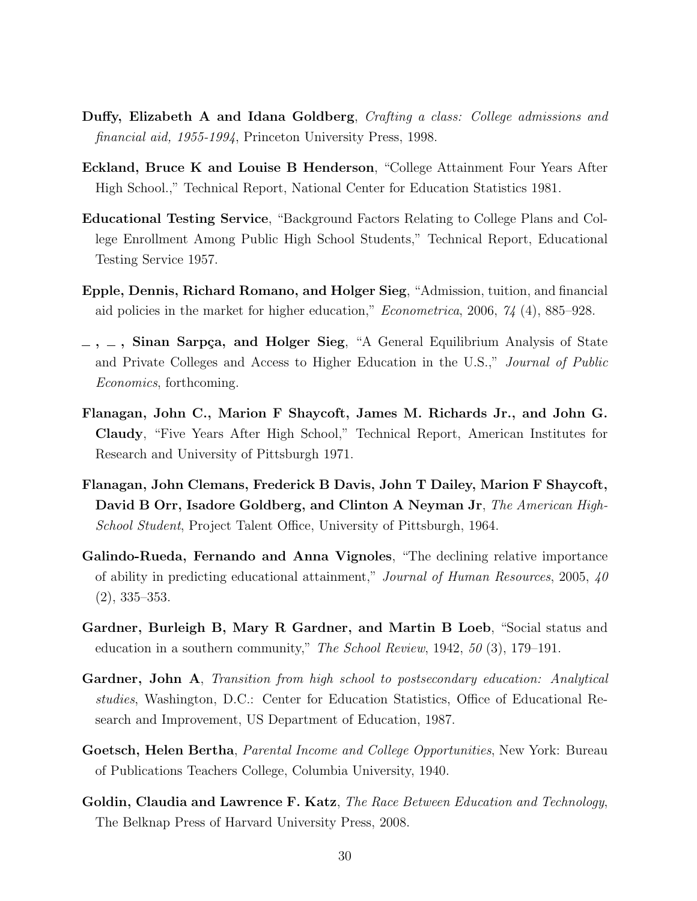**Duffy, Elizabeth A and Idana Goldberg**, *Crafting a class: College admissions and financial aid, 1955-1994*, Princeton University Press, 1998.

**Eckland, Bruce K and Louise B Henderson**, "College Attainment Four Years After High School.," Technical Report, National Center for Education Statistics 1981.

**Educational Testing Service**, "Background Factors Relating to College Plans and College Enrollment Among Public High School Students," Technical Report, Educational Testing Service 1957.

**Epple, Dennis, Richard Romano, and Holger Sieg**, "Admission, tuition, and financial aid policies in the market for higher education," *Econometrica*, 2006, *74* (4), 885–928.

**_ , _ , Sinan Sarpça, and Holger Sieg**, "A General Equilibrium Analysis of State and Private Colleges and Access to Higher Education in the U.S.," *Journal of Public Economics*, forthcoming.

**Flanagan, John C., Marion F Shaycoft, James M. Richards Jr., and John G. Claudy**, "Five Years After High School," Technical Report, American Institutes for Research and University of Pittsburgh 1971.

**Flanagan, John Clemans, Frederick B Davis, John T Dailey, Marion F Shaycoft, David B Orr, Isadore Goldberg, and Clinton A Neyman Jr**, *The American High-School Student*, Project Talent Office, University of Pittsburgh, 1964.

**Galindo-Rueda, Fernando and Anna Vignoles**, "The declining relative importance of ability in predicting educational attainment," *Journal of Human Resources*, 2005, *40* (2), 335–353.

**Gardner, Burleigh B, Mary R Gardner, and Martin B Loeb**, "Social status and education in a southern community," *The School Review*, 1942, *50* (3), 179–191.

**Gardner, John A**, *Transition from high school to postsecondary education: Analytical studies*, Washington, D.C.: Center for Education Statistics, Office of Educational Research and Improvement, US Department of Education, 1987.

**Goetsch, Helen Bertha**, *Parental Income and College Opportunities*, New York: Bureau of Publications Teachers College, Columbia University, 1940.

**Goldin, Claudia and Lawrence F. Katz**, *The Race Between Education and Technology*, The Belknap Press of Harvard University Press, 2008.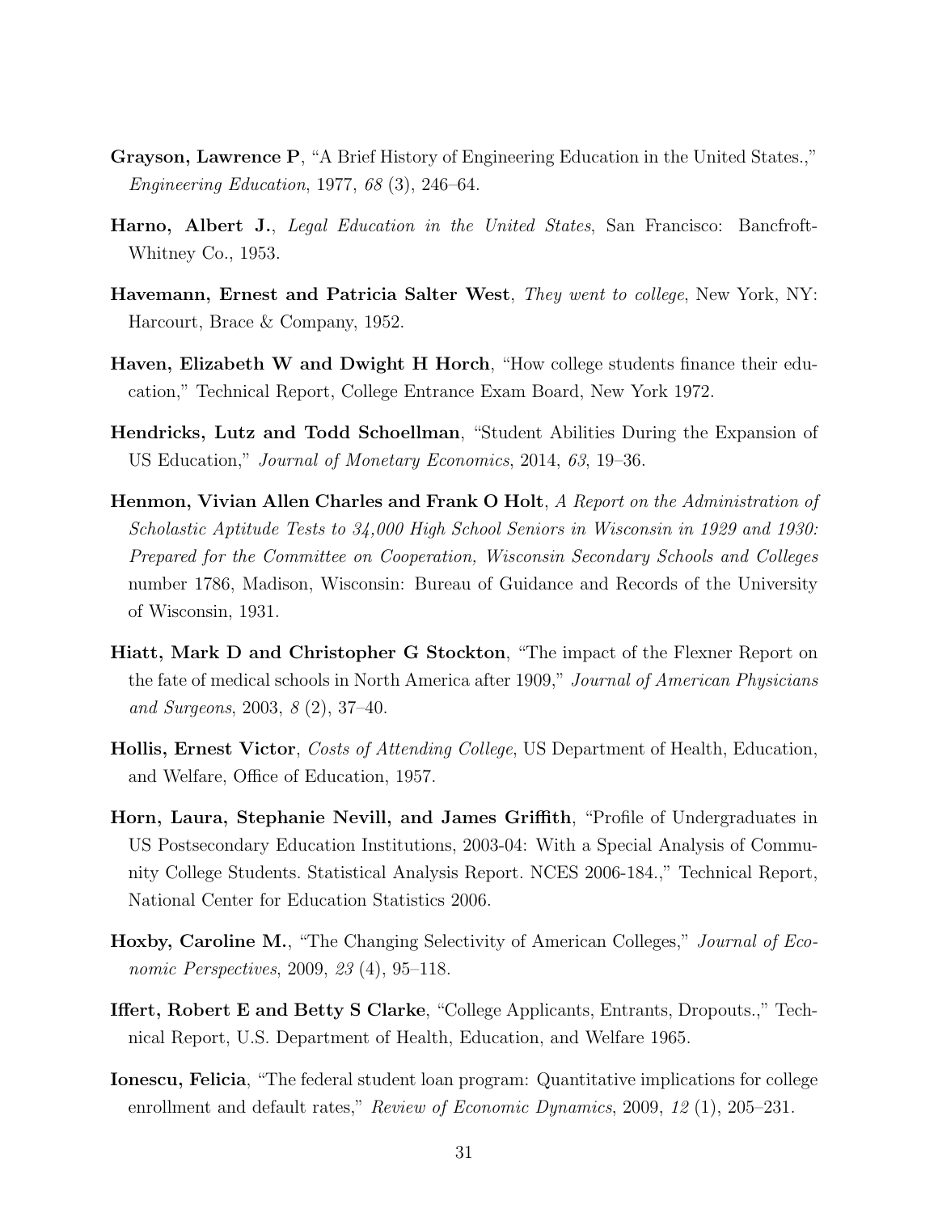**Grayson, Lawrence P**, "A Brief History of Engineering Education in the United States.," *Engineering Education*, 1977, *68* (3), 246–64.

**Harno, Albert J.**, *Legal Education in the United States*, San Francisco: Bancfroft-Whitney Co., 1953.

**Havemann, Ernest and Patricia Salter West**, *They went to college*, New York, NY: Harcourt, Brace & Company, 1952.

**Haven, Elizabeth W and Dwight H Horch**, "How college students finance their education," Technical Report, College Entrance Exam Board, New York 1972.

**Hendricks, Lutz and Todd Schoellman**, "Student Abilities During the Expansion of US Education," *Journal of Monetary Economics*, 2014, *63*, 19–36.

**Henmon, Vivian Allen Charles and Frank O Holt**, *A Report on the Administration of Scholastic Aptitude Tests to 34,000 High School Seniors in Wisconsin in 1929 and 1930: Prepared for the Committee on Cooperation, Wisconsin Secondary Schools and Colleges* number 1786, Madison, Wisconsin: Bureau of Guidance and Records of the University of Wisconsin, 1931.

**Hiatt, Mark D and Christopher G Stockton**, "The impact of the Flexner Report on the fate of medical schools in North America after 1909," *Journal of American Physicians and Surgeons*, 2003, *8* (2), 37–40.

**Hollis, Ernest Victor**, *Costs of Attending College*, US Department of Health, Education, and Welfare, Office of Education, 1957.

**Horn, Laura, Stephanie Nevill, and James Griffith**, "Profile of Undergraduates in US Postsecondary Education Institutions, 2003-04: With a Special Analysis of Community College Students. Statistical Analysis Report. NCES 2006-184.," Technical Report, National Center for Education Statistics 2006.

**Hoxby, Caroline M.**, "The Changing Selectivity of American Colleges," *Journal of Economic Perspectives*, 2009, *23* (4), 95–118.

**Iffert, Robert E and Betty S Clarke**, "College Applicants, Entrants, Dropouts.," Technical Report, U.S. Department of Health, Education, and Welfare 1965.

**Ionescu, Felicia**, "The federal student loan program: Quantitative implications for college enrollment and default rates," *Review of Economic Dynamics*, 2009, *12* (1), 205–231.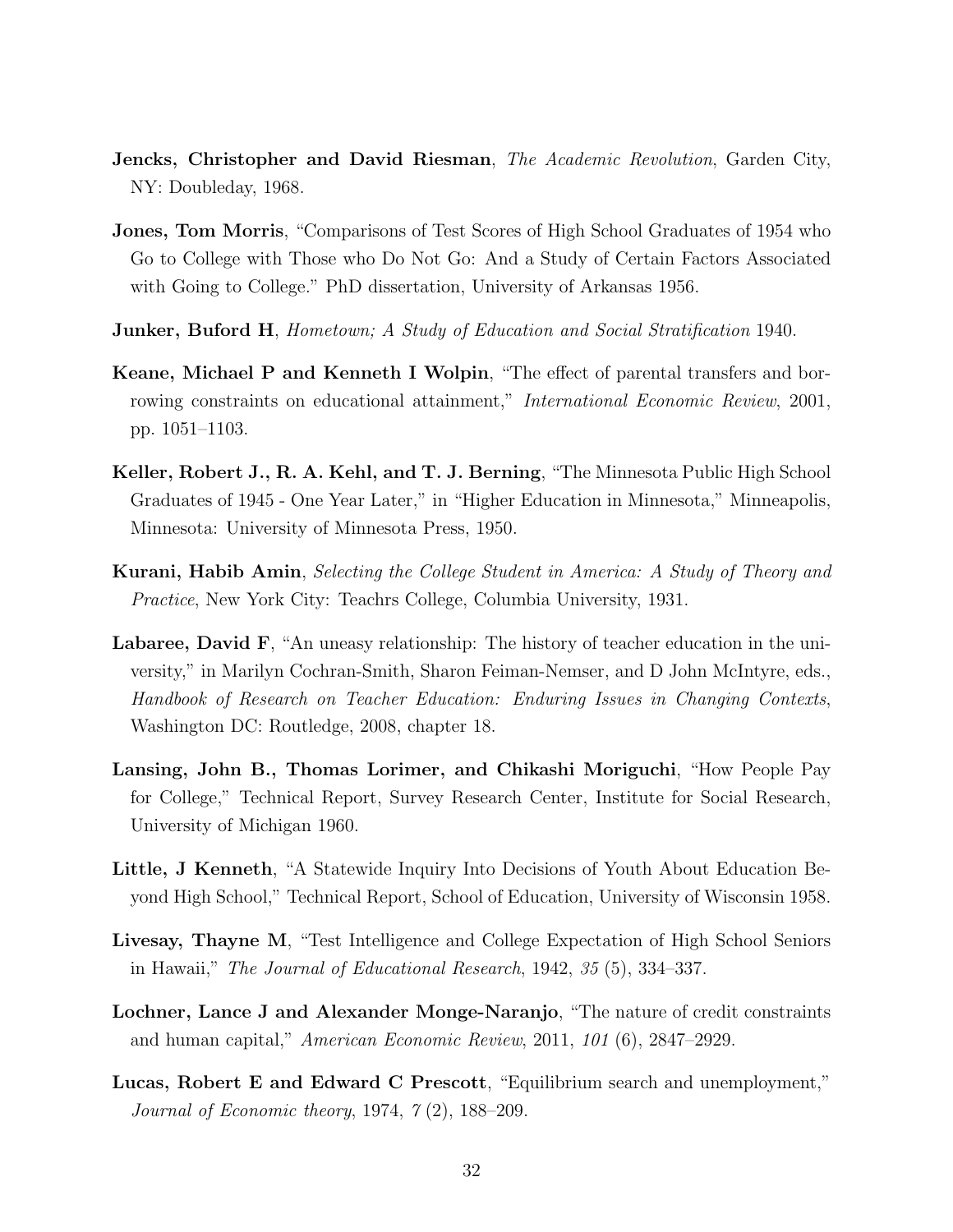**Jencks, Christopher and David Riesman**, *The Academic Revolution*, Garden City, NY: Doubleday, 1968.

**Jones, Tom Morris**, "Comparisons of Test Scores of High School Graduates of 1954 who Go to College with Those who Do Not Go: And a Study of Certain Factors Associated with Going to College." PhD dissertation, University of Arkansas 1956.

**Junker, Buford H**, *Hometown; A Study of Education and Social Stratification* 1940.

**Keane, Michael P and Kenneth I Wolpin**, "The effect of parental transfers and borrowing constraints on educational attainment," *International Economic Review*, 2001, pp. 1051–1103.

**Keller, Robert J., R. A. Kehl, and T. J. Berning**, "The Minnesota Public High School Graduates of 1945 - One Year Later," in "Higher Education in Minnesota," Minneapolis, Minnesota: University of Minnesota Press, 1950.

**Kurani, Habib Amin**, *Selecting the College Student in America: A Study of Theory and Practice*, New York City: Teachrs College, Columbia University, 1931.

**Labaree, David F**, "An uneasy relationship: The history of teacher education in the university," in Marilyn Cochran-Smith, Sharon Feiman-Nemser, and D John McIntyre, eds., *Handbook of Research on Teacher Education: Enduring Issues in Changing Contexts*, Washington DC: Routledge, 2008, chapter 18.

**Lansing, John B., Thomas Lorimer, and Chikashi Moriguchi**, "How People Pay for College," Technical Report, Survey Research Center, Institute for Social Research, University of Michigan 1960.

**Little, J Kenneth**, "A Statewide Inquiry Into Decisions of Youth About Education Beyond High School," Technical Report, School of Education, University of Wisconsin 1958.

**Livesay, Thayne M**, "Test Intelligence and College Expectation of High School Seniors in Hawaii," *The Journal of Educational Research*, 1942, *35* (5), 334–337.

**Lochner, Lance J and Alexander Monge-Naranjo**, "The nature of credit constraints and human capital," *American Economic Review*, 2011, *101* (6), 2847–2929.

**Lucas, Robert E and Edward C Prescott**, "Equilibrium search and unemployment," *Journal of Economic theory*, 1974, *7* (2), 188–209.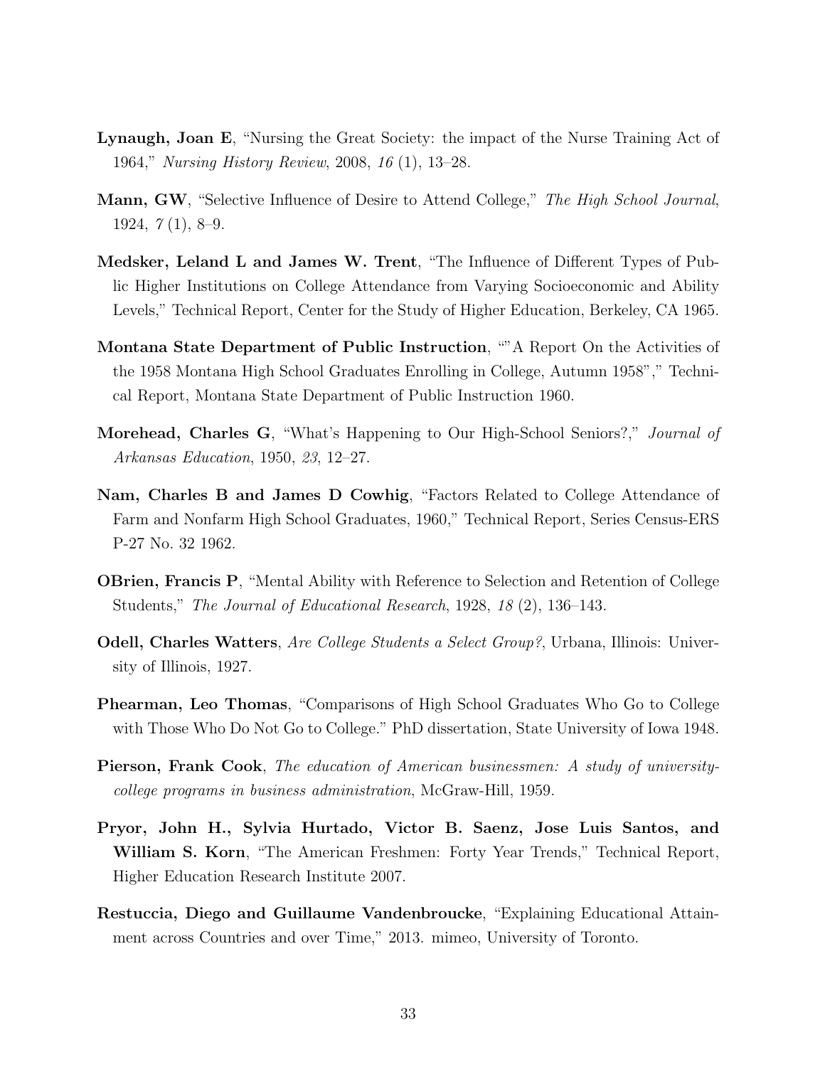**Lynaugh, Joan E**, "Nursing the Great Society: the impact of the Nurse Training Act of 1964," *Nursing History Review*, 2008, *16* (1), 13–28.

**Mann, GW**, "Selective Influence of Desire to Attend College," *The High School Journal*, 1924, *7* (1), 8–9.

**Medsker, Leland L and James W. Trent**, "The Influence of Different Types of Public Higher Institutions on College Attendance from Varying Socioeconomic and Ability Levels," Technical Report, Center for the Study of Higher Education, Berkeley, CA 1965.

**Montana State Department of Public Instruction**, ""A Report On the Activities of the 1958 Montana High School Graduates Enrolling in College, Autumn 1958"," Technical Report, Montana State Department of Public Instruction 1960.

**Morehead, Charles G**, "What's Happening to Our High-School Seniors?," *Journal of Arkansas Education*, 1950, *23*, 12–27.

**Nam, Charles B and James D Cowhig**, "Factors Related to College Attendance of Farm and Nonfarm High School Graduates, 1960," Technical Report, Series Census-ERS P-27 No. 32 1962.

**OBrien, Francis P**, "Mental Ability with Reference to Selection and Retention of College Students," *The Journal of Educational Research*, 1928, *18* (2), 136–143.

**Odell, Charles Watters**, *Are College Students a Select Group?*, Urbana, Illinois: University of Illinois, 1927.

**Phearman, Leo Thomas**, "Comparisons of High School Graduates Who Go to College with Those Who Do Not Go to College." PhD dissertation, State University of Iowa 1948.

**Pierson, Frank Cook**, *The education of American businessmen: A study of university-college programs in business administration*, McGraw-Hill, 1959.

**Pryor, John H., Sylvia Hurtado, Victor B. Saenz, Jose Luis Santos, and William S. Korn**, "The American Freshmen: Forty Year Trends," Technical Report, Higher Education Research Institute 2007.

**Restuccia, Diego and Guillaume Vandenbroucke**, "Explaining Educational Attainment across Countries and over Time," 2013. mimeo, University of Toronto.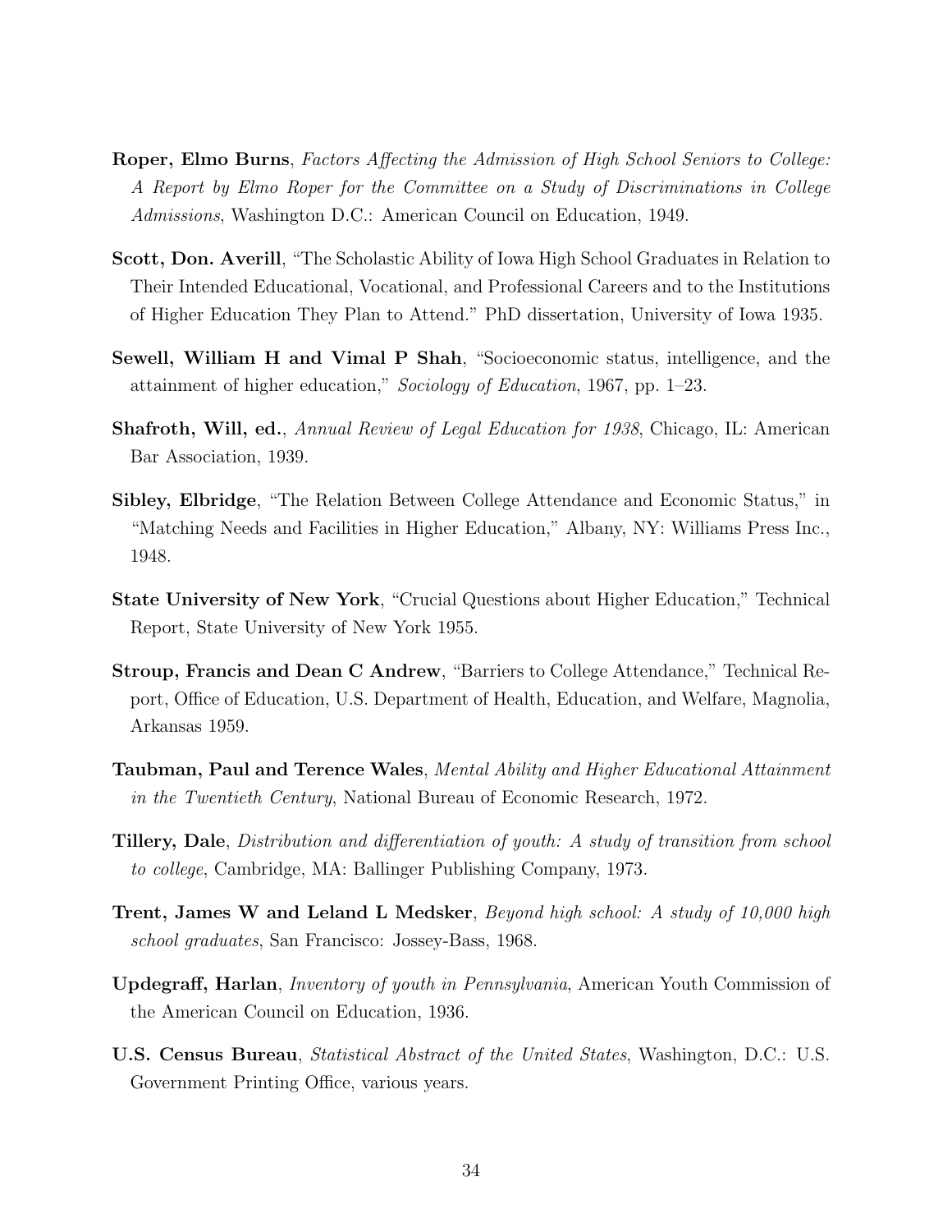**Roper, Elmo Burns**, *Factors Affecting the Admission of High School Seniors to College: A Report by Elmo Roper for the Committee on a Study of Discriminations in College Admissions*, Washington D.C.: American Council on Education, 1949.

**Scott, Don. Averill**, "The Scholastic Ability of Iowa High School Graduates in Relation to Their Intended Educational, Vocational, and Professional Careers and to the Institutions of Higher Education They Plan to Attend." PhD dissertation, University of Iowa 1935.

**Sewell, William H and Vimal P Shah**, "Socioeconomic status, intelligence, and the attainment of higher education," *Sociology of Education*, 1967, pp. 1–23.

**Shafroth, Will, ed.**, *Annual Review of Legal Education for 1938*, Chicago, IL: American Bar Association, 1939.

**Sibley, Elbridge**, "The Relation Between College Attendance and Economic Status," in "Matching Needs and Facilities in Higher Education," Albany, NY: Williams Press Inc., 1948.

**State University of New York**, "Crucial Questions about Higher Education," Technical Report, State University of New York 1955.

**Stroup, Francis and Dean C Andrew**, "Barriers to College Attendance," Technical Report, Office of Education, U.S. Department of Health, Education, and Welfare, Magnolia, Arkansas 1959.

**Taubman, Paul and Terence Wales**, *Mental Ability and Higher Educational Attainment in the Twentieth Century*, National Bureau of Economic Research, 1972.

**Tillery, Dale**, *Distribution and differentiation of youth: A study of transition from school to college*, Cambridge, MA: Ballinger Publishing Company, 1973.

**Trent, James W and Leland L Medsker**, *Beyond high school: A study of 10,000 high school graduates*, San Francisco: Jossey-Bass, 1968.

**Updegraff, Harlan**, *Inventory of youth in Pennsylvania*, American Youth Commission of the American Council on Education, 1936.

**U.S. Census Bureau**, *Statistical Abstract of the United States*, Washington, D.C.: U.S. Government Printing Office, various years.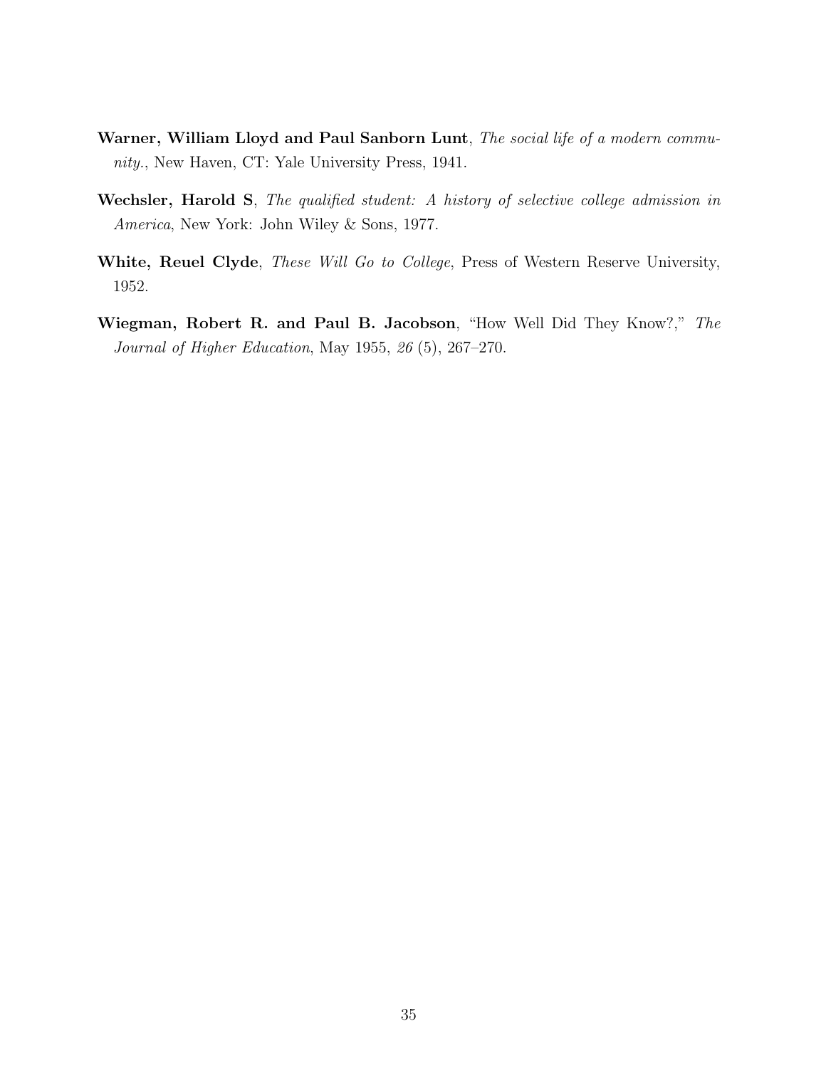**Warner, William Lloyd and Paul Sanborn Lunt**, *The social life of a modern community.*, New Haven, CT: Yale University Press, 1941.

**Wechsler, Harold S**, *The qualified student: A history of selective college admission in America*, New York: John Wiley & Sons, 1977.

**White, Reuel Clyde**, *These Will Go to College*, Press of Western Reserve University, 1952.

**Wiegman, Robert R. and Paul B. Jacobson**, "How Well Did They Know?," *The Journal of Higher Education*, May 1955, *26* (5), 267–270.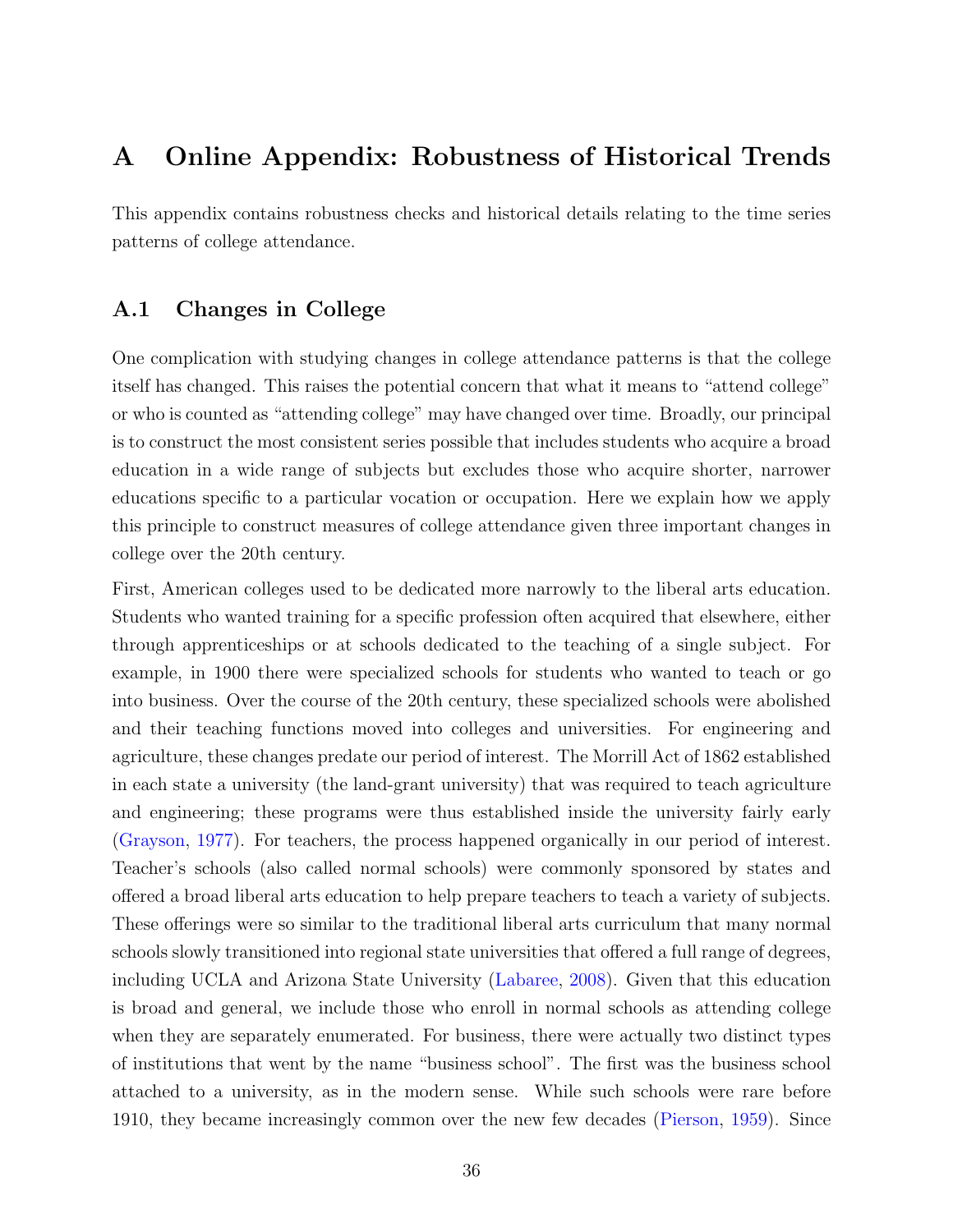# A Online Appendix: Robustness of Historical Trends

This appendix contains robustness checks and historical details relating to the time series patterns of college attendance.

## A.1 Changes in College

One complication with studying changes in college attendance patterns is that the college itself has changed. This raises the potential concern that what it means to "attend college" or who is counted as "attending college" may have changed over time. Broadly, our principal is to construct the most consistent series possible that includes students who acquire a broad education in a wide range of subjects but excludes those who acquire shorter, narrower educations specific to a particular vocation or occupation. Here we explain how we apply this principle to construct measures of college attendance given three important changes in college over the 20th century.

First, American colleges used to be dedicated more narrowly to the liberal arts education. Students who wanted training for a specific profession often acquired that elsewhere, either through apprenticeships or at schools dedicated to the teaching of a single subject. For example, in 1900 there were specialized schools for students who wanted to teach or go into business. Over the course of the 20th century, these specialized schools were abolished and their teaching functions moved into colleges and universities. For engineering and agriculture, these changes predate our period of interest. The Morrill Act of 1862 established in each state a university (the land-grant university) that was required to teach agriculture and engineering; these programs were thus established inside the university fairly early (Grayson, 1977). For teachers, the process happened organically in our period of interest. Teacher's schools (also called normal schools) were commonly sponsored by states and offered a broad liberal arts education to help prepare teachers to teach a variety of subjects. These offerings were so similar to the traditional liberal arts curriculum that many normal schools slowly transitioned into regional state universities that offered a full range of degrees, including UCLA and Arizona State University (Labaree, 2008). Given that this education is broad and general, we include those who enroll in normal schools as attending college when they are separately enumerated. For business, there were actually two distinct types of institutions that went by the name "business school". The first was the business school attached to a university, as in the modern sense. While such schools were rare before 1910, they became increasingly common over the new few decades (Pierson, 1959). Since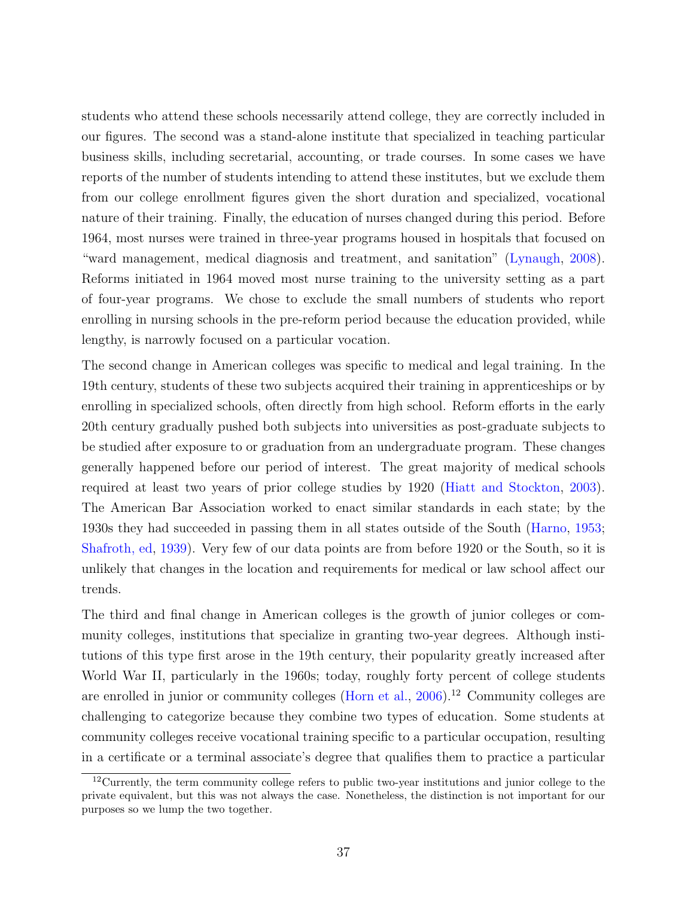students who attend these schools necessarily attend college, they are correctly included in our figures. The second was a stand-alone institute that specialized in teaching particular business skills, including secretarial, accounting, or trade courses. In some cases we have reports of the number of students intending to attend these institutes, but we exclude them from our college enrollment figures given the short duration and specialized, vocational nature of their training. Finally, the education of nurses changed during this period. Before 1964, most nurses were trained in three-year programs housed in hospitals that focused on "ward management, medical diagnosis and treatment, and sanitation" (Lynaugh, 2008). Reforms initiated in 1964 moved most nurse training to the university setting as a part of four-year programs. We chose to exclude the small numbers of students who report enrolling in nursing schools in the pre-reform period because the education provided, while lengthy, is narrowly focused on a particular vocation.

The second change in American colleges was specific to medical and legal training. In the 19th century, students of these two subjects acquired their training in apprenticeships or by enrolling in specialized schools, often directly from high school. Reform efforts in the early 20th century gradually pushed both subjects into universities as post-graduate subjects to be studied after exposure to or graduation from an undergraduate program. These changes generally happened before our period of interest. The great majority of medical schools required at least two years of prior college studies by 1920 (Hiatt and Stockton, 2003). The American Bar Association worked to enact similar standards in each state; by the 1930s they had succeeded in passing them in all states outside of the South (Harno, 1953; Shafroth, ed, 1939). Very few of our data points are from before 1920 or the South, so it is unlikely that changes in the location and requirements for medical or law school affect our trends.

The third and final change in American colleges is the growth of junior colleges or community colleges, institutions that specialize in granting two-year degrees. Although institutions of this type first arose in the 19th century, their popularity greatly increased after World War II, particularly in the 1960s; today, roughly forty percent of college students are enrolled in junior or community colleges (Horn et al., 2006).[12] Community colleges are challenging to categorize because they combine two types of education. Some students at community colleges receive vocational training specific to a particular occupation, resulting in a certificate or a terminal associate's degree that qualifies them to practice a particular

[12] Currently, the term community college refers to public two-year institutions and junior college to the private equivalent, but this was not always the case. Nonetheless, the distinction is not important for our purposes so we lump the two together.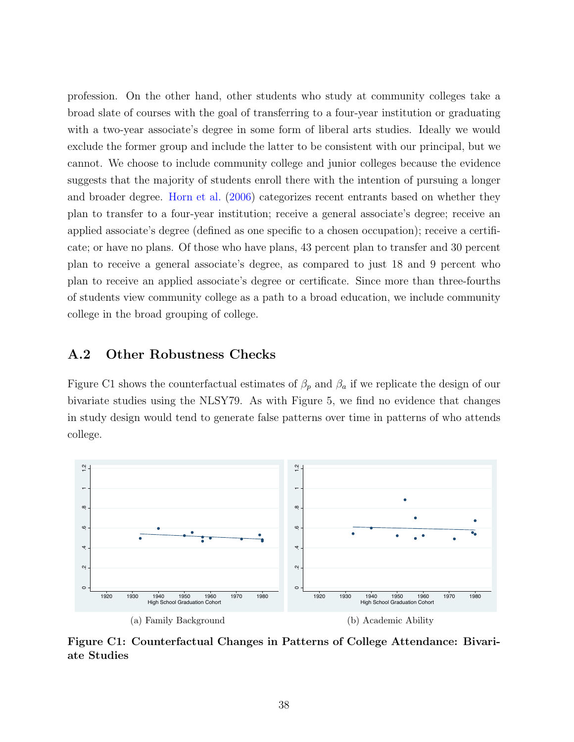profession. On the other hand, other students who study at community colleges take a broad slate of courses with the goal of transferring to a four-year institution or graduating with a two-year associate's degree in some form of liberal arts studies. Ideally we would exclude the former group and include the latter to be consistent with our principal, but we cannot. We choose to include community college and junior colleges because the evidence suggests that the majority of students enroll there with the intention of pursuing a longer and broader degree. Horn et al. (2006) categorizes recent entrants based on whether they plan to transfer to a four-year institution; receive a general associate's degree; receive an applied associate's degree (defined as one specific to a chosen occupation); receive a certificate; or have no plans. Of those who have plans, 43 percent plan to transfer and 30 percent plan to receive a general associate's degree, as compared to just 18 and 9 percent who plan to receive an applied associate's degree or certificate. Since more than three-fourths of students view community college as a path to a broad education, we include community college in the broad grouping of college.

## A.2 Other Robustness Checks

Figure C1 shows the counterfactual estimates of $\beta_p$ and $\beta_a$ if we replicate the design of our bivariate studies using the NLSY79. As with Figure 5, we find no evidence that changes in study design would tend to generate false patterns over time in patterns of who attends college.

(a) Family Background

(b) Academic Ability

**Figure C1: Counterfactual Changes in Patterns of College Attendance: Bivariate Studies**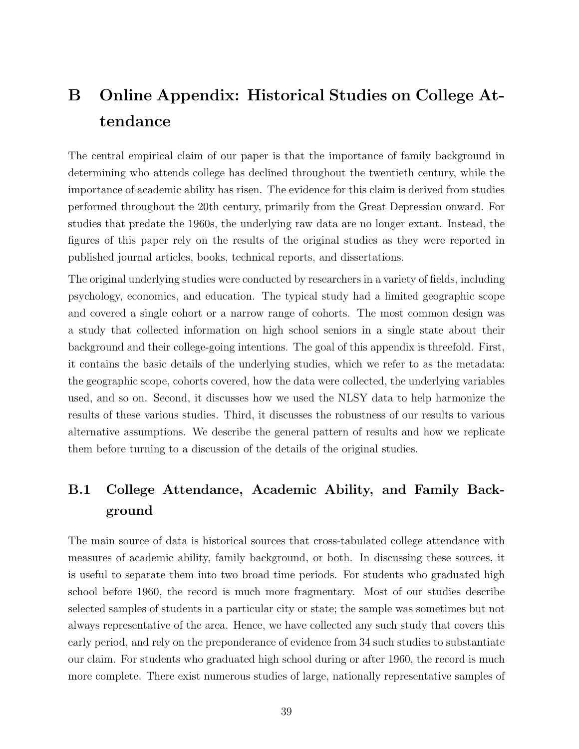# B Online Appendix: Historical Studies on College Attendance

The central empirical claim of our paper is that the importance of family background in determining who attends college has declined throughout the twentieth century, while the importance of academic ability has risen. The evidence for this claim is derived from studies performed throughout the 20th century, primarily from the Great Depression onward. For studies that predate the 1960s, the underlying raw data are no longer extant. Instead, the figures of this paper rely on the results of the original studies as they were reported in published journal articles, books, technical reports, and dissertations.

The original underlying studies were conducted by researchers in a variety of fields, including psychology, economics, and education. The typical study had a limited geographic scope and covered a single cohort or a narrow range of cohorts. The most common design was a study that collected information on high school seniors in a single state about their background and their college-going intentions. The goal of this appendix is threefold. First, it contains the basic details of the underlying studies, which we refer to as the metadata: the geographic scope, cohorts covered, how the data were collected, the underlying variables used, and so on. Second, it discusses how we used the NLSY data to help harmonize the results of these various studies. Third, it discusses the robustness of our results to various alternative assumptions. We describe the general pattern of results and how we replicate them before turning to a discussion of the details of the original studies.

## B.1 College Attendance, Academic Ability, and Family Background

The main source of data is historical sources that cross-tabulated college attendance with measures of academic ability, family background, or both. In discussing these sources, it is useful to separate them into two broad time periods. For students who graduated high school before 1960, the record is much more fragmentary. Most of our studies describe selected samples of students in a particular city or state; the sample was sometimes but not always representative of the area. Hence, we have collected any such study that covers this early period, and rely on the preponderance of evidence from 34 such studies to substantiate our claim. For students who graduated high school during or after 1960, the record is much more complete. There exist numerous studies of large, nationally representative samples of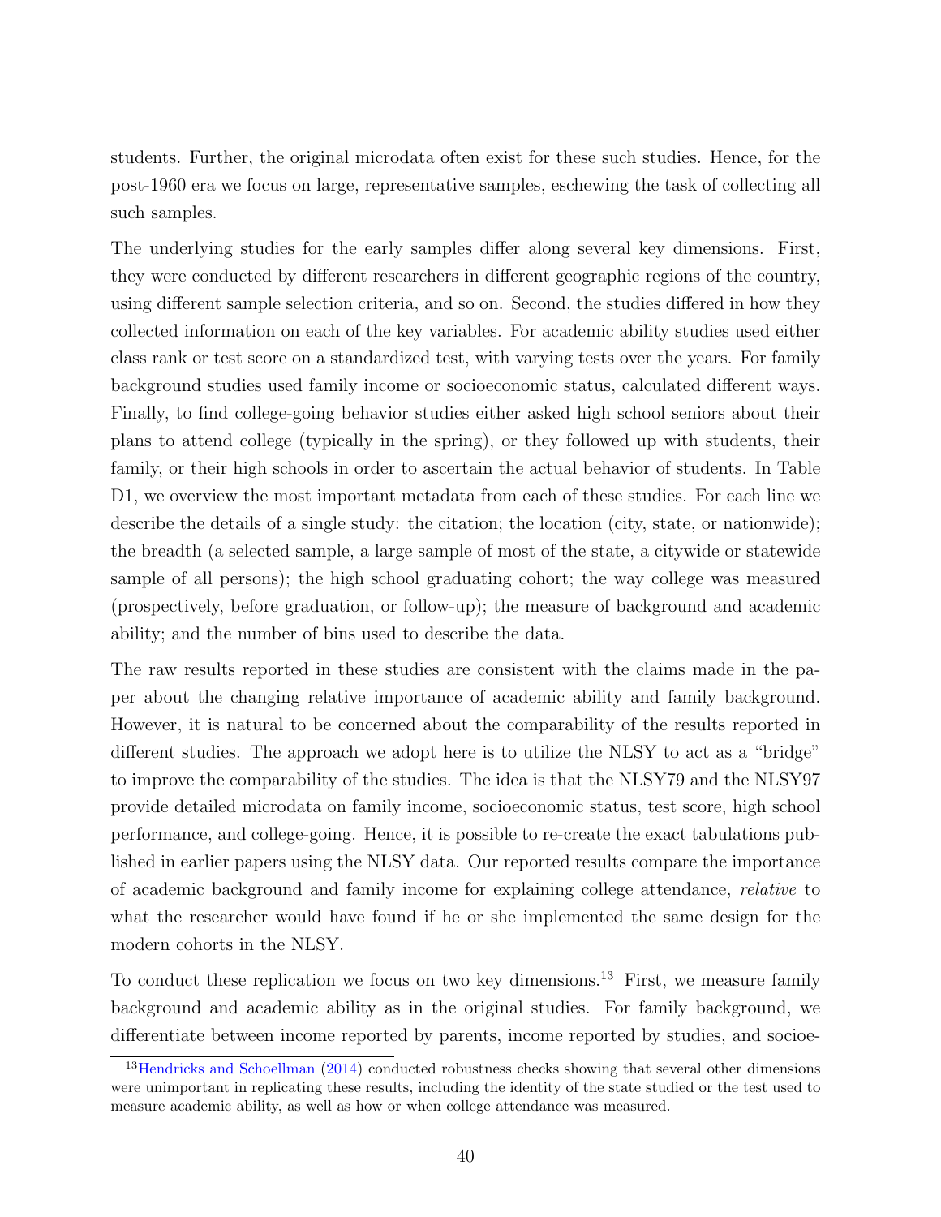students. Further, the original microdata often exist for these such studies. Hence, for the post-1960 era we focus on large, representative samples, eschewing the task of collecting all such samples.

The underlying studies for the early samples differ along several key dimensions. First, they were conducted by different researchers in different geographic regions of the country, using different sample selection criteria, and so on. Second, the studies differed in how they collected information on each of the key variables. For academic ability studies used either class rank or test score on a standardized test, with varying tests over the years. For family background studies used family income or socioeconomic status, calculated different ways. Finally, to find college-going behavior studies either asked high school seniors about their plans to attend college (typically in the spring), or they followed up with students, their family, or their high schools in order to ascertain the actual behavior of students. In Table D1, we overview the most important metadata from each of these studies. For each line we describe the details of a single study: the citation; the location (city, state, or nationwide); the breadth (a selected sample, a large sample of most of the state, a citywide or statewide sample of all persons); the high school graduating cohort; the way college was measured (prospectively, before graduation, or follow-up); the measure of background and academic ability; and the number of bins used to describe the data.

The raw results reported in these studies are consistent with the claims made in the paper about the changing relative importance of academic ability and family background. However, it is natural to be concerned about the comparability of the results reported in different studies. The approach we adopt here is to utilize the NLSY to act as a "bridge" to improve the comparability of the studies. The idea is that the NLSY79 and the NLSY97 provide detailed microdata on family income, socioeconomic status, test score, high school performance, and college-going. Hence, it is possible to re-create the exact tabulations published in earlier papers using the NLSY data. Our reported results compare the importance of academic background and family income for explaining college attendance, *relative* to what the researcher would have found if he or she implemented the same design for the modern cohorts in the NLSY.

To conduct these replication we focus on two key dimensions.[13] First, we measure family background and academic ability as in the original studies. For family background, we differentiate between income reported by parents, income reported by studies, and socioe-

[13] Hendricks and Schoellman (2014) conducted robustness checks showing that several other dimensions were unimportant in replicating these results, including the identity of the state studied or the test used to measure academic ability, as well as how or when college attendance was measured.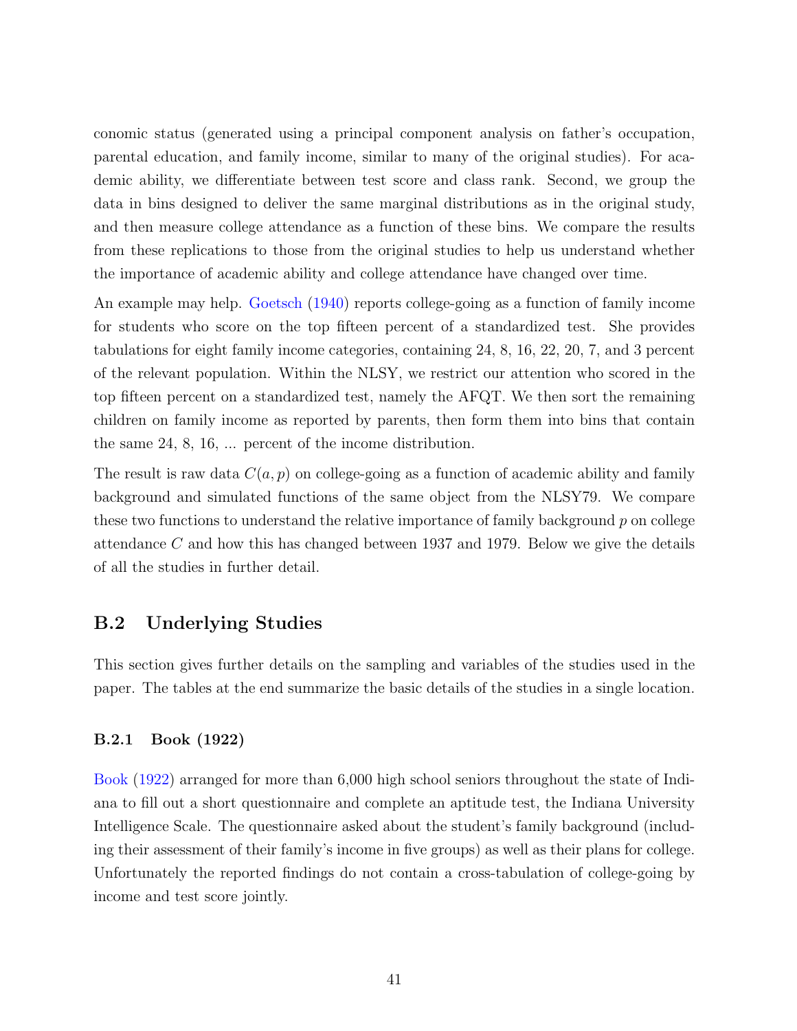conomic status (generated using a principal component analysis on father's occupation, parental education, and family income, similar to many of the original studies). For academic ability, we differentiate between test score and class rank. Second, we group the data in bins designed to deliver the same marginal distributions as in the original study, and then measure college attendance as a function of these bins. We compare the results from these replications to those from the original studies to help us understand whether the importance of academic ability and college attendance have changed over time.

An example may help. Goetsch (1940) reports college-going as a function of family income for students who score on the top fifteen percent of a standardized test. She provides tabulations for eight family income categories, containing 24, 8, 16, 22, 20, 7, and 3 percent of the relevant population. Within the NLSY, we restrict our attention who scored in the top fifteen percent on a standardized test, namely the AFQT. We then sort the remaining children on family income as reported by parents, then form them into bins that contain the same 24, 8, 16, ... percent of the income distribution.

The result is raw data $C(a, p)$ on college-going as a function of academic ability and family background and simulated functions of the same object from the NLSY79. We compare these two functions to understand the relative importance of family background $p$ on college attendance $C$ and how this has changed between 1937 and 1979. Below we give the details of all the studies in further detail.

## B.2 Underlying Studies

This section gives further details on the sampling and variables of the studies used in the paper. The tables at the end summarize the basic details of the studies in a single location.

### B.2.1 Book (1922)

Book (1922) arranged for more than 6,000 high school seniors throughout the state of Indiana to fill out a short questionnaire and complete an aptitude test, the Indiana University Intelligence Scale. The questionnaire asked about the student's family background (including their assessment of their family's income in five groups) as well as their plans for college. Unfortunately the reported findings do not contain a cross-tabulation of college-going by income and test score jointly.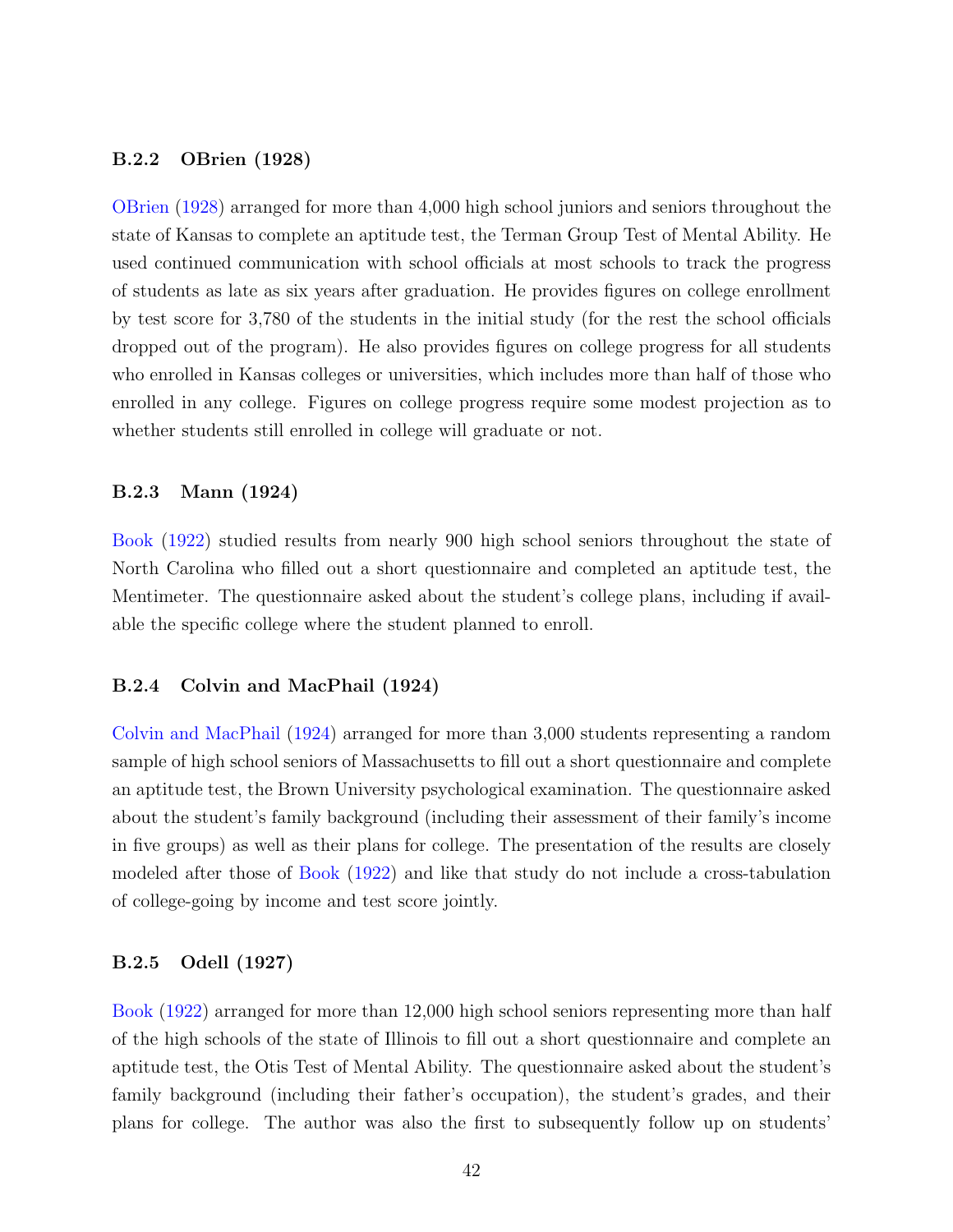### B.2.2 OBrien (1928)

OBrien (1928) arranged for more than 4,000 high school juniors and seniors throughout the state of Kansas to complete an aptitude test, the Terman Group Test of Mental Ability. He used continued communication with school officials at most schools to track the progress of students as late as six years after graduation. He provides figures on college enrollment by test score for 3,780 of the students in the initial study (for the rest the school officials dropped out of the program). He also provides figures on college progress for all students who enrolled in Kansas colleges or universities, which includes more than half of those who enrolled in any college. Figures on college progress require some modest projection as to whether students still enrolled in college will graduate or not.

### B.2.3 Mann (1924)

Book (1922) studied results from nearly 900 high school seniors throughout the state of North Carolina who filled out a short questionnaire and completed an aptitude test, the Mentimeter. The questionnaire asked about the student's college plans, including if available the specific college where the student planned to enroll.

### B.2.4 Colvin and MacPhail (1924)

Colvin and MacPhail (1924) arranged for more than 3,000 students representing a random sample of high school seniors of Massachusetts to fill out a short questionnaire and complete an aptitude test, the Brown University psychological examination. The questionnaire asked about the student's family background (including their assessment of their family's income in five groups) as well as their plans for college. The presentation of the results are closely modeled after those of Book (1922) and like that study do not include a cross-tabulation of college-going by income and test score jointly.

### B.2.5 Odell (1927)

Book (1922) arranged for more than 12,000 high school seniors representing more than half of the high schools of the state of Illinois to fill out a short questionnaire and complete an aptitude test, the Otis Test of Mental Ability. The questionnaire asked about the student's family background (including their father's occupation), the student's grades, and their plans for college. The author was also the first to subsequently follow up on students'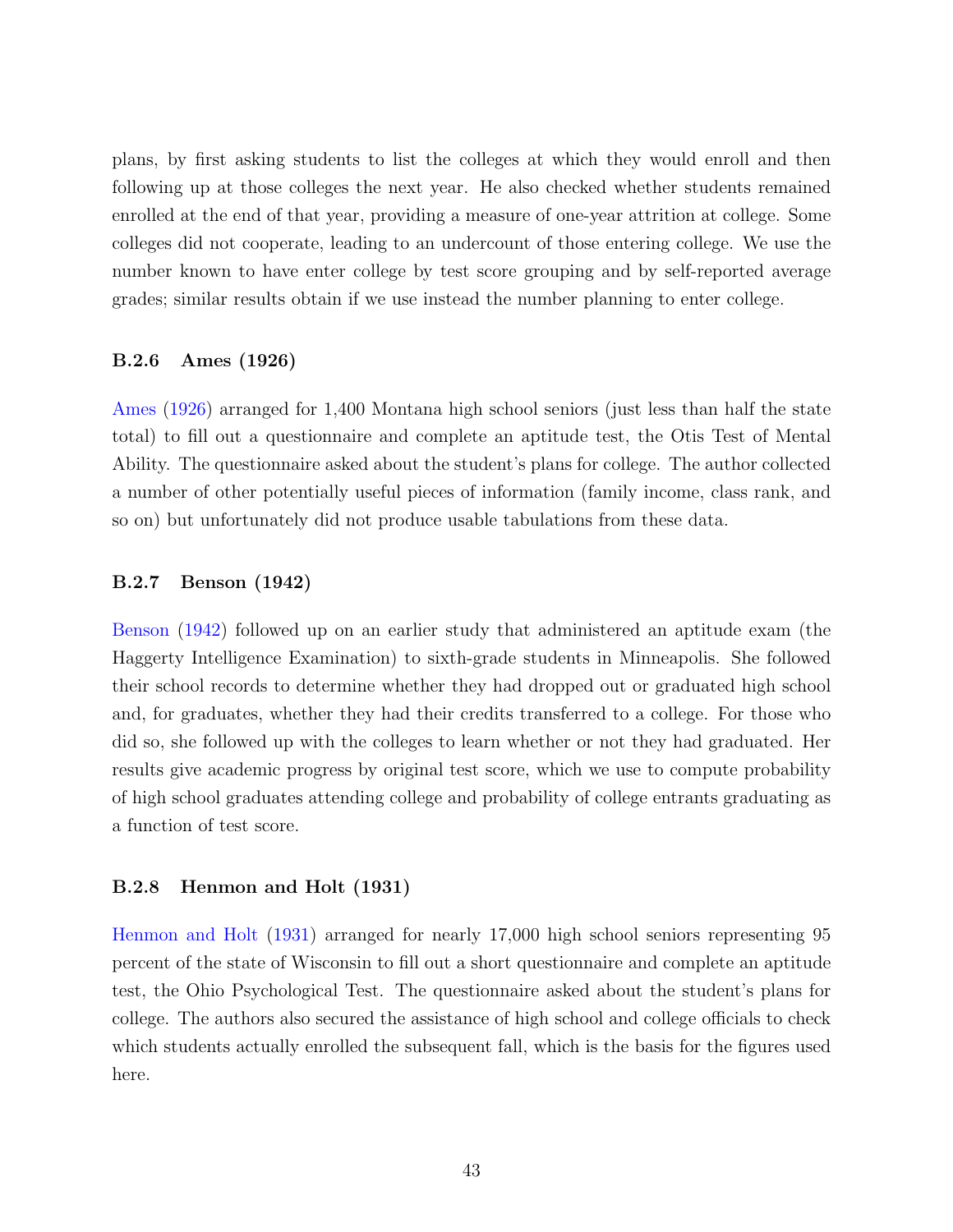plans, by first asking students to list the colleges at which they would enroll and then following up at those colleges the next year. He also checked whether students remained enrolled at the end of that year, providing a measure of one-year attrition at college. Some colleges did not cooperate, leading to an undercount of those entering college. We use the number known to have enter college by test score grouping and by self-reported average grades; similar results obtain if we use instead the number planning to enter college.

### B.2.6 Ames (1926)

Ames (1926) arranged for 1,400 Montana high school seniors (just less than half the state total) to fill out a questionnaire and complete an aptitude test, the Otis Test of Mental Ability. The questionnaire asked about the student's plans for college. The author collected a number of other potentially useful pieces of information (family income, class rank, and so on) but unfortunately did not produce usable tabulations from these data.

### B.2.7 Benson (1942)

Benson (1942) followed up on an earlier study that administered an aptitude exam (the Haggerty Intelligence Examination) to sixth-grade students in Minneapolis. She followed their school records to determine whether they had dropped out or graduated high school and, for graduates, whether they had their credits transferred to a college. For those who did so, she followed up with the colleges to learn whether or not they had graduated. Her results give academic progress by original test score, which we use to compute probability of high school graduates attending college and probability of college entrants graduating as a function of test score.

### B.2.8 Henmon and Holt (1931)

Henmon and Holt (1931) arranged for nearly 17,000 high school seniors representing 95 percent of the state of Wisconsin to fill out a short questionnaire and complete an aptitude test, the Ohio Psychological Test. The questionnaire asked about the student's plans for college. The authors also secured the assistance of high school and college officials to check which students actually enrolled the subsequent fall, which is the basis for the figures used here.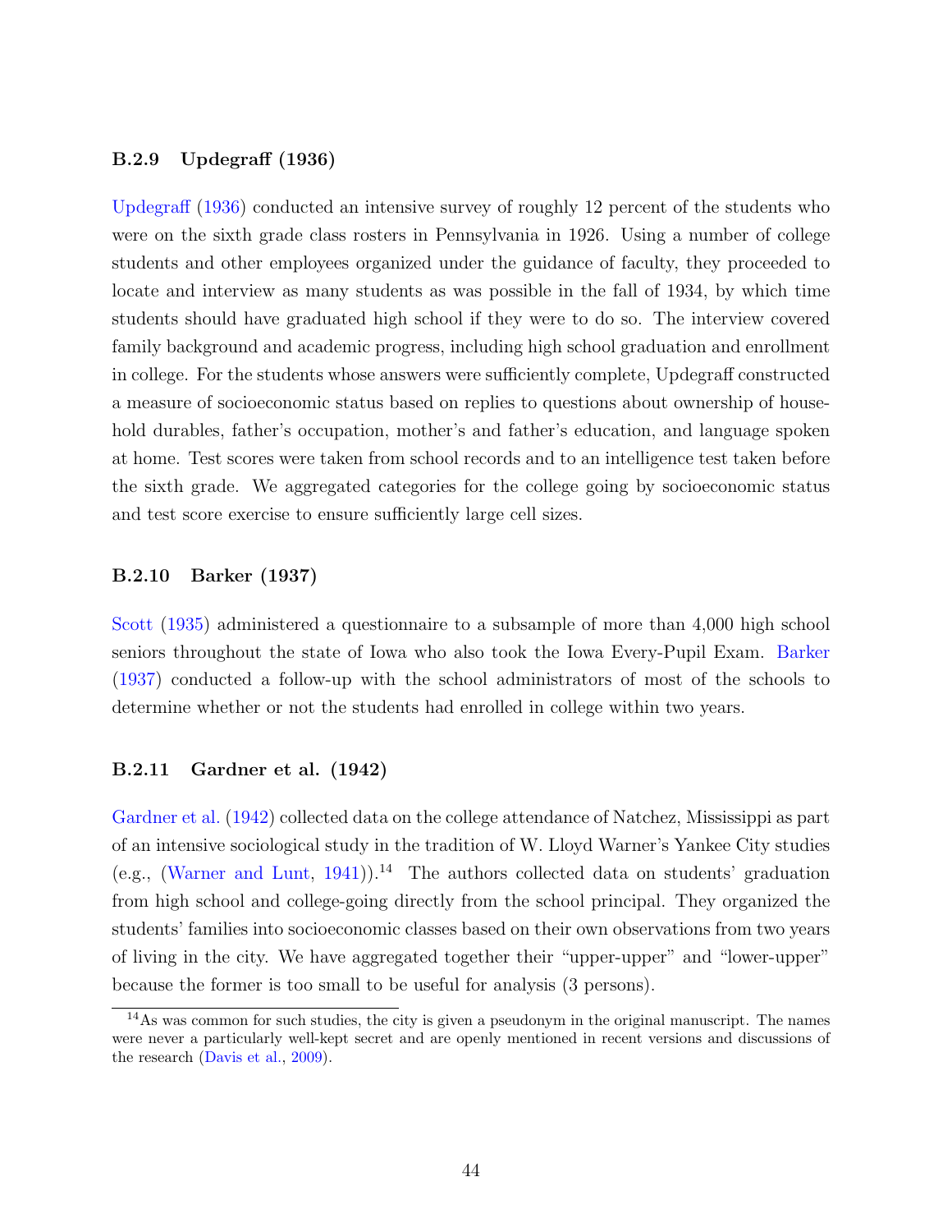### B.2.9 Updegraff (1936)

Updegraff (1936) conducted an intensive survey of roughly 12 percent of the students who were on the sixth grade class rosters in Pennsylvania in 1926. Using a number of college students and other employees organized under the guidance of faculty, they proceeded to locate and interview as many students as was possible in the fall of 1934, by which time students should have graduated high school if they were to do so. The interview covered family background and academic progress, including high school graduation and enrollment in college. For the students whose answers were sufficiently complete, Updegraff constructed a measure of socioeconomic status based on replies to questions about ownership of household durables, father's occupation, mother's and father's education, and language spoken at home. Test scores were taken from school records and to an intelligence test taken before the sixth grade. We aggregated categories for the college going by socioeconomic status and test score exercise to ensure sufficiently large cell sizes.

### B.2.10 Barker (1937)

Scott (1935) administered a questionnaire to a subsample of more than 4,000 high school seniors throughout the state of Iowa who also took the Iowa Every-Pupil Exam. Barker (1937) conducted a follow-up with the school administrators of most of the schools to determine whether or not the students had enrolled in college within two years.

### B.2.11 Gardner et al. (1942)

Gardner et al. (1942) collected data on the college attendance of Natchez, Mississippi as part of an intensive sociological study in the tradition of W. Lloyd Warner's Yankee City studies (e.g., (Warner and Lunt, 1941)).[14] The authors collected data on students' graduation from high school and college-going directly from the school principal. They organized the students' families into socioeconomic classes based on their own observations from two years of living in the city. We have aggregated together their "upper-upper" and "lower-upper" because the former is too small to be useful for analysis (3 persons).

[14] As was common for such studies, the city is given a pseudonym in the original manuscript. The names were never a particularly well-kept secret and are openly mentioned in recent versions and discussions of the research (Davis et al., 2009).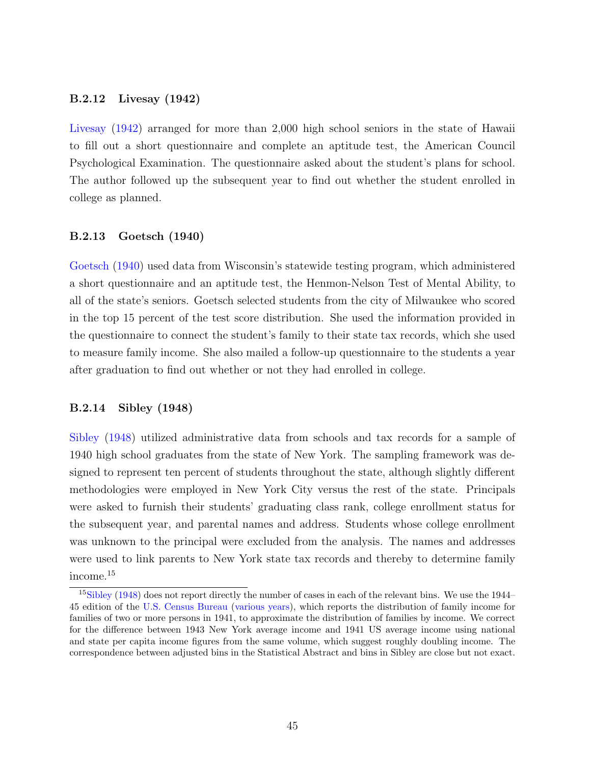### B.2.12 Livesay (1942)

Livesay (1942) arranged for more than 2,000 high school seniors in the state of Hawaii to fill out a short questionnaire and complete an aptitude test, the American Council Psychological Examination. The questionnaire asked about the student's plans for school. The author followed up the subsequent year to find out whether the student enrolled in college as planned.

### B.2.13 Goetsch (1940)

Goetsch (1940) used data from Wisconsin's statewide testing program, which administered a short questionnaire and an aptitude test, the Henmon-Nelson Test of Mental Ability, to all of the state's seniors. Goetsch selected students from the city of Milwaukee who scored in the top 15 percent of the test score distribution. She used the information provided in the questionnaire to connect the student's family to their state tax records, which she used to measure family income. She also mailed a follow-up questionnaire to the students a year after graduation to find out whether or not they had enrolled in college.

### B.2.14 Sibley (1948)

Sibley (1948) utilized administrative data from schools and tax records for a sample of 1940 high school graduates from the state of New York. The sampling framework was designed to represent ten percent of students throughout the state, although slightly different methodologies were employed in New York City versus the rest of the state. Principals were asked to furnish their students' graduating class rank, college enrollment status for the subsequent year, and parental names and address. Students whose college enrollment was unknown to the principal were excluded from the analysis. The names and addresses were used to link parents to New York state tax records and thereby to determine family income.[15]

[15] Sibley (1948) does not report directly the number of cases in each of the relevant bins. We use the 1944–45 edition of the U.S. Census Bureau (various years), which reports the distribution of family income for families of two or more persons in 1941, to approximate the distribution of families by income. We correct for the difference between 1943 New York average income and 1941 US average income using national and state per capita income figures from the same volume, which suggest roughly doubling income. The correspondence between adjusted bins in the Statistical Abstract and bins in Sibley are close but not exact.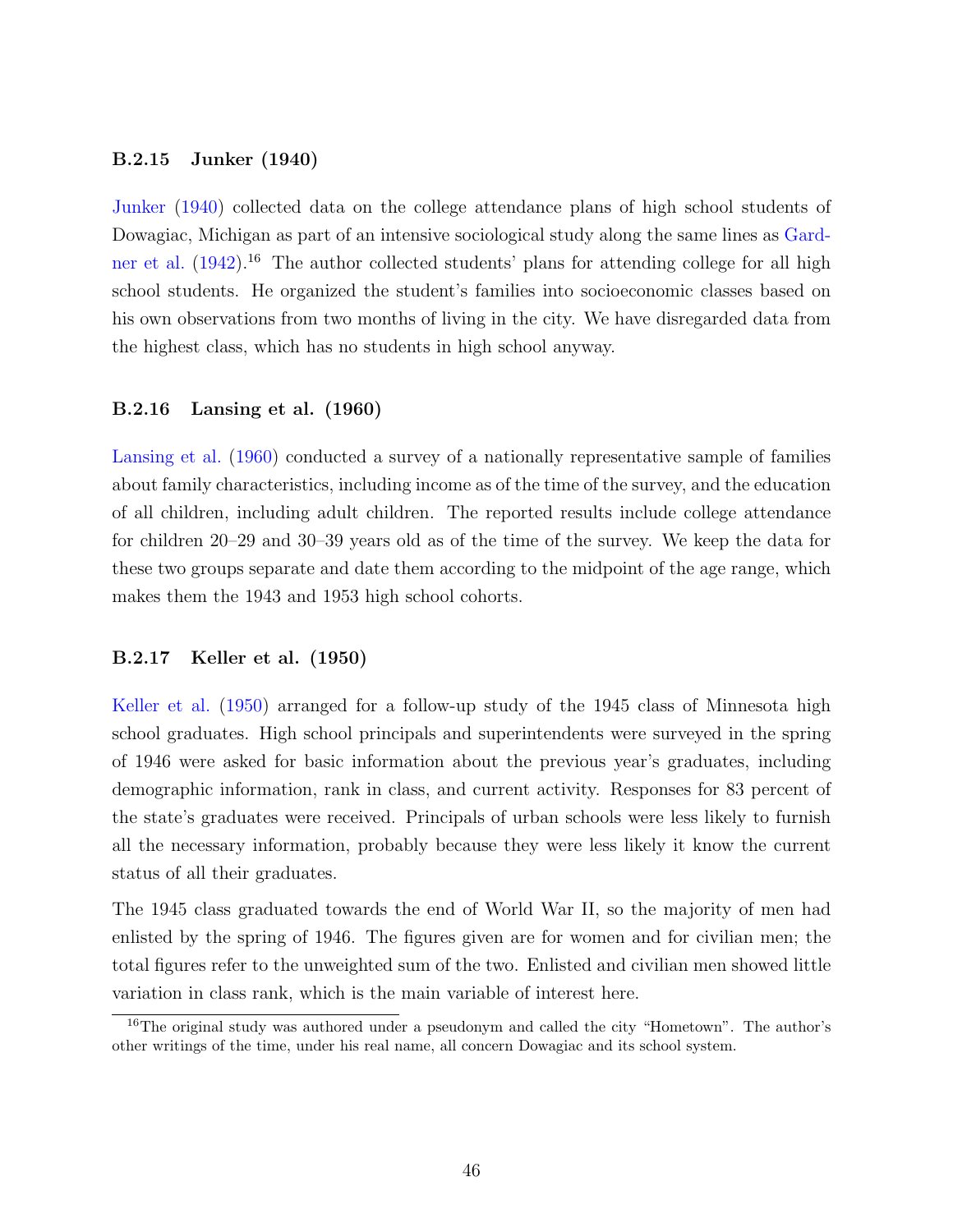### B.2.15 Junker (1940)

Junker (1940) collected data on the college attendance plans of high school students of Dowagiac, Michigan as part of an intensive sociological study along the same lines as Gardner et al. (1942).[16] The author collected students' plans for attending college for all high school students. He organized the student's families into socioeconomic classes based on his own observations from two months of living in the city. We have disregarded data from the highest class, which has no students in high school anyway.

### B.2.16 Lansing et al. (1960)

Lansing et al. (1960) conducted a survey of a nationally representative sample of families about family characteristics, including income as of the time of the survey, and the education of all children, including adult children. The reported results include college attendance for children 20–29 and 30–39 years old as of the time of the survey. We keep the data for these two groups separate and date them according to the midpoint of the age range, which makes them the 1943 and 1953 high school cohorts.

### B.2.17 Keller et al. (1950)

Keller et al. (1950) arranged for a follow-up study of the 1945 class of Minnesota high school graduates. High school principals and superintendents were surveyed in the spring of 1946 were asked for basic information about the previous year's graduates, including demographic information, rank in class, and current activity. Responses for 83 percent of the state's graduates were received. Principals of urban schools were less likely to furnish all the necessary information, probably because they were less likely it know the current status of all their graduates.

The 1945 class graduated towards the end of World War II, so the majority of men had enlisted by the spring of 1946. The figures given are for women and for civilian men; the total figures refer to the unweighted sum of the two. Enlisted and civilian men showed little variation in class rank, which is the main variable of interest here.

[16] The original study was authored under a pseudonym and called the city "Hometown". The author's other writings of the time, under his real name, all concern Dowagiac and its school system.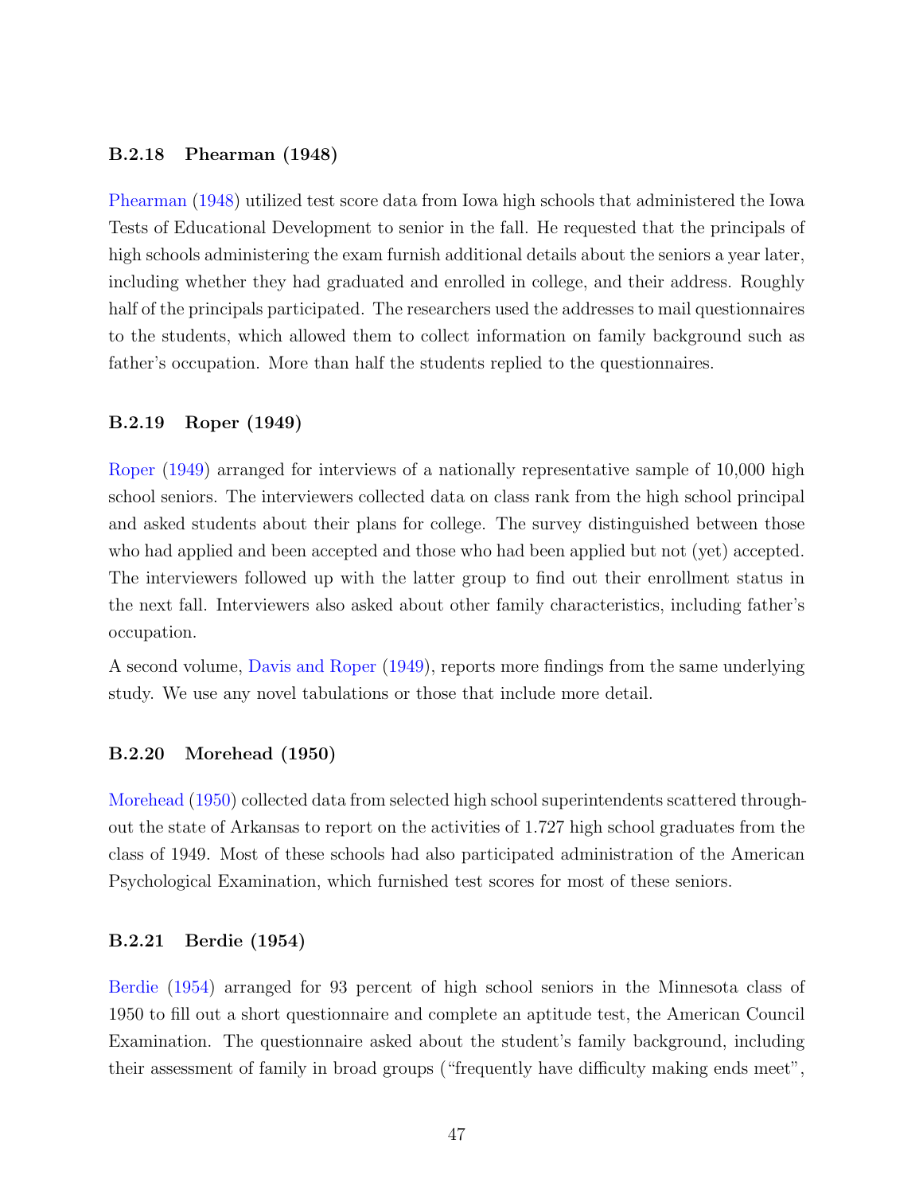### B.2.18 Phearman (1948)

Phearman (1948) utilized test score data from Iowa high schools that administered the Iowa Tests of Educational Development to senior in the fall. He requested that the principals of high schools administering the exam furnish additional details about the seniors a year later, including whether they had graduated and enrolled in college, and their address. Roughly half of the principals participated. The researchers used the addresses to mail questionnaires to the students, which allowed them to collect information on family background such as father's occupation. More than half the students replied to the questionnaires.

### B.2.19 Roper (1949)

Roper (1949) arranged for interviews of a nationally representative sample of 10,000 high school seniors. The interviewers collected data on class rank from the high school principal and asked students about their plans for college. The survey distinguished between those who had applied and been accepted and those who had been applied but not (yet) accepted. The interviewers followed up with the latter group to find out their enrollment status in the next fall. Interviewers also asked about other family characteristics, including father's occupation.

A second volume, Davis and Roper (1949), reports more findings from the same underlying study. We use any novel tabulations or those that include more detail.

### B.2.20 Morehead (1950)

Morehead (1950) collected data from selected high school superintendents scattered throughout the state of Arkansas to report on the activities of 1.727 high school graduates from the class of 1949. Most of these schools had also participated administration of the American Psychological Examination, which furnished test scores for most of these seniors.

### B.2.21 Berdie (1954)

Berdie (1954) arranged for 93 percent of high school seniors in the Minnesota class of 1950 to fill out a short questionnaire and complete an aptitude test, the American Council Examination. The questionnaire asked about the student's family background, including their assessment of family in broad groups ("frequently have difficulty making ends meet",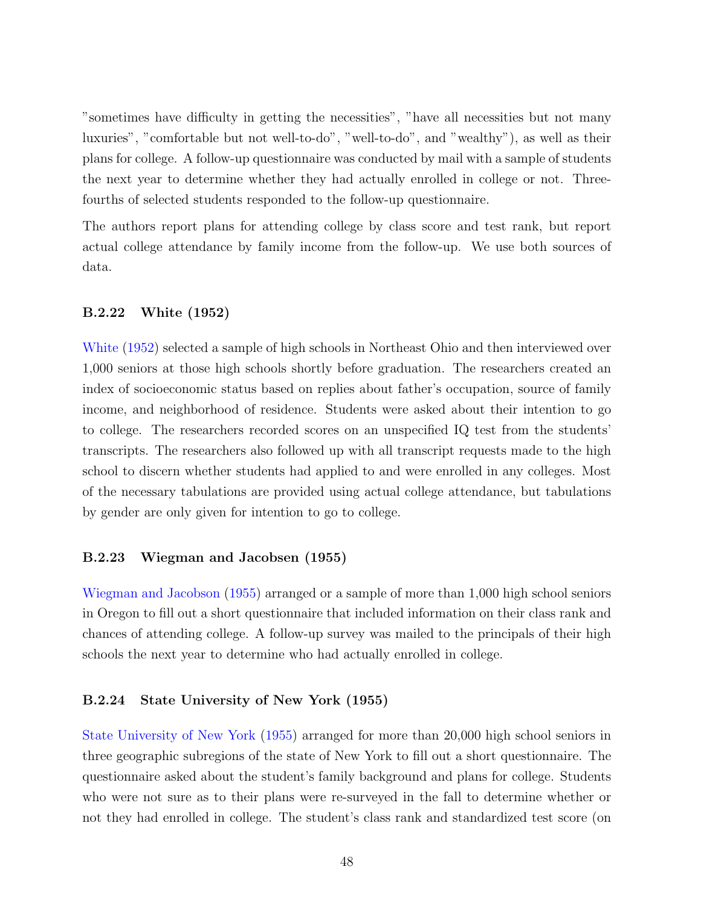"sometimes have difficulty in getting the necessities", "have all necessities but not many luxuries", "comfortable but not well-to-do", "well-to-do", and "wealthy"), as well as their plans for college. A follow-up questionnaire was conducted by mail with a sample of students the next year to determine whether they had actually enrolled in college or not. Three-fourths of selected students responded to the follow-up questionnaire.

The authors report plans for attending college by class score and test rank, but report actual college attendance by family income from the follow-up. We use both sources of data.

### B.2.22 White (1952)

White (1952) selected a sample of high schools in Northeast Ohio and then interviewed over 1,000 seniors at those high schools shortly before graduation. The researchers created an index of socioeconomic status based on replies about father's occupation, source of family income, and neighborhood of residence. Students were asked about their intention to go to college. The researchers recorded scores on an unspecified IQ test from the students' transcripts. The researchers also followed up with all transcript requests made to the high school to discern whether students had applied to and were enrolled in any colleges. Most of the necessary tabulations are provided using actual college attendance, but tabulations by gender are only given for intention to go to college.

### B.2.23 Wiegman and Jacobsen (1955)

Wiegman and Jacobson (1955) arranged or a sample of more than 1,000 high school seniors in Oregon to fill out a short questionnaire that included information on their class rank and chances of attending college. A follow-up survey was mailed to the principals of their high schools the next year to determine who had actually enrolled in college.

### B.2.24 State University of New York (1955)

State University of New York (1955) arranged for more than 20,000 high school seniors in three geographic subregions of the state of New York to fill out a short questionnaire. The questionnaire asked about the student's family background and plans for college. Students who were not sure as to their plans were re-surveyed in the fall to determine whether or not they had enrolled in college. The student's class rank and standardized test score (on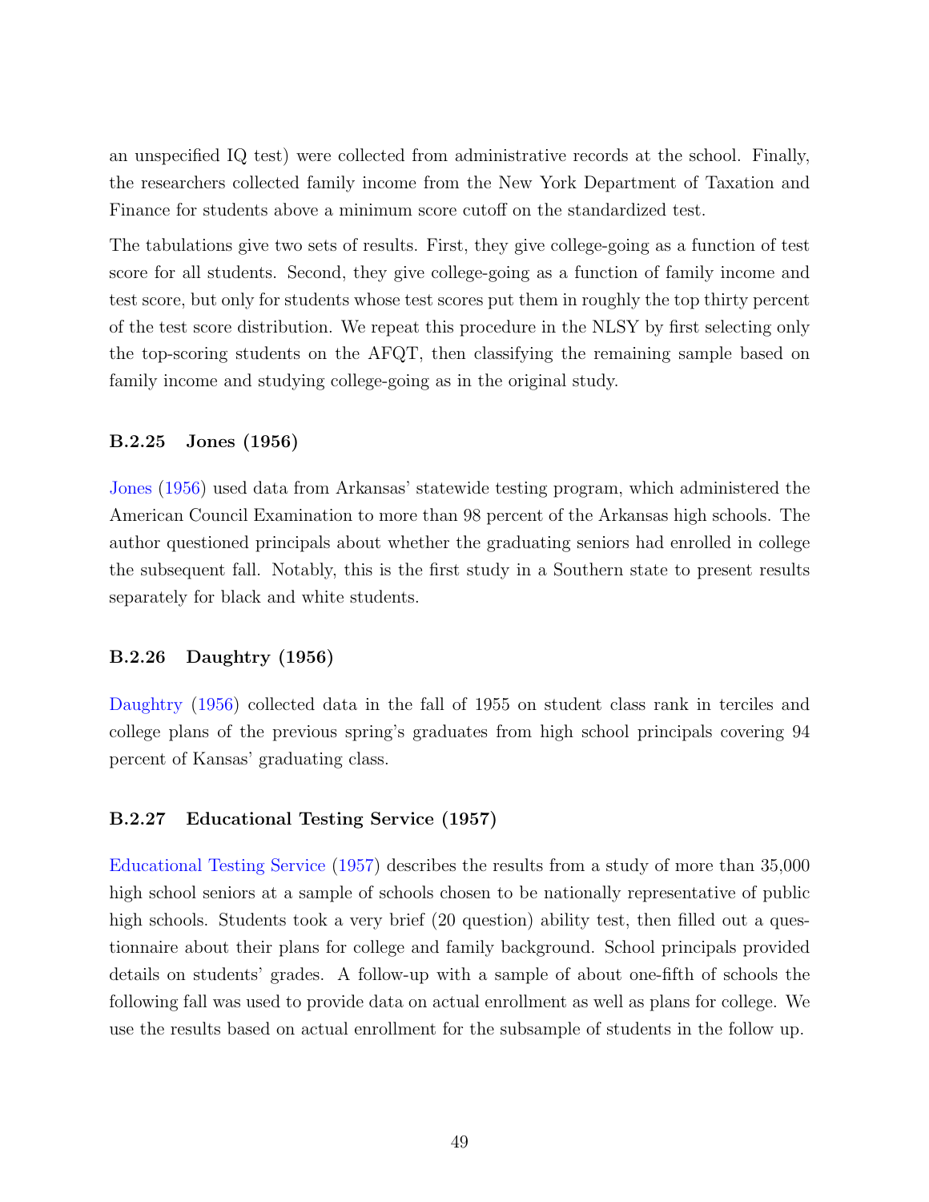an unspecified IQ test) were collected from administrative records at the school. Finally, the researchers collected family income from the New York Department of Taxation and Finance for students above a minimum score cutoff on the standardized test.

The tabulations give two sets of results. First, they give college-going as a function of test score for all students. Second, they give college-going as a function of family income and test score, but only for students whose test scores put them in roughly the top thirty percent of the test score distribution. We repeat this procedure in the NLSY by first selecting only the top-scoring students on the AFQT, then classifying the remaining sample based on family income and studying college-going as in the original study.

### B.2.25 Jones (1956)

Jones (1956) used data from Arkansas' statewide testing program, which administered the American Council Examination to more than 98 percent of the Arkansas high schools. The author questioned principals about whether the graduating seniors had enrolled in college the subsequent fall. Notably, this is the first study in a Southern state to present results separately for black and white students.

### B.2.26 Daughtry (1956)

Daughtry (1956) collected data in the fall of 1955 on student class rank in terciles and college plans of the previous spring's graduates from high school principals covering 94 percent of Kansas' graduating class.

### B.2.27 Educational Testing Service (1957)

Educational Testing Service (1957) describes the results from a study of more than 35,000 high school seniors at a sample of schools chosen to be nationally representative of public high schools. Students took a very brief (20 question) ability test, then filled out a questionnaire about their plans for college and family background. School principals provided details on students' grades. A follow-up with a sample of about one-fifth of schools the following fall was used to provide data on actual enrollment as well as plans for college. We use the results based on actual enrollment for the subsample of students in the follow up.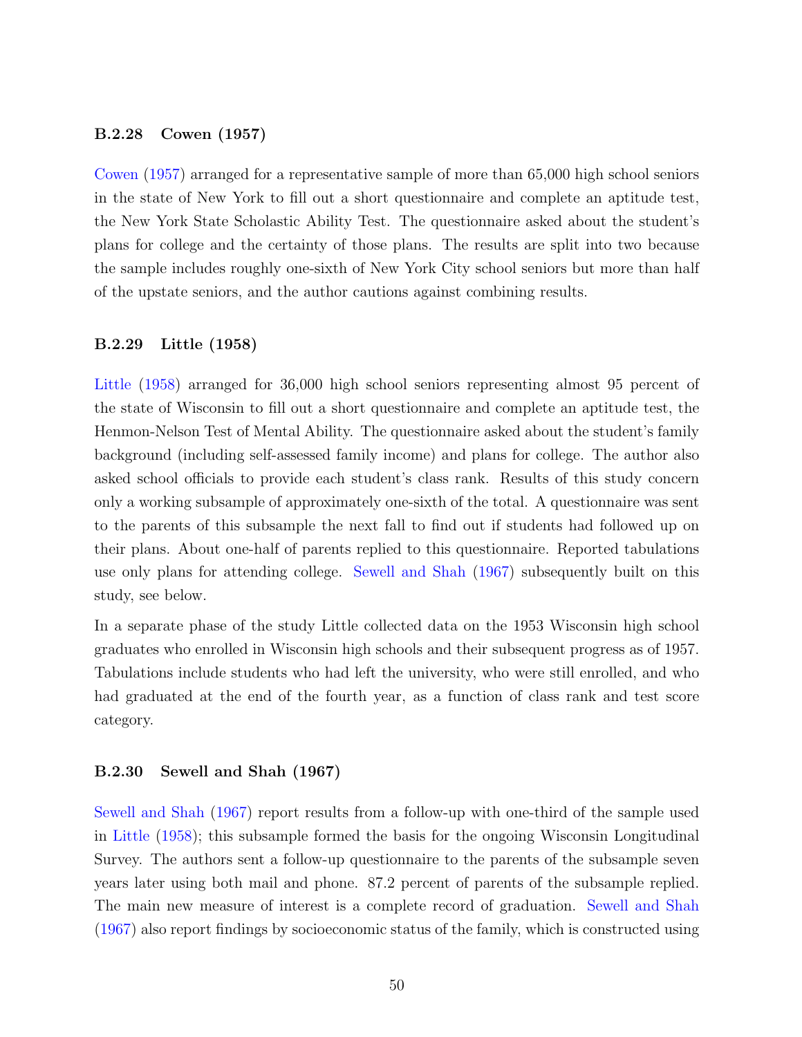### B.2.28 Cowen (1957)

Cowen (1957) arranged for a representative sample of more than 65,000 high school seniors in the state of New York to fill out a short questionnaire and complete an aptitude test, the New York State Scholastic Ability Test. The questionnaire asked about the student's plans for college and the certainty of those plans. The results are split into two because the sample includes roughly one-sixth of New York City school seniors but more than half of the upstate seniors, and the author cautions against combining results.

### B.2.29 Little (1958)

Little (1958) arranged for 36,000 high school seniors representing almost 95 percent of the state of Wisconsin to fill out a short questionnaire and complete an aptitude test, the Henmon-Nelson Test of Mental Ability. The questionnaire asked about the student's family background (including self-assessed family income) and plans for college. The author also asked school officials to provide each student's class rank. Results of this study concern only a working subsample of approximately one-sixth of the total. A questionnaire was sent to the parents of this subsample the next fall to find out if students had followed up on their plans. About one-half of parents replied to this questionnaire. Reported tabulations use only plans for attending college. Sewell and Shah (1967) subsequently built on this study, see below.

In a separate phase of the study Little collected data on the 1953 Wisconsin high school graduates who enrolled in Wisconsin high schools and their subsequent progress as of 1957. Tabulations include students who had left the university, who were still enrolled, and who had graduated at the end of the fourth year, as a function of class rank and test score category.

### B.2.30 Sewell and Shah (1967)

Sewell and Shah (1967) report results from a follow-up with one-third of the sample used in Little (1958); this subsample formed the basis for the ongoing Wisconsin Longitudinal Survey. The authors sent a follow-up questionnaire to the parents of the subsample seven years later using both mail and phone. 87.2 percent of parents of the subsample replied. The main new measure of interest is a complete record of graduation. Sewell and Shah (1967) also report findings by socioeconomic status of the family, which is constructed using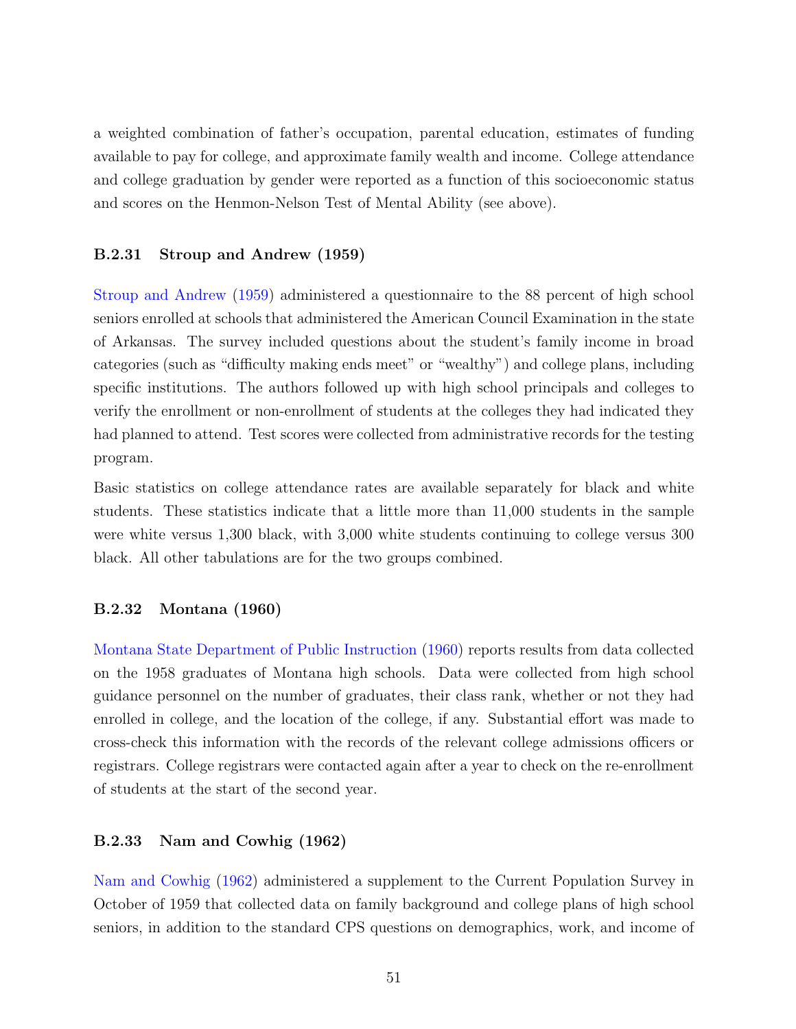a weighted combination of father's occupation, parental education, estimates of funding available to pay for college, and approximate family wealth and income. College attendance and college graduation by gender were reported as a function of this socioeconomic status and scores on the Henmon-Nelson Test of Mental Ability (see above).

### B.2.31 Stroup and Andrew (1959)

Stroup and Andrew (1959) administered a questionnaire to the 88 percent of high school seniors enrolled at schools that administered the American Council Examination in the state of Arkansas. The survey included questions about the student's family income in broad categories (such as "difficulty making ends meet" or "wealthy") and college plans, including specific institutions. The authors followed up with high school principals and colleges to verify the enrollment or non-enrollment of students at the colleges they had indicated they had planned to attend. Test scores were collected from administrative records for the testing program.

Basic statistics on college attendance rates are available separately for black and white students. These statistics indicate that a little more than 11,000 students in the sample were white versus 1,300 black, with 3,000 white students continuing to college versus 300 black. All other tabulations are for the two groups combined.

### B.2.32 Montana (1960)

Montana State Department of Public Instruction (1960) reports results from data collected on the 1958 graduates of Montana high schools. Data were collected from high school guidance personnel on the number of graduates, their class rank, whether or not they had enrolled in college, and the location of the college, if any. Substantial effort was made to cross-check this information with the records of the relevant college admissions officers or registrars. College registrars were contacted again after a year to check on the re-enrollment of students at the start of the second year.

### B.2.33 Nam and Cowhig (1962)

Nam and Cowhig (1962) administered a supplement to the Current Population Survey in October of 1959 that collected data on family background and college plans of high school seniors, in addition to the standard CPS questions on demographics, work, and income of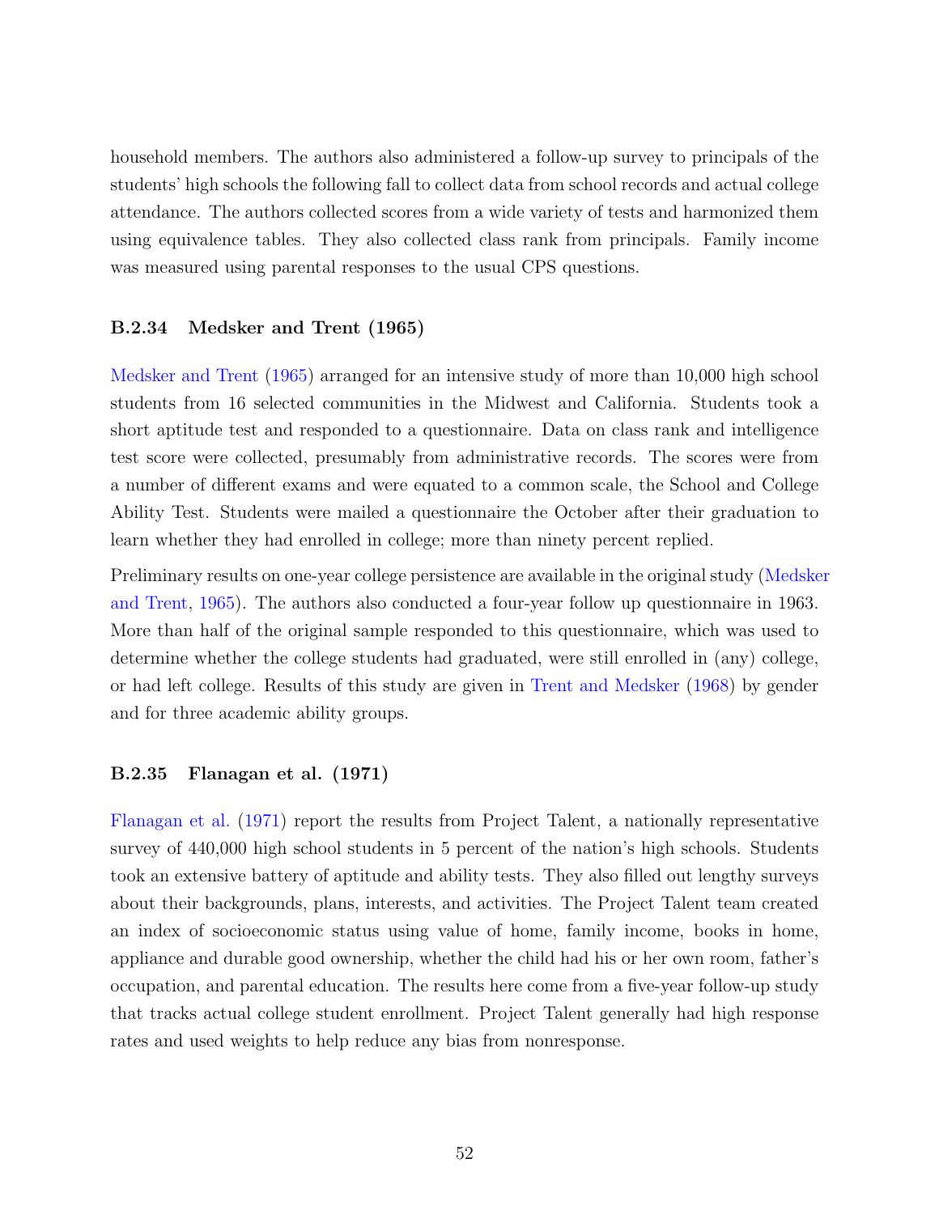household members. The authors also administered a follow-up survey to principals of the students' high schools the following fall to collect data from school records and actual college attendance. The authors collected scores from a wide variety of tests and harmonized them using equivalence tables. They also collected class rank from principals. Family income was measured using parental responses to the usual CPS questions.

### B.2.34 Medsker and Trent (1965)

Medsker and Trent (1965) arranged for an intensive study of more than 10,000 high school students from 16 selected communities in the Midwest and California. Students took a short aptitude test and responded to a questionnaire. Data on class rank and intelligence test score were collected, presumably from administrative records. The scores were from a number of different exams and were equated to a common scale, the School and College Ability Test. Students were mailed a questionnaire the October after their graduation to learn whether they had enrolled in college; more than ninety percent replied.

Preliminary results on one-year college persistence are available in the original study (Medsker and Trent, 1965). The authors also conducted a four-year follow up questionnaire in 1963. More than half of the original sample responded to this questionnaire, which was used to determine whether the college students had graduated, were still enrolled in (any) college, or had left college. Results of this study are given in Trent and Medsker (1968) by gender and for three academic ability groups.

### B.2.35 Flanagan et al. (1971)

Flanagan et al. (1971) report the results from Project Talent, a nationally representative survey of 440,000 high school students in 5 percent of the nation's high schools. Students took an extensive battery of aptitude and ability tests. They also filled out lengthy surveys about their backgrounds, plans, interests, and activities. The Project Talent team created an index of socioeconomic status using value of home, family income, books in home, appliance and durable good ownership, whether the child had his or her own room, father's occupation, and parental education. The results here come from a five-year follow-up study that tracks actual college student enrollment. Project Talent generally had high response rates and used weights to help reduce any bias from nonresponse.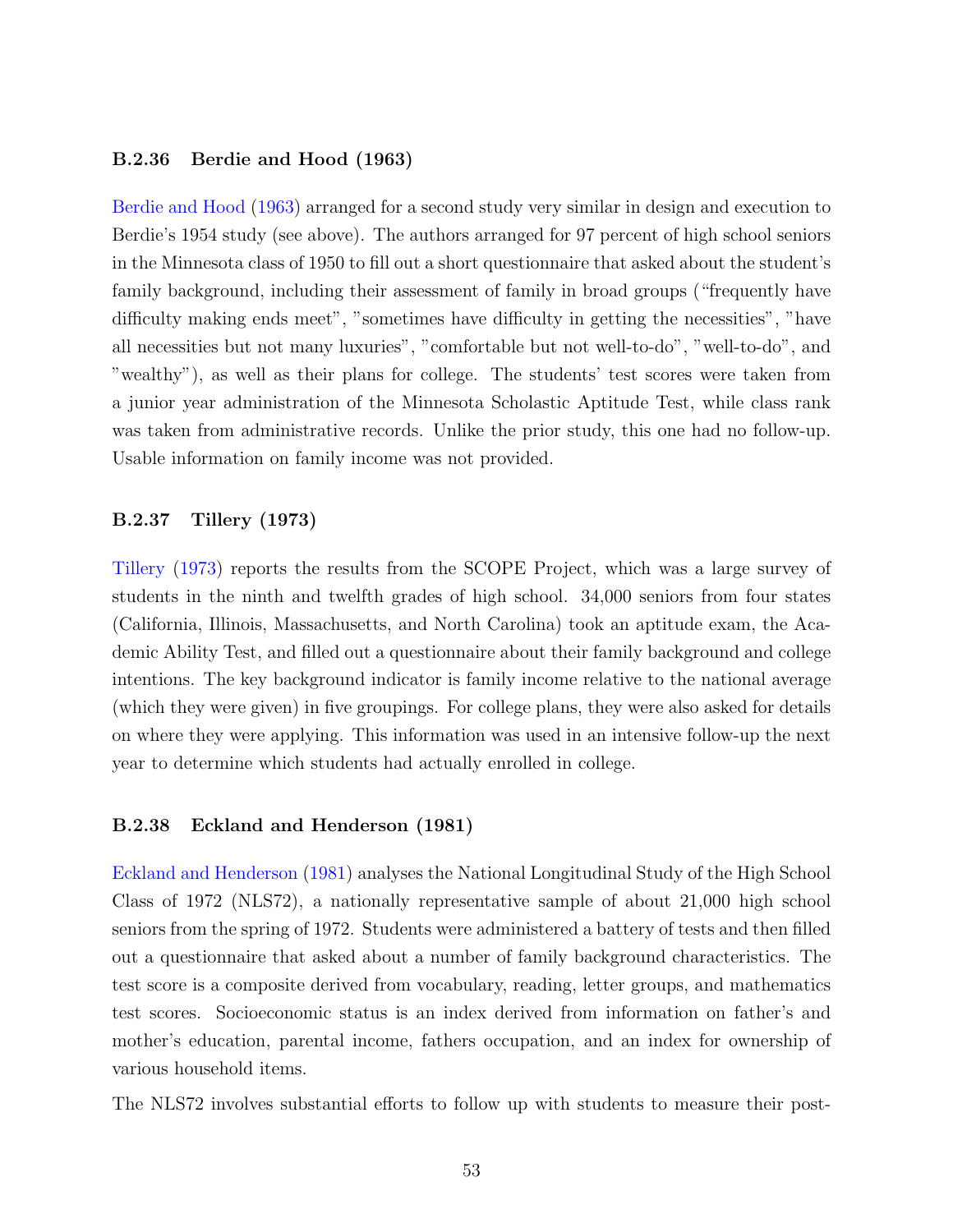### B.2.36 Berdie and Hood (1963)

Berdie and Hood (1963) arranged for a second study very similar in design and execution to Berdie's 1954 study (see above). The authors arranged for 97 percent of high school seniors in the Minnesota class of 1950 to fill out a short questionnaire that asked about the student's family background, including their assessment of family in broad groups ("frequently have difficulty making ends meet", "sometimes have difficulty in getting the necessities", "have all necessities but not many luxuries", "comfortable but not well-to-do", "well-to-do", and "wealthy"), as well as their plans for college. The students' test scores were taken from a junior year administration of the Minnesota Scholastic Aptitude Test, while class rank was taken from administrative records. Unlike the prior study, this one had no follow-up. Usable information on family income was not provided.

### B.2.37 Tillery (1973)

Tillery (1973) reports the results from the SCOPE Project, which was a large survey of students in the ninth and twelfth grades of high school. 34,000 seniors from four states (California, Illinois, Massachusetts, and North Carolina) took an aptitude exam, the Academic Ability Test, and filled out a questionnaire about their family background and college intentions. The key background indicator is family income relative to the national average (which they were given) in five groupings. For college plans, they were also asked for details on where they were applying. This information was used in an intensive follow-up the next year to determine which students had actually enrolled in college.

### B.2.38 Eckland and Henderson (1981)

Eckland and Henderson (1981) analyses the National Longitudinal Study of the High School Class of 1972 (NLS72), a nationally representative sample of about 21,000 high school seniors from the spring of 1972. Students were administered a battery of tests and then filled out a questionnaire that asked about a number of family background characteristics. The test score is a composite derived from vocabulary, reading, letter groups, and mathematics test scores. Socioeconomic status is an index derived from information on father's and mother's education, parental income, fathers occupation, and an index for ownership of various household items.

The NLS72 involves substantial efforts to follow up with students to measure their post-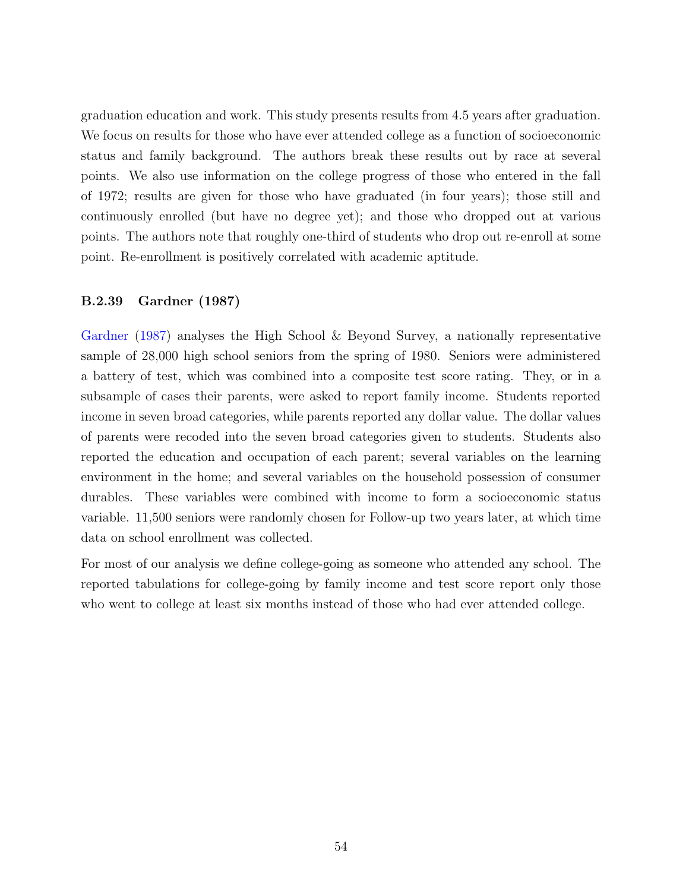graduation education and work. This study presents results from 4.5 years after graduation. We focus on results for those who have ever attended college as a function of socioeconomic status and family background. The authors break these results out by race at several points. We also use information on the college progress of those who entered in the fall of 1972; results are given for those who have graduated (in four years); those still and continuously enrolled (but have no degree yet); and those who dropped out at various points. The authors note that roughly one-third of students who drop out re-enroll at some point. Re-enrollment is positively correlated with academic aptitude.

### B.2.39 Gardner (1987)

Gardner (1987) analyses the High School & Beyond Survey, a nationally representative sample of 28,000 high school seniors from the spring of 1980. Seniors were administered a battery of test, which was combined into a composite test score rating. They, or in a subsample of cases their parents, were asked to report family income. Students reported income in seven broad categories, while parents reported any dollar value. The dollar values of parents were recoded into the seven broad categories given to students. Students also reported the education and occupation of each parent; several variables on the learning environment in the home; and several variables on the household possession of consumer durables. These variables were combined with income to form a socioeconomic status variable. 11,500 seniors were randomly chosen for Follow-up two years later, at which time data on school enrollment was collected.

For most of our analysis we define college-going as someone who attended any school. The reported tabulations for college-going by family income and test score report only those who went to college at least six months instead of those who had ever attended college.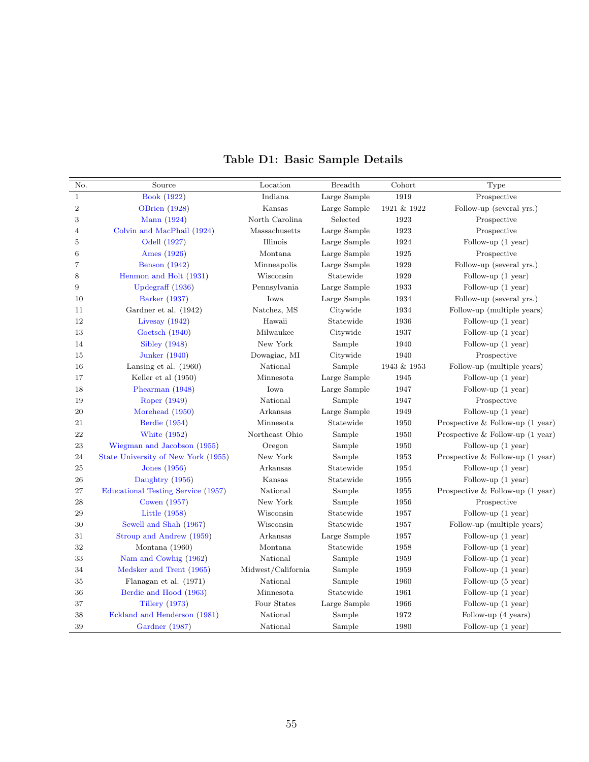**Table D1: Basic Sample Details**

| No. | Source | Location | Breadth | Cohort | Type |
|---|---|---|---|---|---|
| 1 | Book (1922) | Indiana | Large Sample | 1919 | Prospective |
| 2 | OBrien (1928) | Kansas | Large Sample | 1921 & 1922 | Follow-up (several yrs.) |
| 3 | Mann (1924) | North Carolina | Selected | 1923 | Prospective |
| 4 | Colvin and MacPhail (1924) | Massachusetts | Large Sample | 1923 | Prospective |
| 5 | Odell (1927) | Illinois | Large Sample | 1924 | Follow-up (1 year) |
| 6 | Ames (1926) | Montana | Large Sample | 1925 | Prospective |
| 7 | Benson (1942) | Minneapolis | Large Sample | 1929 | Follow-up (several yrs.) |
| 8 | Henmon and Holt (1931) | Wisconsin | Statewide | 1929 | Follow-up (1 year) |
| 9 | Updegraff (1936) | Pennsylvania | Large Sample | 1933 | Follow-up (1 year) |
| 10 | Barker (1937) | Iowa | Large Sample | 1934 | Follow-up (several yrs.) |
| 11 | Gardner et al. (1942) | Natchez, MS | Citywide | 1934 | Follow-up (multiple years) |
| 12 | Livesay (1942) | Hawaii | Statewide | 1936 | Follow-up (1 year) |
| 13 | Goetsch (1940) | Milwaukee | Citywide | 1937 | Follow-up (1 year) |
| 14 | Sibley (1948) | New York | Sample | 1940 | Follow-up (1 year) |
| 15 | Junker (1940) | Dowagiac, MI | Citywide | 1940 | Prospective |
| 16 | Lansing et al. (1960) | National | Sample | 1943 & 1953 | Follow-up (multiple years) |
| 17 | Keller et al (1950) | Minnesota | Large Sample | 1945 | Follow-up (1 year) |
| 18 | Phearman (1948) | Iowa | Large Sample | 1947 | Follow-up (1 year) |
| 19 | Roper (1949) | National | Sample | 1947 | Prospective |
| 20 | Morehead (1950) | Arkansas | Large Sample | 1949 | Follow-up (1 year) |
| 21 | Berdie (1954) | Minnesota | Statewide | 1950 | Prospective & Follow-up (1 year) |
| 22 | White (1952) | Northeast Ohio | Sample | 1950 | Prospective & Follow-up (1 year) |
| 23 | Wiegman and Jacobson (1955) | Oregon | Sample | 1950 | Follow-up (1 year) |
| 24 | State University of New York (1955) | New York | Sample | 1953 | Prospective & Follow-up (1 year) |
| 25 | Jones (1956) | Arkansas | Statewide | 1954 | Follow-up (1 year) |
| 26 | Daughtry (1956) | Kansas | Statewide | 1955 | Follow-up (1 year) |
| 27 | Educational Testing Service (1957) | National | Sample | 1955 | Prospective & Follow-up (1 year) |
| 28 | Cowen (1957) | New York | Sample | 1956 | Prospective |
| 29 | Little (1958) | Wisconsin | Statewide | 1957 | Follow-up (1 year) |
| 30 | Sewell and Shah (1967) | Wisconsin | Statewide | 1957 | Follow-up (multiple years) |
| 31 | Stroup and Andrew (1959) | Arkansas | Large Sample | 1957 | Follow-up (1 year) |
| 32 | Montana (1960) | Montana | Statewide | 1958 | Follow-up (1 year) |
| 33 | Nam and Cowhig (1962) | National | Sample | 1959 | Follow-up (1 year) |
| 34 | Medsker and Trent (1965) | Midwest/California | Sample | 1959 | Follow-up (1 year) |
| 35 | Flanagan et al. (1971) | National | Sample | 1960 | Follow-up (5 year) |
| 36 | Berdie and Hood (1963) | Minnesota | Statewide | 1961 | Follow-up (1 year) |
| 37 | Tillery (1973) | Four States | Large Sample | 1966 | Follow-up (1 year) |
| 38 | Eckland and Henderson (1981) | National | Sample | 1972 | Follow-up (4 years) |
| 39 | Gardner (1987) | National | Sample | 1980 | Follow-up (1 year) |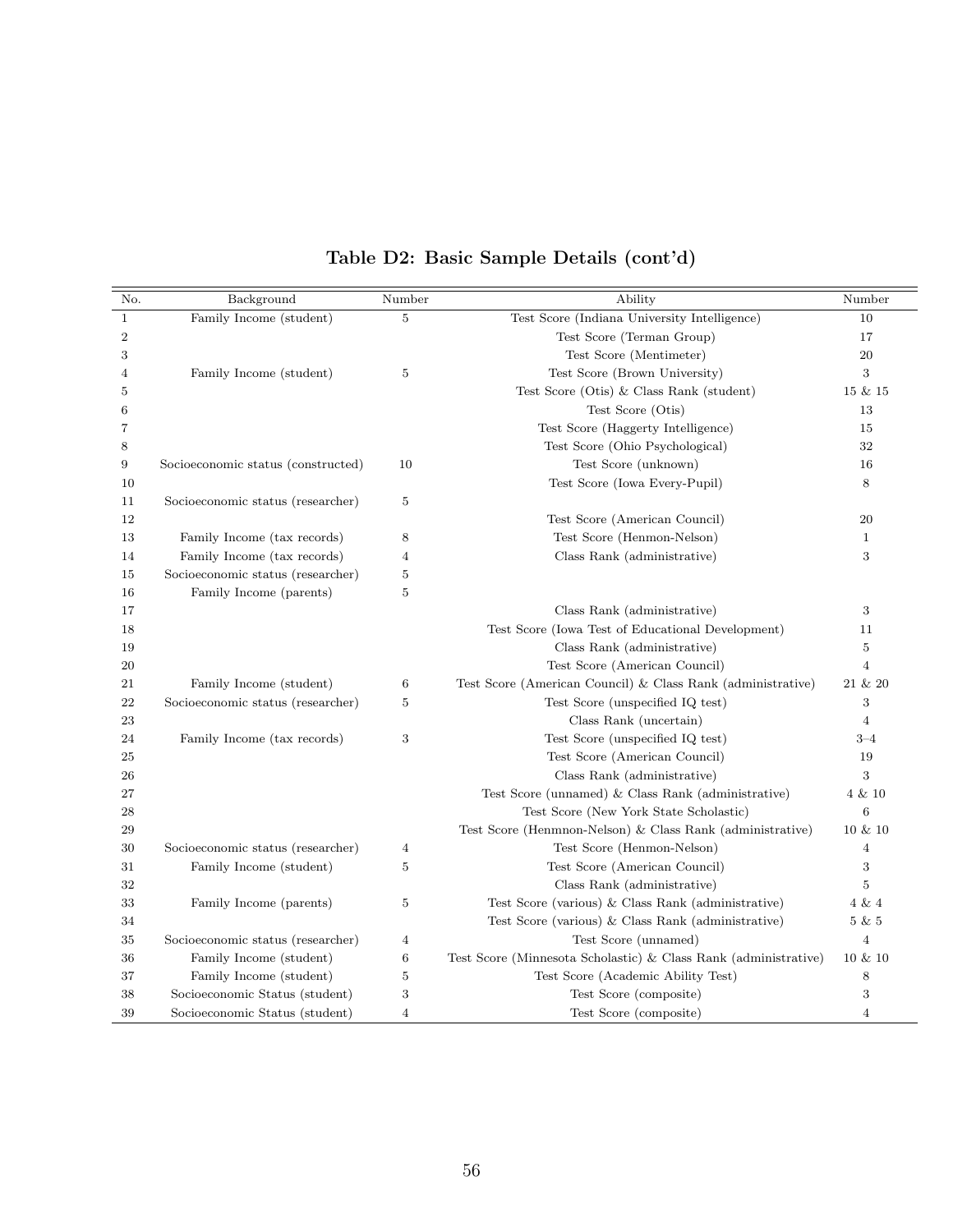**Table D2: Basic Sample Details (cont'd)**

| No. | Background | Number | Ability | Number |
|---|---|---|---|---|
| 1 | Family Income (student) | 5 | Test Score (Indiana University Intelligence) | 10 |
| 2 | | | Test Score (Terman Group) | 17 |
| 3 | | | Test Score (Mentimeter) | 20 |
| 4 | Family Income (student) | 5 | Test Score (Brown University) | 3 |
| 5 | | | Test Score (Otis) & Class Rank (student) | 15 & 15 |
| 6 | | | Test Score (Otis) | 13 |
| 7 | | | Test Score (Haggerty Intelligence) | 15 |
| 8 | | | Test Score (Ohio Psychological) | 32 |
| 9 | Socioeconomic status (constructed) | 10 | Test Score (unknown) | 16 |
| 10 | | | Test Score (Iowa Every-Pupil) | 8 |
| 11 | Socioeconomic status (researcher) | 5 | | |
| 12 | | | Test Score (American Council) | 20 |
| 13 | Family Income (tax records) | 8 | Test Score (Henmon-Nelson) | 1 |
| 14 | Family Income (tax records) | 4 | Class Rank (administrative) | 3 |
| 15 | Socioeconomic status (researcher) | 5 | | |
| 16 | Family Income (parents) | 5 | | |
| 17 | | | Class Rank (administrative) | 3 |
| 18 | | | Test Score (Iowa Test of Educational Development) | 11 |
| 19 | | | Class Rank (administrative) | 5 |
| 20 | | | Test Score (American Council) | 4 |
| 21 | Family Income (student) | 6 | Test Score (American Council) & Class Rank (administrative) | 21 & 20 |
| 22 | Socioeconomic status (researcher) | 5 | Test Score (unspecified IQ test) | 3 |
| 23 | | | Class Rank (uncertain) | 4 |
| 24 | Family Income (tax records) | 3 | Test Score (unspecified IQ test) | 3–4 |
| 25 | | | Test Score (American Council) | 19 |
| 26 | | | Class Rank (administrative) | 3 |
| 27 | | | Test Score (unnamed) & Class Rank (administrative) | 4 & 10 |
| 28 | | | Test Score (New York State Scholastic) | 6 |
| 29 | | | Test Score (Henmnon-Nelson) & Class Rank (administrative) | 10 & 10 |
| 30 | Socioeconomic status (researcher) | 4 | Test Score (Henmon-Nelson) | 4 |
| 31 | Family Income (student) | 5 | Test Score (American Council) | 3 |
| 32 | | | Class Rank (administrative) | 5 |
| 33 | Family Income (parents) | 5 | Test Score (various) & Class Rank (administrative) | 4 & 4 |
| 34 | | | Test Score (various) & Class Rank (administrative) | 5 & 5 |
| 35 | Socioeconomic status (researcher) | 4 | Test Score (unnamed) | 4 |
| 36 | Family Income (student) | 6 | Test Score (Minnesota Scholastic) & Class Rank (administrative) | 10 & 10 |
| 37 | Family Income (student) | 5 | Test Score (Academic Ability Test) | 8 |
| 38 | Socioeconomic Status (student) | 3 | Test Score (composite) | 3 |
| 39 | Socioeconomic Status (student) | 4 | Test Score (composite) | 4 |